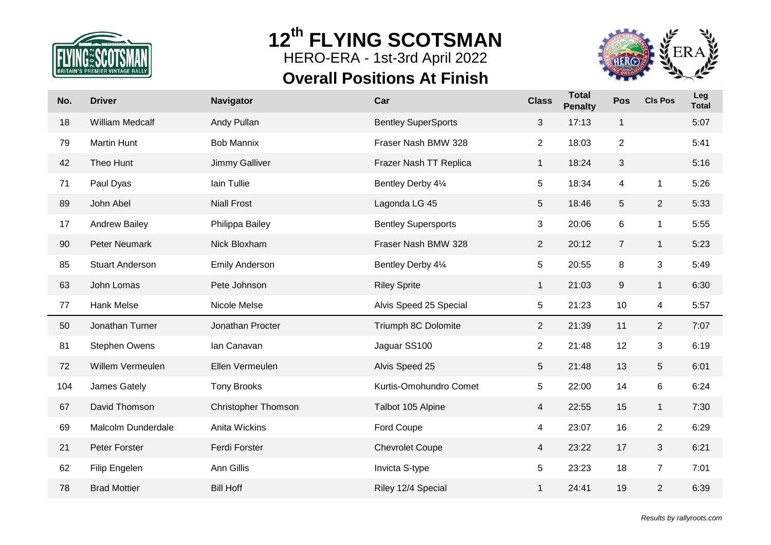# 12th FLYING SCOTSMAN

HERO-ERA - 1st-3rd April 2022

## Overall Positions At Finish

| No. | Driver | Navigator | Car | Class | Total Penalty | Pos | Cls Pos | Leg Total |
|---|---|---|---|---|---|---|---|---|
| 18 | William Medcalf | Andy Pullan | Bentley SuperSports | 3 | 17:13 | 1 | | 5:07 |
| 79 | Martin Hunt | Bob Mannix | Fraser Nash BMW 328 | 2 | 18:03 | 2 | | 5:41 |
| 42 | Theo Hunt | Jimmy Galliver | Frazer Nash TT Replica | 1 | 18:24 | 3 | | 5:16 |
| 71 | Paul Dyas | Iain Tullie | Bentley Derby 4¼ | 5 | 18:34 | 4 | 1 | 5:26 |
| 89 | John Abel | Niall Frost | Lagonda LG 45 | 5 | 18:46 | 5 | 2 | 5:33 |
| 17 | Andrew Bailey | Philippa Bailey | Bentley Supersports | 3 | 20:06 | 6 | 1 | 5:55 |
| 90 | Peter Neumark | Nick Bloxham | Fraser Nash BMW 328 | 2 | 20:12 | 7 | 1 | 5:23 |
| 85 | Stuart Anderson | Emily Anderson | Bentley Derby 4¼ | 5 | 20:55 | 8 | 3 | 5:49 |
| 63 | John Lomas | Pete Johnson | Riley Sprite | 1 | 21:03 | 9 | 1 | 6:30 |
| 77 | Hank Melse | Nicole Melse | Alvis Speed 25 Special | 5 | 21:23 | 10 | 4 | 5:57 |
| 50 | Jonathan Turner | Jonathan Procter | Triumph 8C Dolomite | 2 | 21:39 | 11 | 2 | 7:07 |
| 81 | Stephen Owens | Ian Canavan | Jaguar SS100 | 2 | 21:48 | 12 | 3 | 6:19 |
| 72 | Willem Vermeulen | Ellen Vermeulen | Alvis Speed 25 | 5 | 21:48 | 13 | 5 | 6:01 |
| 104 | James Gately | Tony Brooks | Kurtis-Omohundro Comet | 5 | 22:00 | 14 | 6 | 6:24 |
| 67 | David Thomson | Christopher Thomson | Talbot 105 Alpine | 4 | 22:55 | 15 | 1 | 7:30 |
| 69 | Malcolm Dunderdale | Anita Wickins | Ford Coupe | 4 | 23:07 | 16 | 2 | 6:29 |
| 21 | Peter Forster | Ferdi Forster | Chevrolet Coupe | 4 | 23:22 | 17 | 3 | 6:21 |
| 62 | Filip Engelen | Ann Gillis | Invicta S-type | 5 | 23:23 | 18 | 7 | 7:01 |
| 78 | Brad Mottier | Bill Hoff | Riley 12/4 Special | 1 | 24:41 | 19 | 2 | 6:39 |

*Results by rallyroots.com*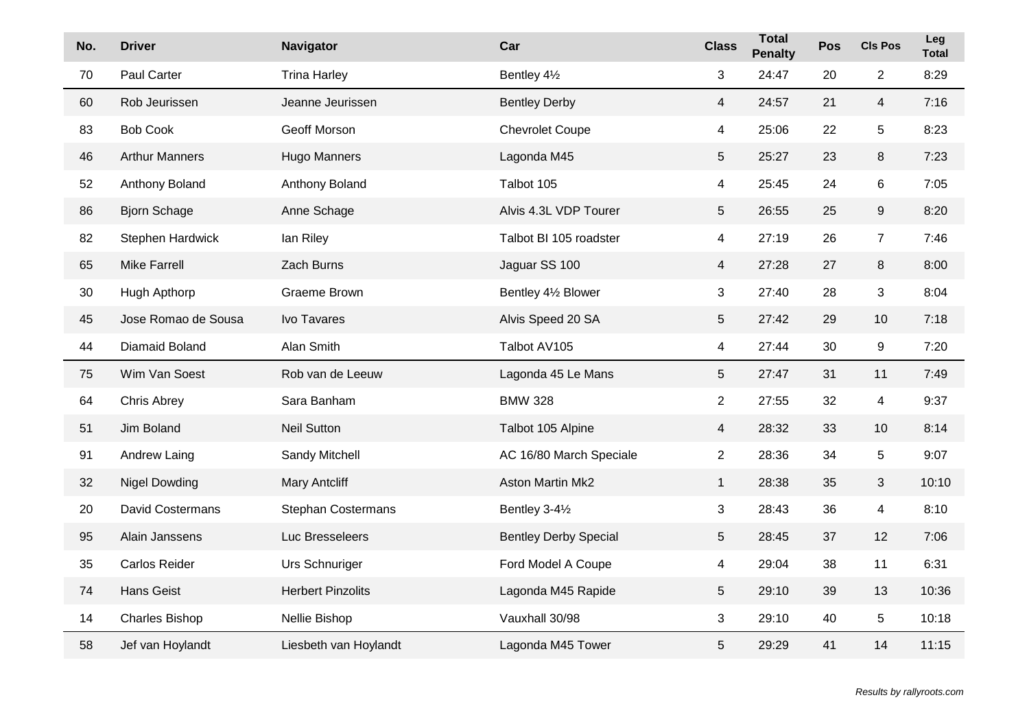| No. | Driver | Navigator | Car | Class | Total Penalty | Pos | Cls Pos | Leg Total |
|---|---|---|---|---|---|---|---|---|
| 70 | Paul Carter | Trina Harley | Bentley 4½ | 3 | 24:47 | 20 | 2 | 8:29 |
| 60 | Rob Jeurissen | Jeanne Jeurissen | Bentley Derby | 4 | 24:57 | 21 | 4 | 7:16 |
| 83 | Bob Cook | Geoff Morson | Chevrolet Coupe | 4 | 25:06 | 22 | 5 | 8:23 |
| 46 | Arthur Manners | Hugo Manners | Lagonda M45 | 5 | 25:27 | 23 | 8 | 7:23 |
| 52 | Anthony Boland | Anthony Boland | Talbot 105 | 4 | 25:45 | 24 | 6 | 7:05 |
| 86 | Bjorn Schage | Anne Schage | Alvis 4.3L VDP Tourer | 5 | 26:55 | 25 | 9 | 8:20 |
| 82 | Stephen Hardwick | Ian Riley | Talbot BI 105 roadster | 4 | 27:19 | 26 | 7 | 7:46 |
| 65 | Mike Farrell | Zach Burns | Jaguar SS 100 | 4 | 27:28 | 27 | 8 | 8:00 |
| 30 | Hugh Apthorp | Graeme Brown | Bentley 4½ Blower | 3 | 27:40 | 28 | 3 | 8:04 |
| 45 | Jose Romao de Sousa | Ivo Tavares | Alvis Speed 20 SA | 5 | 27:42 | 29 | 10 | 7:18 |
| 44 | Diamaid Boland | Alan Smith | Talbot AV105 | 4 | 27:44 | 30 | 9 | 7:20 |
| 75 | Wim Van Soest | Rob van de Leeuw | Lagonda 45 Le Mans | 5 | 27:47 | 31 | 11 | 7:49 |
| 64 | Chris Abrey | Sara Banham | BMW 328 | 2 | 27:55 | 32 | 4 | 9:37 |
| 51 | Jim Boland | Neil Sutton | Talbot 105 Alpine | 4 | 28:32 | 33 | 10 | 8:14 |
| 91 | Andrew Laing | Sandy Mitchell | AC 16/80 March Speciale | 2 | 28:36 | 34 | 5 | 9:07 |
| 32 | Nigel Dowding | Mary Antcliff | Aston Martin Mk2 | 1 | 28:38 | 35 | 3 | 10:10 |
| 20 | David Costermans | Stephan Costermans | Bentley 3-4½ | 3 | 28:43 | 36 | 4 | 8:10 |
| 95 | Alain Janssens | Luc Bresseleers | Bentley Derby Special | 5 | 28:45 | 37 | 12 | 7:06 |
| 35 | Carlos Reider | Urs Schnuriger | Ford Model A Coupe | 4 | 29:04 | 38 | 11 | 6:31 |
| 74 | Hans Geist | Herbert Pinzolits | Lagonda M45 Rapide | 5 | 29:10 | 39 | 13 | 10:36 |
| 14 | Charles Bishop | Nellie Bishop | Vauxhall 30/98 | 3 | 29:10 | 40 | 5 | 10:18 |
| 58 | Jef van Hoylandt | Liesbeth van Hoylandt | Lagonda M45 Tower | 5 | 29:29 | 41 | 14 | 11:15 |

*Results by rallyroots.com*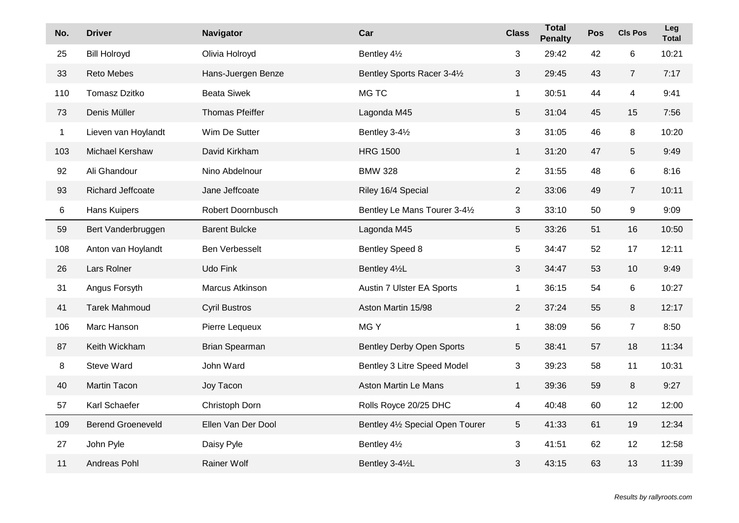| No. | Driver | Navigator | Car | Class | Total Penalty | Pos | Cls Pos | Leg Total |
|---|---|---|---|---|---|---|---|---|
| 25 | Bill Holroyd | Olivia Holroyd | Bentley 4½ | 3 | 29:42 | 42 | 6 | 10:21 |
| 33 | Reto Mebes | Hans-Juergen Benze | Bentley Sports Racer 3-4½ | 3 | 29:45 | 43 | 7 | 7:17 |
| 110 | Tomasz Dzitko | Beata Siwek | MG TC | 1 | 30:51 | 44 | 4 | 9:41 |
| 73 | Denis Müller | Thomas Pfeiffer | Lagonda M45 | 5 | 31:04 | 45 | 15 | 7:56 |
| 1 | Lieven van Hoylandt | Wim De Sutter | Bentley 3-4½ | 3 | 31:05 | 46 | 8 | 10:20 |
| 103 | Michael Kershaw | David Kirkham | HRG 1500 | 1 | 31:20 | 47 | 5 | 9:49 |
| 92 | Ali Ghandour | Nino Abdelnour | BMW 328 | 2 | 31:55 | 48 | 6 | 8:16 |
| 93 | Richard Jeffcoate | Jane Jeffcoate | Riley 16/4 Special | 2 | 33:06 | 49 | 7 | 10:11 |
| 6 | Hans Kuipers | Robert Doornbusch | Bentley Le Mans Tourer 3-4½ | 3 | 33:10 | 50 | 9 | 9:09 |
| 59 | Bert Vanderbruggen | Barent Bulcke | Lagonda M45 | 5 | 33:26 | 51 | 16 | 10:50 |
| 108 | Anton van Hoylandt | Ben Verbesselt | Bentley Speed 8 | 5 | 34:47 | 52 | 17 | 12:11 |
| 26 | Lars Rolner | Udo Fink | Bentley 4½L | 3 | 34:47 | 53 | 10 | 9:49 |
| 31 | Angus Forsyth | Marcus Atkinson | Austin 7 Ulster EA Sports | 1 | 36:15 | 54 | 6 | 10:27 |
| 41 | Tarek Mahmoud | Cyril Bustros | Aston Martin 15/98 | 2 | 37:24 | 55 | 8 | 12:17 |
| 106 | Marc Hanson | Pierre Lequeux | MG Y | 1 | 38:09 | 56 | 7 | 8:50 |
| 87 | Keith Wickham | Brian Spearman | Bentley Derby Open Sports | 5 | 38:41 | 57 | 18 | 11:34 |
| 8 | Steve Ward | John Ward | Bentley 3 Litre Speed Model | 3 | 39:23 | 58 | 11 | 10:31 |
| 40 | Martin Tacon | Joy Tacon | Aston Martin Le Mans | 1 | 39:36 | 59 | 8 | 9:27 |
| 57 | Karl Schaefer | Christoph Dorn | Rolls Royce 20/25 DHC | 4 | 40:48 | 60 | 12 | 12:00 |
| 109 | Berend Groeneveld | Ellen Van Der Dool | Bentley 4½ Special Open Tourer | 5 | 41:33 | 61 | 19 | 12:34 |
| 27 | John Pyle | Daisy Pyle | Bentley 4½ | 3 | 41:51 | 62 | 12 | 12:58 |
| 11 | Andreas Pohl | Rainer Wolf | Bentley 3-4½L | 3 | 43:15 | 63 | 13 | 11:39 |

*Results by rallyroots.com*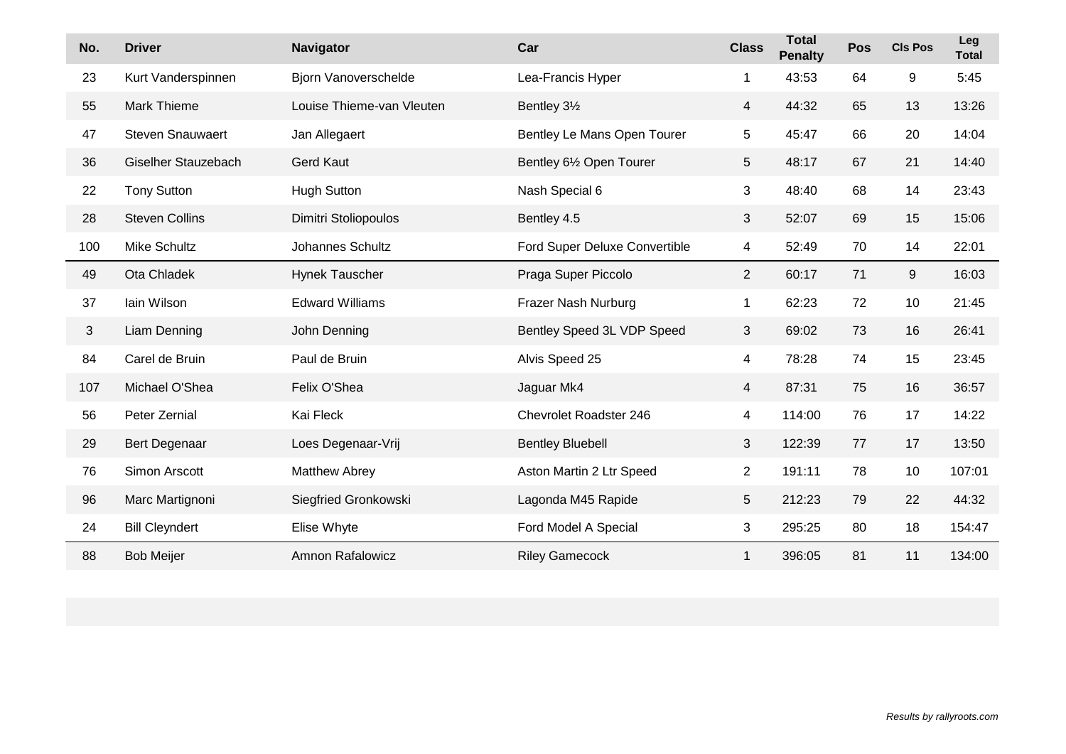| No. | Driver | Navigator | Car | Class | Total Penalty | Pos | Cls Pos | Leg Total |
|---|---|---|---|---|---|---|---|---|
| 23 | Kurt Vanderspinnen | Bjorn Vanoverschelde | Lea-Francis Hyper | 1 | 43:53 | 64 | 9 | 5:45 |
| 55 | Mark Thieme | Louise Thieme-van Vleuten | Bentley 3½ | 4 | 44:32 | 65 | 13 | 13:26 |
| 47 | Steven Snauwaert | Jan Allegaert | Bentley Le Mans Open Tourer | 5 | 45:47 | 66 | 20 | 14:04 |
| 36 | Giselher Stauzebach | Gerd Kaut | Bentley 6½ Open Tourer | 5 | 48:17 | 67 | 21 | 14:40 |
| 22 | Tony Sutton | Hugh Sutton | Nash Special 6 | 3 | 48:40 | 68 | 14 | 23:43 |
| 28 | Steven Collins | Dimitri Stoliopoulos | Bentley 4.5 | 3 | 52:07 | 69 | 15 | 15:06 |
| 100 | Mike Schultz | Johannes Schultz | Ford Super Deluxe Convertible | 4 | 52:49 | 70 | 14 | 22:01 |
| 49 | Ota Chladek | Hynek Tauscher | Praga Super Piccolo | 2 | 60:17 | 71 | 9 | 16:03 |
| 37 | Iain Wilson | Edward Williams | Frazer Nash Nurburg | 1 | 62:23 | 72 | 10 | 21:45 |
| 3 | Liam Denning | John Denning | Bentley Speed 3L VDP Speed | 3 | 69:02 | 73 | 16 | 26:41 |
| 84 | Carel de Bruin | Paul de Bruin | Alvis Speed 25 | 4 | 78:28 | 74 | 15 | 23:45 |
| 107 | Michael O'Shea | Felix O'Shea | Jaguar Mk4 | 4 | 87:31 | 75 | 16 | 36:57 |
| 56 | Peter Zernial | Kai Fleck | Chevrolet Roadster 246 | 4 | 114:00 | 76 | 17 | 14:22 |
| 29 | Bert Degenaar | Loes Degenaar-Vrij | Bentley Bluebell | 3 | 122:39 | 77 | 17 | 13:50 |
| 76 | Simon Arscott | Matthew Abrey | Aston Martin 2 Ltr Speed | 2 | 191:11 | 78 | 10 | 107:01 |
| 96 | Marc Martignoni | Siegfried Gronkowski | Lagonda M45 Rapide | 5 | 212:23 | 79 | 22 | 44:32 |
| 24 | Bill Cleyndert | Elise Whyte | Ford Model A Special | 3 | 295:25 | 80 | 18 | 154:47 |
| 88 | Bob Meijer | Amnon Rafalowicz | Riley Gamecock | 1 | 396:05 | 81 | 11 | 134:00 |

*Results by rallyroots.com*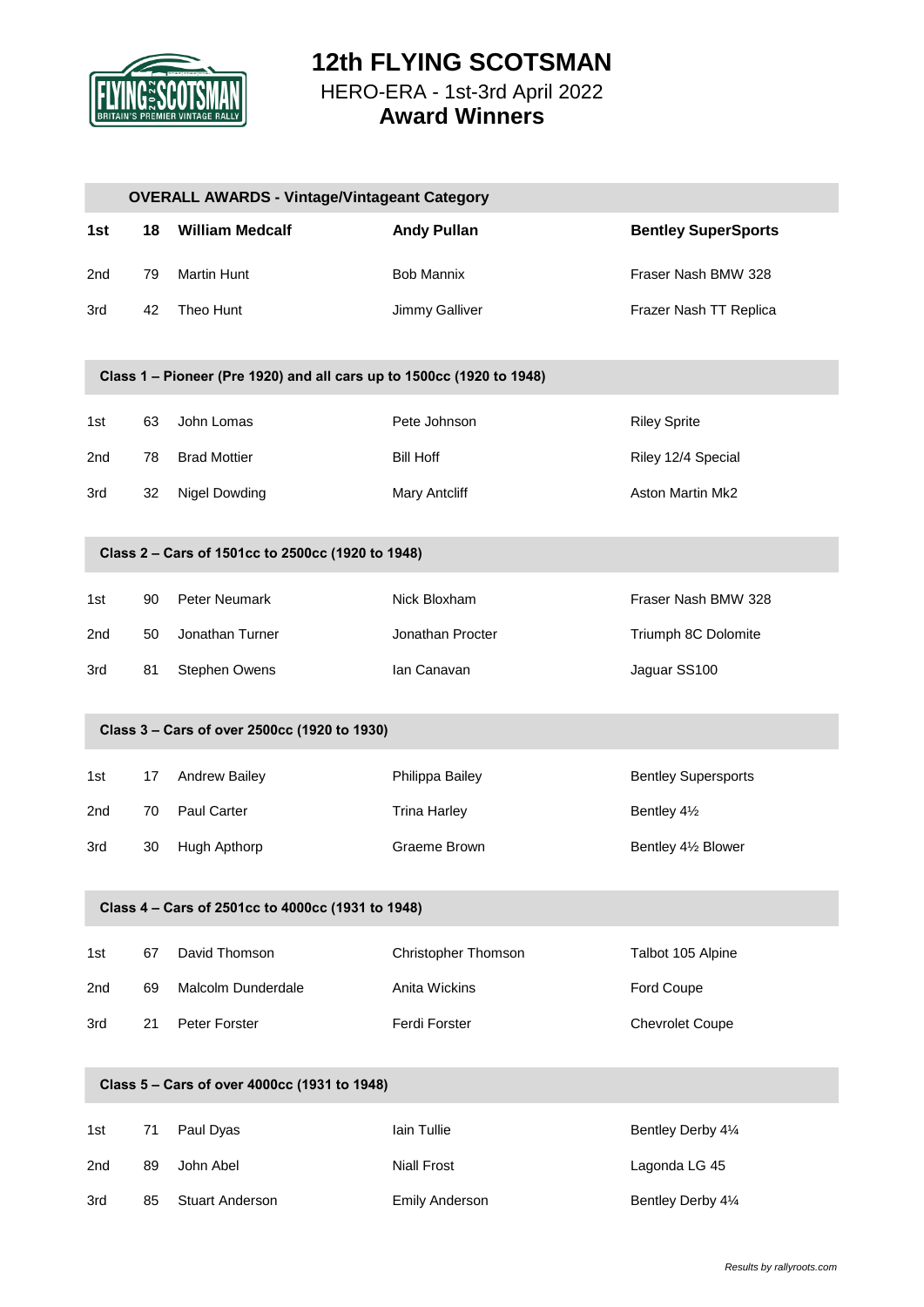# 12th FLYING SCOTSMAN

HERO-ERA - 1st-3rd April 2022

**Award Winners**

| OVERALL AWARDS - Vintage/Vintageant Category | | | | |
|---|---|---|---|---|
| **1st** | **18** | **William Medcalf** | **Andy Pullan** | **Bentley SuperSports** |
| 2nd | 79 | Martin Hunt | Bob Mannix | Fraser Nash BMW 328 |
| 3rd | 42 | Theo Hunt | Jimmy Galliver | Frazer Nash TT Replica |

| Class 1 – Pioneer (Pre 1920) and all cars up to 1500cc (1920 to 1948) | | | | |
|---|---|---|---|---|
| 1st | 63 | John Lomas | Pete Johnson | Riley Sprite |
| 2nd | 78 | Brad Mottier | Bill Hoff | Riley 12/4 Special |
| 3rd | 32 | Nigel Dowding | Mary Antcliff | Aston Martin Mk2 |

| Class 2 – Cars of 1501cc to 2500cc (1920 to 1948) | | | | |
|---|---|---|---|---|
| 1st | 90 | Peter Neumark | Nick Bloxham | Fraser Nash BMW 328 |
| 2nd | 50 | Jonathan Turner | Jonathan Procter | Triumph 8C Dolomite |
| 3rd | 81 | Stephen Owens | Ian Canavan | Jaguar SS100 |

| Class 3 – Cars of over 2500cc (1920 to 1930) | | | | |
|---|---|---|---|---|
| 1st | 17 | Andrew Bailey | Philippa Bailey | Bentley Supersports |
| 2nd | 70 | Paul Carter | Trina Harley | Bentley 4½ |
| 3rd | 30 | Hugh Apthorp | Graeme Brown | Bentley 4½ Blower |

| Class 4 – Cars of 2501cc to 4000cc (1931 to 1948) | | | | |
|---|---|---|---|---|
| 1st | 67 | David Thomson | Christopher Thomson | Talbot 105 Alpine |
| 2nd | 69 | Malcolm Dunderdale | Anita Wickins | Ford Coupe |
| 3rd | 21 | Peter Forster | Ferdi Forster | Chevrolet Coupe |

| Class 5 – Cars of over 4000cc (1931 to 1948) | | | | |
|---|---|---|---|---|
| 1st | 71 | Paul Dyas | Iain Tullie | Bentley Derby 4¼ |
| 2nd | 89 | John Abel | Niall Frost | Lagonda LG 45 |
| 3rd | 85 | Stuart Anderson | Emily Anderson | Bentley Derby 4¼ |

*Results by rallyroots.com*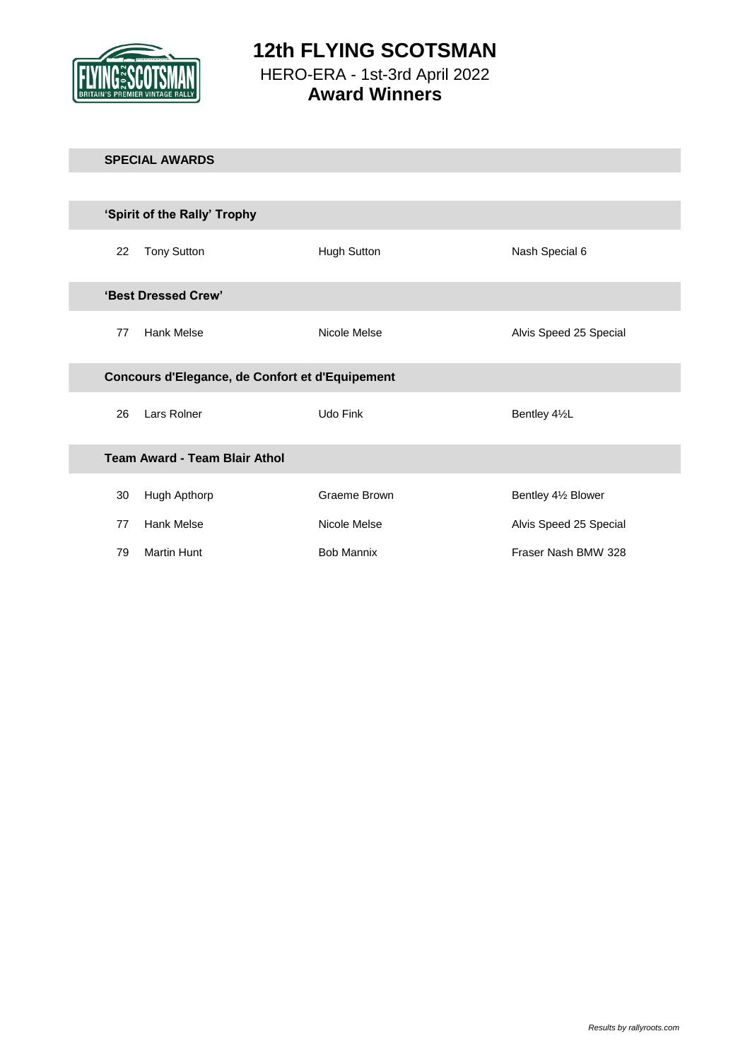# 12th FLYING SCOTSMAN

HERO-ERA - 1st-3rd April 2022

**Award Winners**

## SPECIAL AWARDS

### 'Spirit of the Rally' Trophy

| | | | |
|---|---|---|---|
| 22 | Tony Sutton | Hugh Sutton | Nash Special 6 |

### 'Best Dressed Crew'

| | | | |
|---|---|---|---|
| 77 | Hank Melse | Nicole Melse | Alvis Speed 25 Special |

### Concours d'Elegance, de Confort et d'Equipement

| | | | |
|---|---|---|---|
| 26 | Lars Rolner | Udo Fink | Bentley 4½L |

### Team Award - Team Blair Athol

| | | | |
|---|---|---|---|
| 30 | Hugh Apthorp | Graeme Brown | Bentley 4½ Blower |
| 77 | Hank Melse | Nicole Melse | Alvis Speed 25 Special |
| 79 | Martin Hunt | Bob Mannix | Fraser Nash BMW 328 |

*Results by rallyroots.com*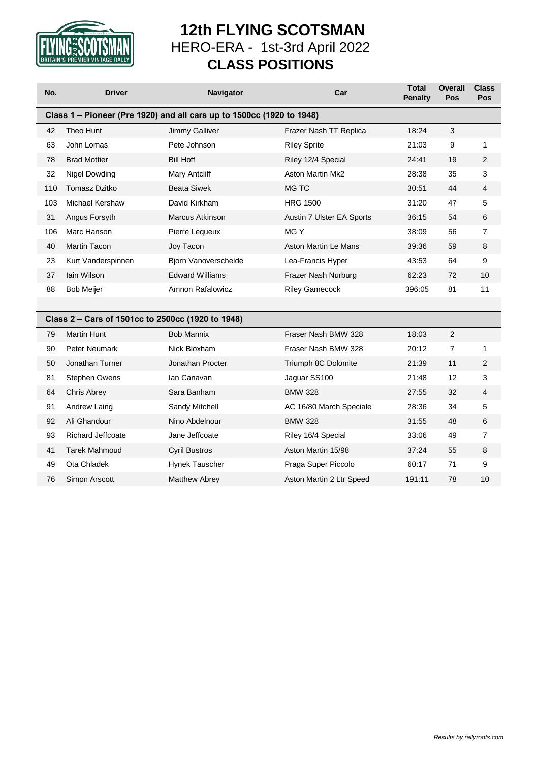# 12th FLYING SCOTSMAN

## HERO-ERA - 1st-3rd April 2022

## CLASS POSITIONS

| No. | Driver | Navigator | Car | Total Penalty | Overall Pos | Class Pos |
|---|---|---|---|---|---|---|
| **Class 1 – Pioneer (Pre 1920) and all cars up to 1500cc (1920 to 1948)** | | | | | | |
| 42 | Theo Hunt | Jimmy Galliver | Frazer Nash TT Replica | 18:24 | 3 | |
| 63 | John Lomas | Pete Johnson | Riley Sprite | 21:03 | 9 | 1 |
| 78 | Brad Mottier | Bill Hoff | Riley 12/4 Special | 24:41 | 19 | 2 |
| 32 | Nigel Dowding | Mary Antcliff | Aston Martin Mk2 | 28:38 | 35 | 3 |
| 110 | Tomasz Dzitko | Beata Siwek | MG TC | 30:51 | 44 | 4 |
| 103 | Michael Kershaw | David Kirkham | HRG 1500 | 31:20 | 47 | 5 |
| 31 | Angus Forsyth | Marcus Atkinson | Austin 7 Ulster EA Sports | 36:15 | 54 | 6 |
| 106 | Marc Hanson | Pierre Lequeux | MG Y | 38:09 | 56 | 7 |
| 40 | Martin Tacon | Joy Tacon | Aston Martin Le Mans | 39:36 | 59 | 8 |
| 23 | Kurt Vanderspinnen | Bjorn Vanoverschelde | Lea-Francis Hyper | 43:53 | 64 | 9 |
| 37 | Iain Wilson | Edward Williams | Frazer Nash Nurburg | 62:23 | 72 | 10 |
| 88 | Bob Meijer | Amnon Rafalowicz | Riley Gamecock | 396:05 | 81 | 11 |
| **Class 2 – Cars of 1501cc to 2500cc (1920 to 1948)** | | | | | | |
| 79 | Martin Hunt | Bob Mannix | Fraser Nash BMW 328 | 18:03 | 2 | |
| 90 | Peter Neumark | Nick Bloxham | Fraser Nash BMW 328 | 20:12 | 7 | 1 |
| 50 | Jonathan Turner | Jonathan Procter | Triumph 8C Dolomite | 21:39 | 11 | 2 |
| 81 | Stephen Owens | Ian Canavan | Jaguar SS100 | 21:48 | 12 | 3 |
| 64 | Chris Abrey | Sara Banham | BMW 328 | 27:55 | 32 | 4 |
| 91 | Andrew Laing | Sandy Mitchell | AC 16/80 March Speciale | 28:36 | 34 | 5 |
| 92 | Ali Ghandour | Nino Abdelnour | BMW 328 | 31:55 | 48 | 6 |
| 93 | Richard Jeffcoate | Jane Jeffcoate | Riley 16/4 Special | 33:06 | 49 | 7 |
| 41 | Tarek Mahmoud | Cyril Bustros | Aston Martin 15/98 | 37:24 | 55 | 8 |
| 49 | Ota Chladek | Hynek Tauscher | Praga Super Piccolo | 60:17 | 71 | 9 |
| 76 | Simon Arscott | Matthew Abrey | Aston Martin 2 Ltr Speed | 191:11 | 78 | 10 |

*Results by rallyroots.com*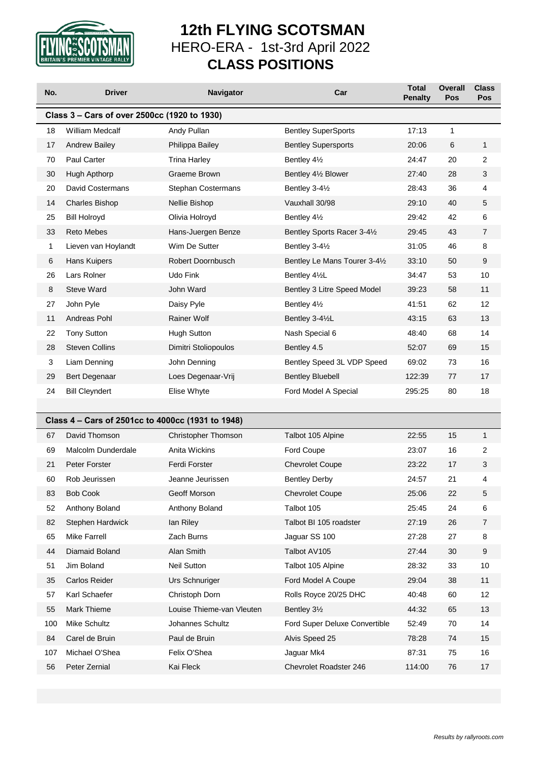# 12th FLYING SCOTSMAN

HERO-ERA - 1st-3rd April 2022

**CLASS POSITIONS**

| No. | Driver | Navigator | Car | Total Penalty | Overall Pos | Class Pos |
|---|---|---|---|---|---|---|
| **Class 3 – Cars of over 2500cc (1920 to 1930)** | | | | | | |
| 18 | William Medcalf | Andy Pullan | Bentley SuperSports | 17:13 | 1 | |
| 17 | Andrew Bailey | Philippa Bailey | Bentley Supersports | 20:06 | 6 | 1 |
| 70 | Paul Carter | Trina Harley | Bentley 4½ | 24:47 | 20 | 2 |
| 30 | Hugh Apthorp | Graeme Brown | Bentley 4½ Blower | 27:40 | 28 | 3 |
| 20 | David Costermans | Stephan Costermans | Bentley 3-4½ | 28:43 | 36 | 4 |
| 14 | Charles Bishop | Nellie Bishop | Vauxhall 30/98 | 29:10 | 40 | 5 |
| 25 | Bill Holroyd | Olivia Holroyd | Bentley 4½ | 29:42 | 42 | 6 |
| 33 | Reto Mebes | Hans-Juergen Benze | Bentley Sports Racer 3-4½ | 29:45 | 43 | 7 |
| 1 | Lieven van Hoylandt | Wim De Sutter | Bentley 3-4½ | 31:05 | 46 | 8 |
| 6 | Hans Kuipers | Robert Doornbusch | Bentley Le Mans Tourer 3-4½ | 33:10 | 50 | 9 |
| 26 | Lars Rolner | Udo Fink | Bentley 4½L | 34:47 | 53 | 10 |
| 8 | Steve Ward | John Ward | Bentley 3 Litre Speed Model | 39:23 | 58 | 11 |
| 27 | John Pyle | Daisy Pyle | Bentley 4½ | 41:51 | 62 | 12 |
| 11 | Andreas Pohl | Rainer Wolf | Bentley 3-4½L | 43:15 | 63 | 13 |
| 22 | Tony Sutton | Hugh Sutton | Nash Special 6 | 48:40 | 68 | 14 |
| 28 | Steven Collins | Dimitri Stoliopoulos | Bentley 4.5 | 52:07 | 69 | 15 |
| 3 | Liam Denning | John Denning | Bentley Speed 3L VDP Speed | 69:02 | 73 | 16 |
| 29 | Bert Degenaar | Loes Degenaar-Vrij | Bentley Bluebell | 122:39 | 77 | 17 |
| 24 | Bill Cleyndert | Elise Whyte | Ford Model A Special | 295:25 | 80 | 18 |
| **Class 4 – Cars of 2501cc to 4000cc (1931 to 1948)** | | | | | | |
| 67 | David Thomson | Christopher Thomson | Talbot 105 Alpine | 22:55 | 15 | 1 |
| 69 | Malcolm Dunderdale | Anita Wickins | Ford Coupe | 23:07 | 16 | 2 |
| 21 | Peter Forster | Ferdi Forster | Chevrolet Coupe | 23:22 | 17 | 3 |
| 60 | Rob Jeurissen | Jeanne Jeurissen | Bentley Derby | 24:57 | 21 | 4 |
| 83 | Bob Cook | Geoff Morson | Chevrolet Coupe | 25:06 | 22 | 5 |
| 52 | Anthony Boland | Anthony Boland | Talbot 105 | 25:45 | 24 | 6 |
| 82 | Stephen Hardwick | Ian Riley | Talbot BI 105 roadster | 27:19 | 26 | 7 |
| 65 | Mike Farrell | Zach Burns | Jaguar SS 100 | 27:28 | 27 | 8 |
| 44 | Diamaid Boland | Alan Smith | Talbot AV105 | 27:44 | 30 | 9 |
| 51 | Jim Boland | Neil Sutton | Talbot 105 Alpine | 28:32 | 33 | 10 |
| 35 | Carlos Reider | Urs Schnuriger | Ford Model A Coupe | 29:04 | 38 | 11 |
| 57 | Karl Schaefer | Christoph Dorn | Rolls Royce 20/25 DHC | 40:48 | 60 | 12 |
| 55 | Mark Thieme | Louise Thieme-van Vleuten | Bentley 3½ | 44:32 | 65 | 13 |
| 100 | Mike Schultz | Johannes Schultz | Ford Super Deluxe Convertible | 52:49 | 70 | 14 |
| 84 | Carel de Bruin | Paul de Bruin | Alvis Speed 25 | 78:28 | 74 | 15 |
| 107 | Michael O'Shea | Felix O'Shea | Jaguar Mk4 | 87:31 | 75 | 16 |
| 56 | Peter Zernial | Kai Fleck | Chevrolet Roadster 246 | 114:00 | 76 | 17 |

*Results by rallyroots.com*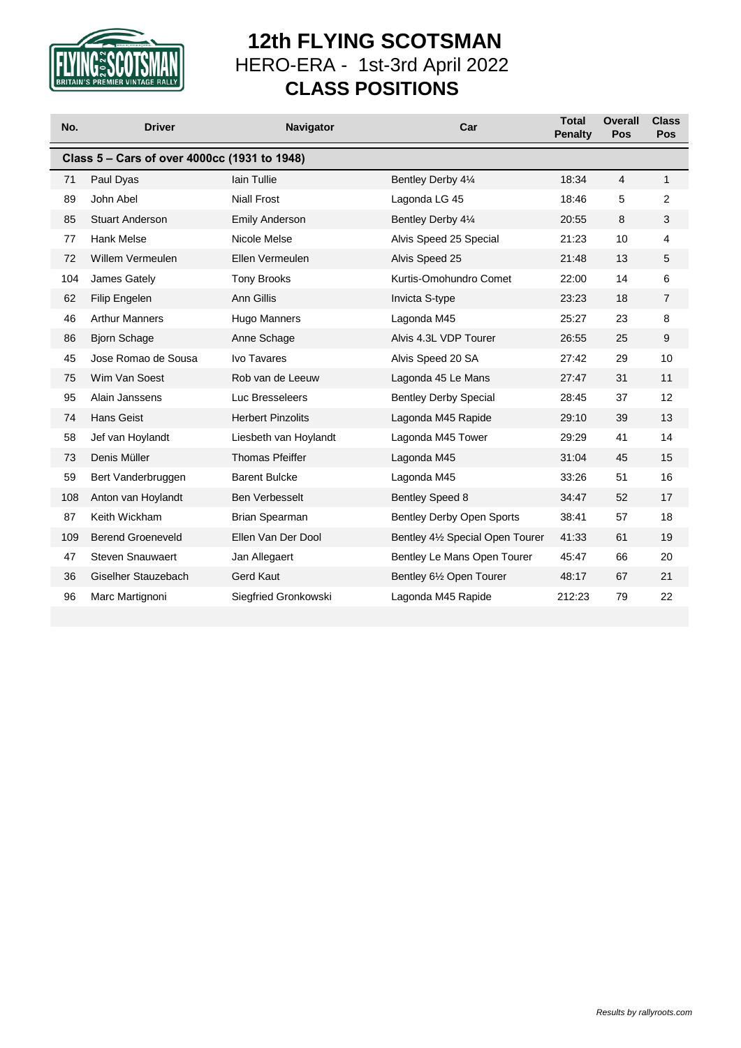# 12th FLYING SCOTSMAN

## HERO-ERA - 1st-3rd April 2022

## CLASS POSITIONS

| No. | Driver | Navigator | Car | Total Penalty | Overall Pos | Class Pos |
|---|---|---|---|---|---|---|
| **Class 5 – Cars of over 4000cc (1931 to 1948)** | | | | | | |
| 71 | Paul Dyas | Iain Tullie | Bentley Derby 4¼ | 18:34 | 4 | 1 |
| 89 | John Abel | Niall Frost | Lagonda LG 45 | 18:46 | 5 | 2 |
| 85 | Stuart Anderson | Emily Anderson | Bentley Derby 4¼ | 20:55 | 8 | 3 |
| 77 | Hank Melse | Nicole Melse | Alvis Speed 25 Special | 21:23 | 10 | 4 |
| 72 | Willem Vermeulen | Ellen Vermeulen | Alvis Speed 25 | 21:48 | 13 | 5 |
| 104 | James Gately | Tony Brooks | Kurtis-Omohundro Comet | 22:00 | 14 | 6 |
| 62 | Filip Engelen | Ann Gillis | Invicta S-type | 23:23 | 18 | 7 |
| 46 | Arthur Manners | Hugo Manners | Lagonda M45 | 25:27 | 23 | 8 |
| 86 | Bjorn Schage | Anne Schage | Alvis 4.3L VDP Tourer | 26:55 | 25 | 9 |
| 45 | Jose Romao de Sousa | Ivo Tavares | Alvis Speed 20 SA | 27:42 | 29 | 10 |
| 75 | Wim Van Soest | Rob van de Leeuw | Lagonda 45 Le Mans | 27:47 | 31 | 11 |
| 95 | Alain Janssens | Luc Bresseleers | Bentley Derby Special | 28:45 | 37 | 12 |
| 74 | Hans Geist | Herbert Pinzolits | Lagonda M45 Rapide | 29:10 | 39 | 13 |
| 58 | Jef van Hoylandt | Liesbeth van Hoylandt | Lagonda M45 Tower | 29:29 | 41 | 14 |
| 73 | Denis Müller | Thomas Pfeiffer | Lagonda M45 | 31:04 | 45 | 15 |
| 59 | Bert Vanderbruggen | Barent Bulcke | Lagonda M45 | 33:26 | 51 | 16 |
| 108 | Anton van Hoylandt | Ben Verbesselt | Bentley Speed 8 | 34:47 | 52 | 17 |
| 87 | Keith Wickham | Brian Spearman | Bentley Derby Open Sports | 38:41 | 57 | 18 |
| 109 | Berend Groeneveld | Ellen Van Der Dool | Bentley 4½ Special Open Tourer | 41:33 | 61 | 19 |
| 47 | Steven Snauwaert | Jan Allegaert | Bentley Le Mans Open Tourer | 45:47 | 66 | 20 |
| 36 | Giselher Stauzebach | Gerd Kaut | Bentley 6½ Open Tourer | 48:17 | 67 | 21 |
| 96 | Marc Martignoni | Siegfried Gronkowski | Lagonda M45 Rapide | 212:23 | 79 | 22 |

*Results by rallyroots.com*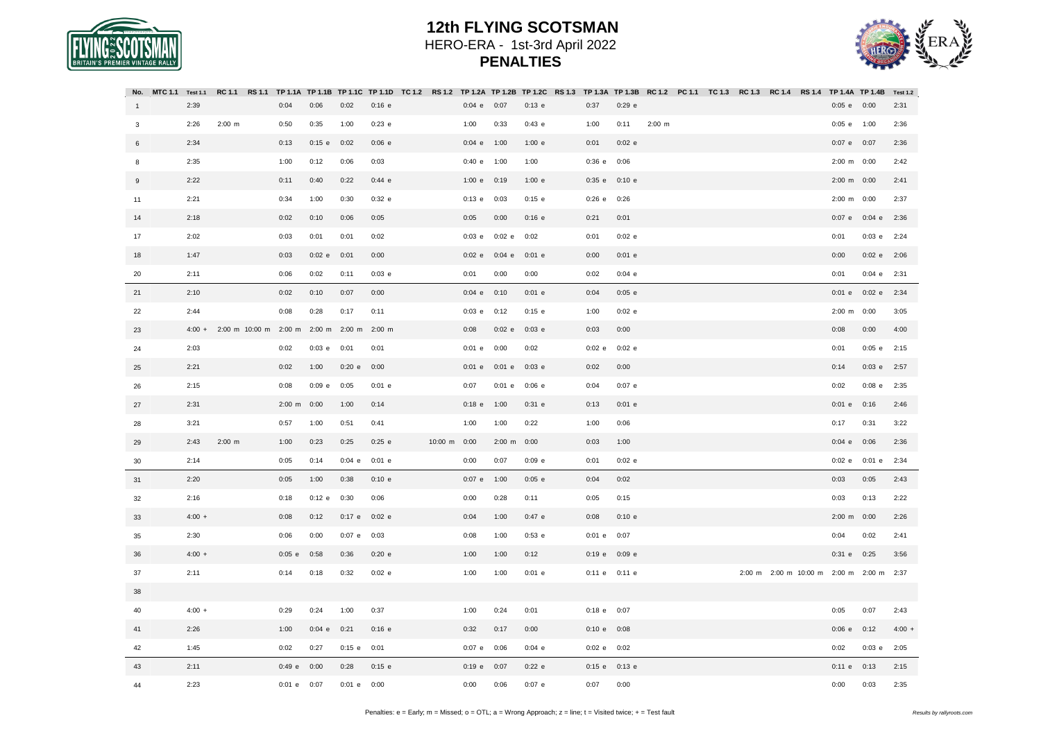# 12th FLYING SCOTSMAN

HERO-ERA - 1st-3rd April 2022

**PENALTIES**

| No. | MTC 1.1 | Test 1.1 | RC 1.1 | RS 1.1 | TP 1.1A | TP 1.1B | TP 1.1C | TP 1.1D | TC 1.2 | RS 1.2 | TP 1.2A | TP 1.2B | TP 1.2C | RS 1.3 | TP 1.3A | TP 1.3B | RC 1.2 | PC 1.1 | TC 1.3 | RC 1.3 | RC 1.4 | RS 1.4 | TP 1.4A | TP 1.4B | Test 1.2 |
|---|---|---|---|---|---|---|---|---|---|---|---|---|---|---|---|---|---|---|---|---|---|---|---|---|---|
| 1 | | 2:39 | | | 0:04 | 0:06 | 0:02 | 0:16 e | | | 0:04 e | 0:07 | 0:13 e | | 0:37 | 0:29 e | | | | | | | 0:05 e | 0:00 | 2:31 |
| 3 | | 2:26 | 2:00 m | | 0:50 | 0:35 | 1:00 | 0:23 e | | | 1:00 | 0:33 | 0:43 e | | 1:00 | 0:11 | 2:00 m | | | | | | 0:05 e | 1:00 | 2:36 |
| 6 | | 2:34 | | | 0:13 | 0:15 e | 0:02 | 0:06 e | | | 0:04 e | 1:00 | 1:00 e | | 0:01 | 0:02 e | | | | | | | 0:07 e | 0:07 | 2:36 |
| 8 | | 2:35 | | | 1:00 | 0:12 | 0:06 | 0:03 | | | 0:40 e | 1:00 | 1:00 | | 0:36 e | 0:06 | | | | | | | 2:00 m | 0:00 | 2:42 |
| 9 | | 2:22 | | | 0:11 | 0:40 | 0:22 | 0:44 e | | | 1:00 e | 0:19 | 1:00 e | | 0:35 e | 0:10 e | | | | | | | 2:00 m | 0:00 | 2:41 |
| 11 | | 2:21 | | | 0:34 | 1:00 | 0:30 | 0:32 e | | | 0:13 e | 0:03 | 0:15 e | | 0:26 e | 0:26 | | | | | | | 2:00 m | 0:00 | 2:37 |
| 14 | | 2:18 | | | 0:02 | 0:10 | 0:06 | 0:05 | | | 0:05 | 0:00 | 0:16 e | | 0:21 | 0:01 | | | | | | | 0:07 e | 0:04 e | 2:36 |
| 17 | | 2:02 | | | 0:03 | 0:01 | 0:01 | 0:02 | | | 0:03 e | 0:02 e | 0:02 | | 0:01 | 0:02 e | | | | | | | 0:01 | 0:03 e | 2:24 |
| 18 | | 1:47 | | | 0:03 | 0:02 e | 0:01 | 0:00 | | | 0:02 e | 0:04 e | 0:01 e | | 0:00 | 0:01 e | | | | | | | 0:00 | 0:02 e | 2:06 |
| 20 | | 2:11 | | | 0:06 | 0:02 | 0:11 | 0:03 e | | | 0:01 | 0:00 | 0:00 | | 0:02 | 0:04 e | | | | | | | 0:01 | 0:04 e | 2:31 |
| 21 | | 2:10 | | | 0:02 | 0:10 | 0:07 | 0:00 | | | 0:04 e | 0:10 | 0:01 e | | 0:04 | 0:05 e | | | | | | | 0:01 e | 0:02 e | 2:34 |
| 22 | | 2:44 | | | 0:08 | 0:28 | 0:17 | 0:11 | | | 0:03 e | 0:12 | 0:15 e | | 1:00 | 0:02 e | | | | | | | 2:00 m | 0:00 | 3:05 |
| 23 | | 4:00 + | 2:00 m | 10:00 m | 2:00 m | 2:00 m | 2:00 m | 2:00 m | | | 0:08 | 0:02 e | 0:03 e | | 0:03 | 0:00 | | | | | | | 0:08 | 0:00 | 4:00 |
| 24 | | 2:03 | | | 0:02 | 0:03 e | 0:01 | 0:01 | | | 0:01 e | 0:00 | 0:02 | | 0:02 e | 0:02 e | | | | | | | 0:01 | 0:05 e | 2:15 |
| 25 | | 2:21 | | | 0:02 | 1:00 | 0:20 e | 0:00 | | | 0:01 e | 0:01 e | 0:03 e | | 0:02 | 0:00 | | | | | | | 0:14 | 0:03 e | 2:57 |
| 26 | | 2:15 | | | 0:08 | 0:09 e | 0:05 | 0:01 e | | | 0:07 | 0:01 e | 0:06 e | | 0:04 | 0:07 e | | | | | | | 0:02 | 0:08 e | 2:35 |
| 27 | | 2:31 | | | 2:00 m | 0:00 | 1:00 | 0:14 | | | 0:18 e | 1:00 | 0:31 e | | 0:13 | 0:01 e | | | | | | | 0:01 e | 0:16 | 2:46 |
| 28 | | 3:21 | | | 0:57 | 1:00 | 0:51 | 0:41 | | | 1:00 | 1:00 | 0:22 | | 1:00 | 0:06 | | | | | | | 0:17 | 0:31 | 3:22 |
| 29 | | 2:43 | 2:00 m | | 1:00 | 0:23 | 0:25 | 0:25 e | | 10:00 m | 0:00 | 2:00 m | 0:00 | | 0:03 | 1:00 | | | | | | | 0:04 e | 0:06 | 2:36 |
| 30 | | 2:14 | | | 0:05 | 0:14 | 0:04 e | 0:01 e | | | 0:00 | 0:07 | 0:09 e | | 0:01 | 0:02 e | | | | | | | 0:02 e | 0:01 e | 2:34 |
| 31 | | 2:20 | | | 0:05 | 1:00 | 0:38 | 0:10 e | | | 0:07 e | 1:00 | 0:05 e | | 0:04 | 0:02 | | | | | | | 0:03 | 0:05 | 2:43 |
| 32 | | 2:16 | | | 0:18 | 0:12 e | 0:30 | 0:06 | | | 0:00 | 0:28 | 0:11 | | 0:05 | 0:15 | | | | | | | 0:03 | 0:13 | 2:22 |
| 33 | | 4:00 + | | | 0:08 | 0:12 | 0:17 e | 0:02 e | | | 0:04 | 1:00 | 0:47 e | | 0:08 | 0:10 e | | | | | | | 2:00 m | 0:00 | 2:26 |
| 35 | | 2:30 | | | 0:06 | 0:00 | 0:07 e | 0:03 | | | 0:08 | 1:00 | 0:53 e | | 0:01 e | 0:07 | | | | | | | 0:04 | 0:02 | 2:41 |
| 36 | | 4:00 + | | | 0:05 e | 0:58 | 0:36 | 0:20 e | | | 1:00 | 1:00 | 0:12 | | 0:19 e | 0:09 e | | | | | | | 0:31 e | 0:25 | 3:56 |
| 37 | | 2:11 | | | 0:14 | 0:18 | 0:32 | 0:02 e | | | 1:00 | 1:00 | 0:01 e | | 0:11 e | 0:11 e | | | | 2:00 m | 2:00 m | 10:00 m | 2:00 m | 2:00 m | 2:37 |
| 38 | | | | | | | | | | | | | | | | | | | | | | | | | |
| 40 | | 4:00 + | | | 0:29 | 0:24 | 1:00 | 0:37 | | | 1:00 | 0:24 | 0:01 | | 0:18 e | 0:07 | | | | | | | 0:05 | 0:07 | 2:43 |
| 41 | | 2:26 | | | 1:00 | 0:04 e | 0:21 | 0:16 e | | | 0:32 | 0:17 | 0:00 | | 0:10 e | 0:08 | | | | | | | 0:06 e | 0:12 | 4:00 + |
| 42 | | 1:45 | | | 0:02 | 0:27 | 0:15 e | 0:01 | | | 0:07 e | 0:06 | 0:04 e | | 0:02 e | 0:02 | | | | | | | 0:02 | 0:03 e | 2:05 |
| 43 | | 2:11 | | | 0:49 e | 0:00 | 0:28 | 0:15 e | | | 0:19 e | 0:07 | 0:22 e | | 0:15 e | 0:13 e | | | | | | | 0:11 e | 0:13 | 2:15 |
| 44 | | 2:23 | | | 0:01 e | 0:07 | 0:01 e | 0:00 | | | 0:00 | 0:06 | 0:07 e | | 0:07 | 0:00 | | | | | | | 0:00 | 0:03 | 2:35 |

Penalties: e = Early; m = Missed; o = OTL; a = Wrong Approach; z = line; t = Visited twice; + = Test fault

*Results by rallyroots.com*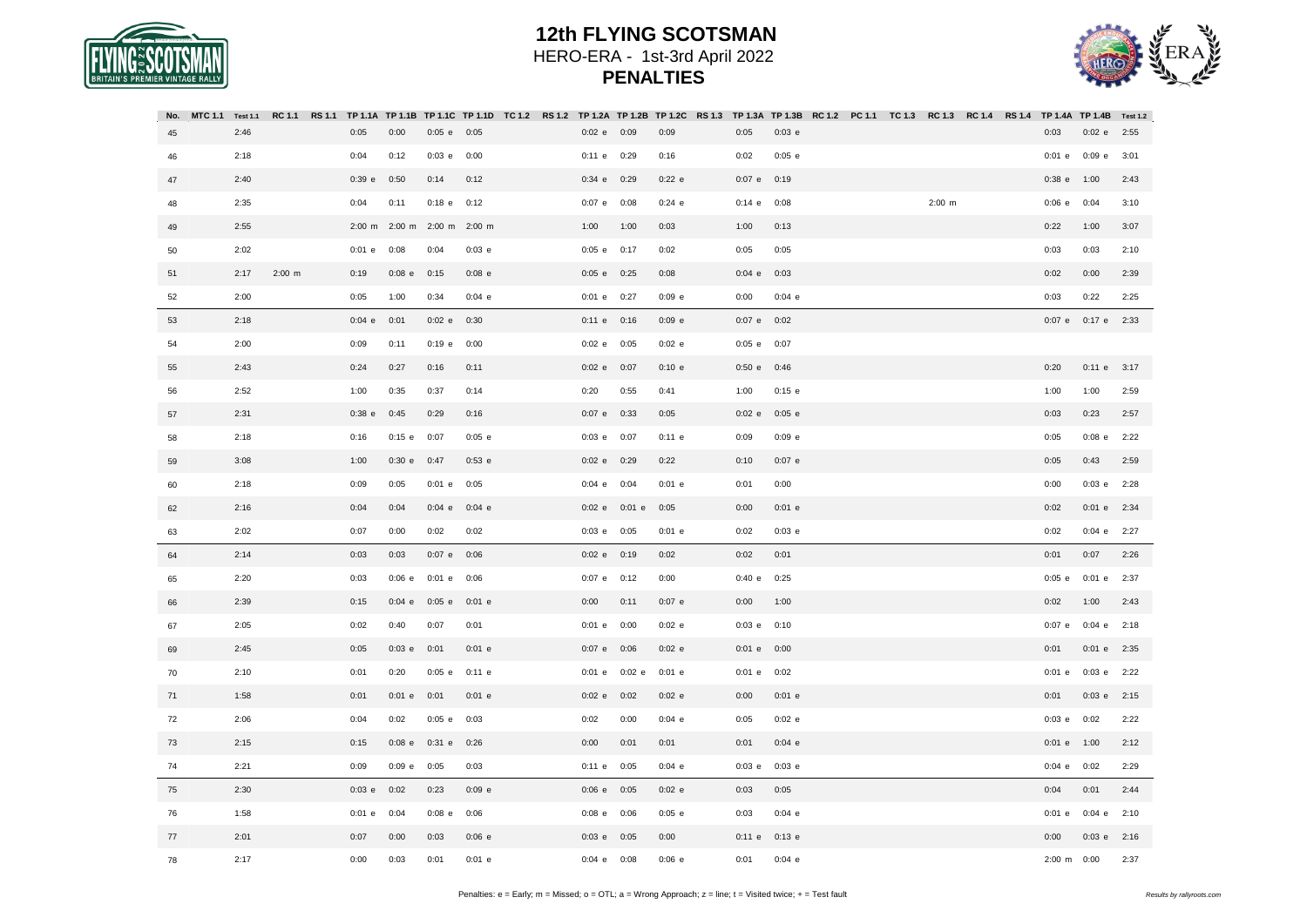# 12th FLYING SCOTSMAN

HERO-ERA - 1st-3rd April 2022

**PENALTIES**

| No. | MTC 1.1 | Test 1.1 | RC 1.1 | RS 1.1 | TP 1.1A | TP 1.1B | TP 1.1C | TP 1.1D | TC 1.2 | RS 1.2 | TP 1.2A | TP 1.2B | TP 1.2C | RS 1.3 | TP 1.3A | TP 1.3B | RC 1.2 | PC 1.1 | TC 1.3 | RC 1.3 | RC 1.4 | RS 1.4 | TP 1.4A | TP 1.4B | Test 1.2 |
|---|---|---|---|---|---|---|---|---|---|---|---|---|---|---|---|---|---|---|---|---|---|---|---|---|---|
| 45 | | 2:46 | | | 0:05 | 0:00 | 0:05 e | 0:05 | | | 0:02 e | 0:09 | 0:09 | | 0:05 | 0:03 e | | | | | | | 0:03 | 0:02 e | 2:55 |
| 46 | | 2:18 | | | 0:04 | 0:12 | 0:03 e | 0:00 | | | 0:11 e | 0:29 | 0:16 | | 0:02 | 0:05 e | | | | | | | 0:01 e | 0:09 e | 3:01 |
| 47 | | 2:40 | | | 0:39 e | 0:50 | 0:14 | 0:12 | | | 0:34 e | 0:29 | 0:22 e | | 0:07 e | 0:19 | | | | | | | 0:38 e | 1:00 | 2:43 |
| 48 | | 2:35 | | | 0:04 | 0:11 | 0:18 e | 0:12 | | | 0:07 e | 0:08 | 0:24 e | | 0:14 e | 0:08 | | | | 2:00 m | | | 0:06 e | 0:04 | 3:10 |
| 49 | | 2:55 | | | 2:00 m | 2:00 m | 2:00 m | 2:00 m | | | 1:00 | 1:00 | 0:03 | | 1:00 | 0:13 | | | | | | | 0:22 | 1:00 | 3:07 |
| 50 | | 2:02 | | | 0:01 e | 0:08 | 0:04 | 0:03 e | | | 0:05 e | 0:17 | 0:02 | | 0:05 | 0:05 | | | | | | | 0:03 | 0:03 | 2:10 |
| 51 | | 2:17 | 2:00 m | | 0:19 | 0:08 e | 0:15 | 0:08 e | | | 0:05 e | 0:25 | 0:08 | | 0:04 e | 0:03 | | | | | | | 0:02 | 0:00 | 2:39 |
| 52 | | 2:00 | | | 0:05 | 1:00 | 0:34 | 0:04 e | | | 0:01 e | 0:27 | 0:09 e | | 0:00 | 0:04 e | | | | | | | 0:03 | 0:22 | 2:25 |
| 53 | | 2:18 | | | 0:04 e | 0:01 | 0:02 e | 0:30 | | | 0:11 e | 0:16 | 0:09 e | | 0:07 e | 0:02 | | | | | | | 0:07 e | 0:17 e | 2:33 |
| 54 | | 2:00 | | | 0:09 | 0:11 | 0:19 e | 0:00 | | | 0:02 e | 0:05 | 0:02 e | | 0:05 e | 0:07 | | | | | | | | | |
| 55 | | 2:43 | | | 0:24 | 0:27 | 0:16 | 0:11 | | | 0:02 e | 0:07 | 0:10 e | | 0:50 e | 0:46 | | | | | | | 0:20 | 0:11 e | 3:17 |
| 56 | | 2:52 | | | 1:00 | 0:35 | 0:37 | 0:14 | | | 0:20 | 0:55 | 0:41 | | 1:00 | 0:15 e | | | | | | | 1:00 | 1:00 | 2:59 |
| 57 | | 2:31 | | | 0:38 e | 0:45 | 0:29 | 0:16 | | | 0:07 e | 0:33 | 0:05 | | 0:02 e | 0:05 e | | | | | | | 0:03 | 0:23 | 2:57 |
| 58 | | 2:18 | | | 0:16 | 0:15 e | 0:07 | 0:05 e | | | 0:03 e | 0:07 | 0:11 e | | 0:09 | 0:09 e | | | | | | | 0:05 | 0:08 e | 2:22 |
| 59 | | 3:08 | | | 1:00 | 0:30 e | 0:47 | 0:53 e | | | 0:02 e | 0:29 | 0:22 | | 0:10 | 0:07 e | | | | | | | 0:05 | 0:43 | 2:59 |
| 60 | | 2:18 | | | 0:09 | 0:05 | 0:01 e | 0:05 | | | 0:04 e | 0:04 | 0:01 e | | 0:01 | 0:00 | | | | | | | 0:00 | 0:03 e | 2:28 |
| 62 | | 2:16 | | | 0:04 | 0:04 | 0:04 e | 0:04 e | | | 0:02 e | 0:01 e | 0:05 | | 0:00 | 0:01 e | | | | | | | 0:02 | 0:01 e | 2:34 |
| 63 | | 2:02 | | | 0:07 | 0:00 | 0:02 | 0:02 | | | 0:03 e | 0:05 | 0:01 e | | 0:02 | 0:03 e | | | | | | | 0:02 | 0:04 e | 2:27 |
| 64 | | 2:14 | | | 0:03 | 0:03 | 0:07 e | 0:06 | | | 0:02 e | 0:19 | 0:02 | | 0:02 | 0:01 | | | | | | | 0:01 | 0:07 | 2:26 |
| 65 | | 2:20 | | | 0:03 | 0:06 e | 0:01 e | 0:06 | | | 0:07 e | 0:12 | 0:00 | | 0:40 e | 0:25 | | | | | | | 0:05 e | 0:01 e | 2:37 |
| 66 | | 2:39 | | | 0:15 | 0:04 e | 0:05 e | 0:01 e | | | 0:00 | 0:11 | 0:07 e | | 0:00 | 1:00 | | | | | | | 0:02 | 1:00 | 2:43 |
| 67 | | 2:05 | | | 0:02 | 0:40 | 0:07 | 0:01 | | | 0:01 e | 0:00 | 0:02 e | | 0:03 e | 0:10 | | | | | | | 0:07 e | 0:04 e | 2:18 |
| 69 | | 2:45 | | | 0:05 | 0:03 e | 0:01 | 0:01 e | | | 0:07 e | 0:06 | 0:02 e | | 0:01 e | 0:00 | | | | | | | 0:01 | 0:01 e | 2:35 |
| 70 | | 2:10 | | | 0:01 | 0:20 | 0:05 e | 0:11 e | | | 0:01 e | 0:02 e | 0:01 e | | 0:01 e | 0:02 | | | | | | | 0:01 e | 0:03 e | 2:22 |
| 71 | | 1:58 | | | 0:01 | 0:01 e | 0:01 | 0:01 e | | | 0:02 e | 0:02 | 0:02 e | | 0:00 | 0:01 e | | | | | | | 0:01 | 0:03 e | 2:15 |
| 72 | | 2:06 | | | 0:04 | 0:02 | 0:05 e | 0:03 | | | 0:02 | 0:00 | 0:04 e | | 0:05 | 0:02 e | | | | | | | 0:03 e | 0:02 | 2:22 |
| 73 | | 2:15 | | | 0:15 | 0:08 e | 0:31 e | 0:26 | | | 0:00 | 0:01 | 0:01 | | 0:01 | 0:04 e | | | | | | | 0:01 e | 1:00 | 2:12 |
| 74 | | 2:21 | | | 0:09 | 0:09 e | 0:05 | 0:03 | | | 0:11 e | 0:05 | 0:04 e | | 0:03 e | 0:03 e | | | | | | | 0:04 e | 0:02 | 2:29 |
| 75 | | 2:30 | | | 0:03 e | 0:02 | 0:23 | 0:09 e | | | 0:06 e | 0:05 | 0:02 e | | 0:03 | 0:05 | | | | | | | 0:04 | 0:01 | 2:44 |
| 76 | | 1:58 | | | 0:01 e | 0:04 | 0:08 e | 0:06 | | | 0:08 e | 0:06 | 0:05 e | | 0:03 | 0:04 e | | | | | | | 0:01 e | 0:04 e | 2:10 |
| 77 | | 2:01 | | | 0:07 | 0:00 | 0:03 | 0:06 e | | | 0:03 e | 0:05 | 0:00 | | 0:11 e | 0:13 e | | | | | | | 0:00 | 0:03 e | 2:16 |
| 78 | | 2:17 | | | 0:00 | 0:03 | 0:01 | 0:01 e | | | 0:04 e | 0:08 | 0:06 e | | 0:01 | 0:04 e | | | | | | | 2:00 m | 0:00 | 2:37 |

Penalties: e = Early; m = Missed; o = OTL; a = Wrong Approach; z = line; t = Visited twice; + = Test fault

*Results by rallyroots.com*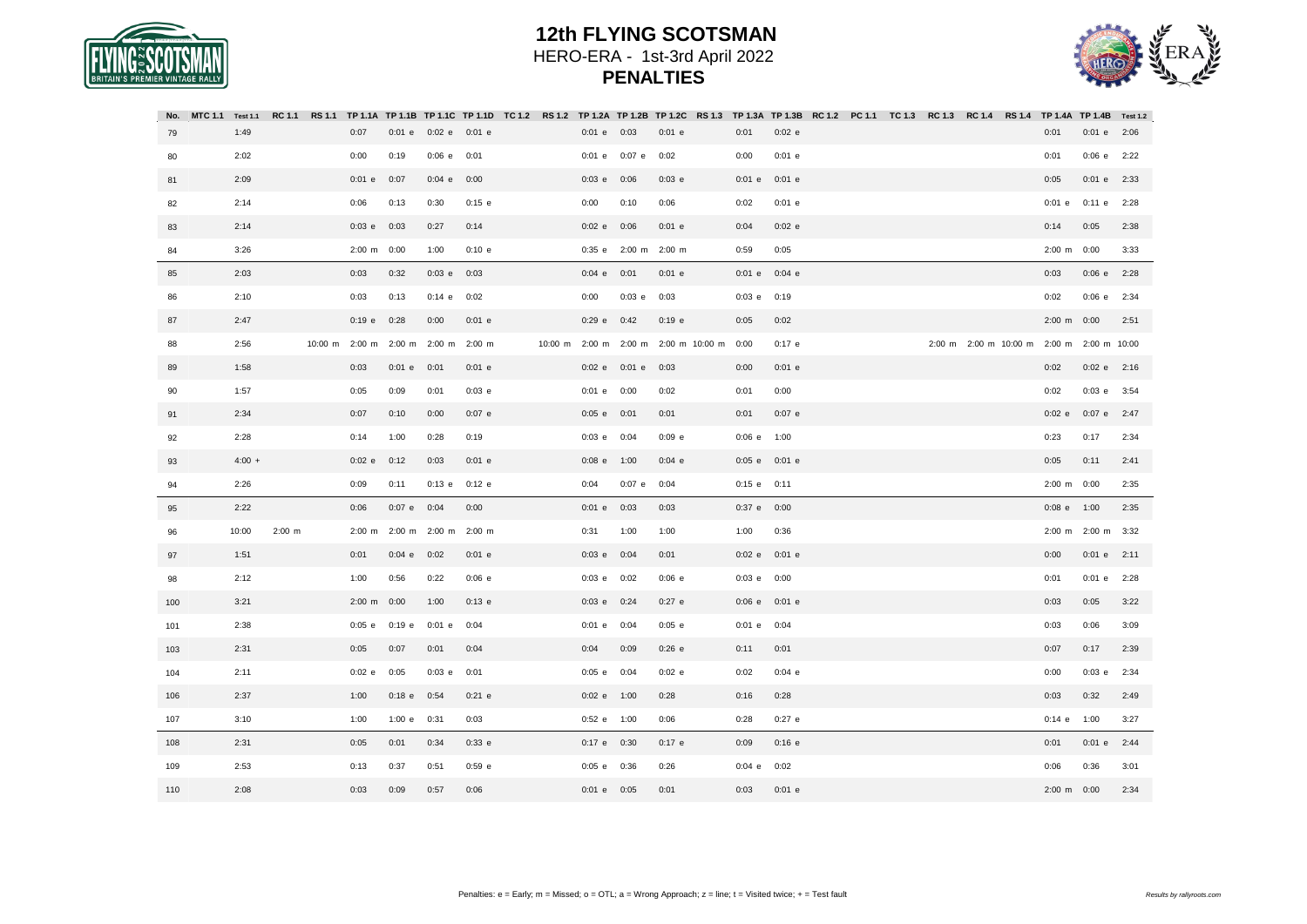# 12th FLYING SCOTSMAN

HERO-ERA - 1st-3rd April 2022

**PENALTIES**

| No. | MTC 1.1 | Test 1.1 | RC 1.1 | RS 1.1 | TP 1.1A | TP 1.1B | TP 1.1C | TP 1.1D | TC 1.2 | RS 1.2 | TP 1.2A | TP 1.2B | TP 1.2C | RS 1.3 | TP 1.3A | TP 1.3B | RC 1.2 | PC 1.1 | TC 1.3 | RC 1.3 | RC 1.4 | RS 1.4 | TP 1.4A | TP 1.4B | Test 1.2 |
|---|---|---|---|---|---|---|---|---|---|---|---|---|---|---|---|---|---|---|---|---|---|---|---|---|---|
| 79 | | 1:49 | | | 0:07 | 0:01 e | 0:02 e | 0:01 e | | | 0:01 e | 0:03 | 0:01 e | | 0:01 | 0:02 e | | | | | | | 0:01 | 0:01 e | 2:06 |
| 80 | | 2:02 | | | 0:00 | 0:19 | 0:06 e | 0:01 | | | 0:01 e | 0:07 e | 0:02 | | 0:00 | 0:01 e | | | | | | | 0:01 | 0:06 e | 2:22 |
| 81 | | 2:09 | | | 0:01 e | 0:07 | 0:04 e | 0:00 | | | 0:03 e | 0:06 | 0:03 e | | 0:01 e | 0:01 e | | | | | | | 0:05 | 0:01 e | 2:33 |
| 82 | | 2:14 | | | 0:06 | 0:13 | 0:30 | 0:15 e | | | 0:00 | 0:10 | 0:06 | | 0:02 | 0:01 e | | | | | | | 0:01 e | 0:11 e | 2:28 |
| 83 | | 2:14 | | | 0:03 e | 0:03 | 0:27 | 0:14 | | | 0:02 e | 0:06 | 0:01 e | | 0:04 | 0:02 e | | | | | | | 0:14 | 0:05 | 2:38 |
| 84 | | 3:26 | | | 2:00 m | 0:00 | 1:00 | 0:10 e | | | 0:35 e | 2:00 m | 2:00 m | | 0:59 | 0:05 | | | | | | | 2:00 m | 0:00 | 3:33 |
| 85 | | 2:03 | | | 0:03 | 0:32 | 0:03 e | 0:03 | | | 0:04 e | 0:01 | 0:01 e | | 0:01 e | 0:04 e | | | | | | | 0:03 | 0:06 e | 2:28 |
| 86 | | 2:10 | | | 0:03 | 0:13 | 0:14 e | 0:02 | | | 0:00 | 0:03 e | 0:03 | | 0:03 e | 0:19 | | | | | | | 0:02 | 0:06 e | 2:34 |
| 87 | | 2:47 | | | 0:19 e | 0:28 | 0:00 | 0:01 e | | | 0:29 e | 0:42 | 0:19 e | | 0:05 | 0:02 | | | | | | | 2:00 m | 0:00 | 2:51 |
| 88 | | 2:56 | | 10:00 m | 2:00 m | 2:00 m | 2:00 m | 2:00 m | | 10:00 m | 2:00 m | 2:00 m | 2:00 m | 10:00 m | 0:00 | 0:17 e | | | | 2:00 m | 2:00 m | 10:00 m | 2:00 m | 2:00 m | 10:00 |
| 89 | | 1:58 | | | 0:03 | 0:01 e | 0:01 | 0:01 e | | | 0:02 e | 0:01 e | 0:03 | | 0:00 | 0:01 e | | | | | | | 0:02 | 0:02 e | 2:16 |
| 90 | | 1:57 | | | 0:05 | 0:09 | 0:01 | 0:03 e | | | 0:01 e | 0:00 | 0:02 | | 0:01 | 0:00 | | | | | | | 0:02 | 0:03 e | 3:54 |
| 91 | | 2:34 | | | 0:07 | 0:10 | 0:00 | 0:07 e | | | 0:05 e | 0:01 | 0:01 | | 0:01 | 0:07 e | | | | | | | 0:02 e | 0:07 e | 2:47 |
| 92 | | 2:28 | | | 0:14 | 1:00 | 0:28 | 0:19 | | | 0:03 e | 0:04 | 0:09 e | | 0:06 e | 1:00 | | | | | | | 0:23 | 0:17 | 2:34 |
| 93 | | 4:00 + | | | 0:02 e | 0:12 | 0:03 | 0:01 e | | | 0:08 e | 1:00 | 0:04 e | | 0:05 e | 0:01 e | | | | | | | 0:05 | 0:11 | 2:41 |
| 94 | | 2:26 | | | 0:09 | 0:11 | 0:13 e | 0:12 e | | | 0:04 | 0:07 e | 0:04 | | 0:15 e | 0:11 | | | | | | | 2:00 m | 0:00 | 2:35 |
| 95 | | 2:22 | | | 0:06 | 0:07 e | 0:04 | 0:00 | | | 0:01 e | 0:03 | 0:03 | | 0:37 e | 0:00 | | | | | | | 0:08 e | 1:00 | 2:35 |
| 96 | | 10:00 | 2:00 m | | 2:00 m | 2:00 m | 2:00 m | 2:00 m | | | 0:31 | 1:00 | 1:00 | | 1:00 | 0:36 | | | | | | | 2:00 m | 2:00 m | 3:32 |
| 97 | | 1:51 | | | 0:01 | 0:04 e | 0:02 | 0:01 e | | | 0:03 e | 0:04 | 0:01 | | 0:02 e | 0:01 e | | | | | | | 0:00 | 0:01 e | 2:11 |
| 98 | | 2:12 | | | 1:00 | 0:56 | 0:22 | 0:06 e | | | 0:03 e | 0:02 | 0:06 e | | 0:03 e | 0:00 | | | | | | | 0:01 | 0:01 e | 2:28 |
| 100 | | 3:21 | | | 2:00 m | 0:00 | 1:00 | 0:13 e | | | 0:03 e | 0:24 | 0:27 e | | 0:06 e | 0:01 e | | | | | | | 0:03 | 0:05 | 3:22 |
| 101 | | 2:38 | | | 0:05 e | 0:19 e | 0:01 e | 0:04 | | | 0:01 e | 0:04 | 0:05 e | | 0:01 e | 0:04 | | | | | | | 0:03 | 0:06 | 3:09 |
| 103 | | 2:31 | | | 0:05 | 0:07 | 0:01 | 0:04 | | | 0:04 | 0:09 | 0:26 e | | 0:11 | 0:01 | | | | | | | 0:07 | 0:17 | 2:39 |
| 104 | | 2:11 | | | 0:02 e | 0:05 | 0:03 e | 0:01 | | | 0:05 e | 0:04 | 0:02 e | | 0:02 | 0:04 e | | | | | | | 0:00 | 0:03 e | 2:34 |
| 106 | | 2:37 | | | 1:00 | 0:18 e | 0:54 | 0:21 e | | | 0:02 e | 1:00 | 0:28 | | 0:16 | 0:28 | | | | | | | 0:03 | 0:32 | 2:49 |
| 107 | | 3:10 | | | 1:00 | 1:00 e | 0:31 | 0:03 | | | 0:52 e | 1:00 | 0:06 | | 0:28 | 0:27 e | | | | | | | 0:14 e | 1:00 | 3:27 |
| 108 | | 2:31 | | | 0:05 | 0:01 | 0:34 | 0:33 e | | | 0:17 e | 0:30 | 0:17 e | | 0:09 | 0:16 e | | | | | | | 0:01 | 0:01 e | 2:44 |
| 109 | | 2:53 | | | 0:13 | 0:37 | 0:51 | 0:59 e | | | 0:05 e | 0:36 | 0:26 | | 0:04 e | 0:02 | | | | | | | 0:06 | 0:36 | 3:01 |
| 110 | | 2:08 | | | 0:03 | 0:09 | 0:57 | 0:06 | | | 0:01 e | 0:05 | 0:01 | | 0:03 | 0:01 e | | | | | | | 2:00 m | 0:00 | 2:34 |

Penalties: e = Early; m = Missed; o = OTL; a = Wrong Approach; z = line; t = Visited twice; + = Test fault

*Results by rallyroots.com*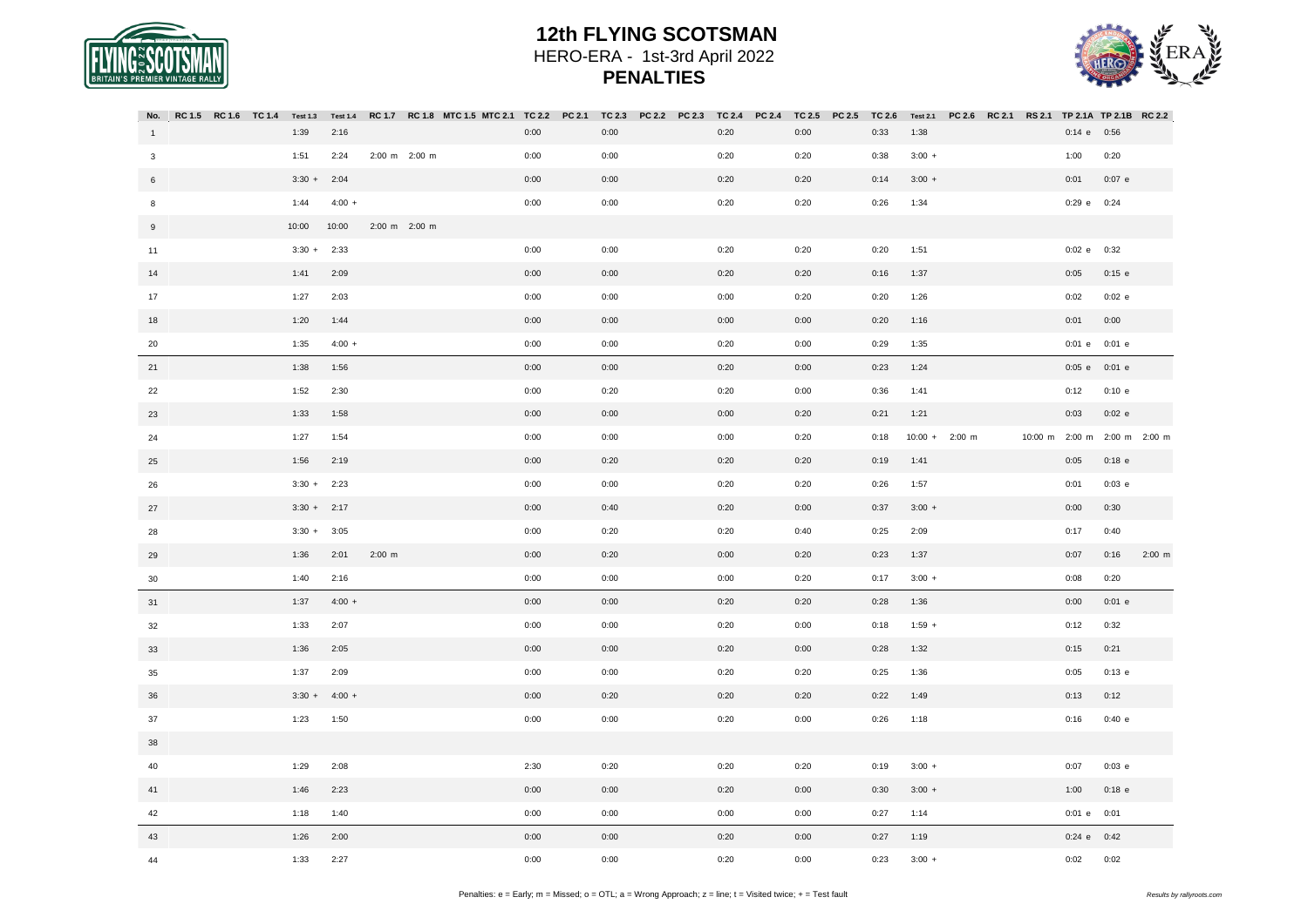# 12th FLYING SCOTSMAN

HERO-ERA - 1st-3rd April 2022

**PENALTIES**

| No. | RC 1.5 | RC 1.6 | TC 1.4 | Test 1.3 | Test 1.4 | RC 1.7 | RC 1.8 | MTC 1.5 | MTC 2.1 | TC 2.2 | PC 2.1 | TC 2.3 | PC 2.2 | PC 2.3 | TC 2.4 | PC 2.4 | TC 2.5 | PC 2.5 | TC 2.6 | Test 2.1 | PC 2.6 | RC 2.1 | RS 2.1 | TP 2.1A | TP 2.1B | RC 2.2 |
|---|---|---|---|---|---|---|---|---|---|---|---|---|---|---|---|---|---|---|---|---|---|---|---|---|---|---|
| 1 | | | | 1:39 | 2:16 | | | | | 0:00 | | 0:00 | | | 0:20 | | 0:00 | | 0:33 | 1:38 | | | | 0:14 e | 0:56 | |
| 3 | | | | 1:51 | 2:24 | 2:00 m | 2:00 m | | | 0:00 | | 0:00 | | | 0:20 | | 0:20 | | 0:38 | 3:00 + | | | | 1:00 | 0:20 | |
| 6 | | | | 3:30 + | 2:04 | | | | | 0:00 | | 0:00 | | | 0:20 | | 0:20 | | 0:14 | 3:00 + | | | | 0:01 | 0:07 e | |
| 8 | | | | 1:44 | 4:00 + | | | | | 0:00 | | 0:00 | | | 0:20 | | 0:20 | | 0:26 | 1:34 | | | | 0:29 e | 0:24 | |
| 9 | | | | 10:00 | 10:00 | 2:00 m | 2:00 m | | | | | | | | | | | | | | | | | | | |
| 11 | | | | 3:30 + | 2:33 | | | | | 0:00 | | 0:00 | | | 0:20 | | 0:20 | | 0:20 | 1:51 | | | | 0:02 e | 0:32 | |
| 14 | | | | 1:41 | 2:09 | | | | | 0:00 | | 0:00 | | | 0:20 | | 0:20 | | 0:16 | 1:37 | | | | 0:05 | 0:15 e | |
| 17 | | | | 1:27 | 2:03 | | | | | 0:00 | | 0:00 | | | 0:00 | | 0:20 | | 0:20 | 1:26 | | | | 0:02 | 0:02 e | |
| 18 | | | | 1:20 | 1:44 | | | | | 0:00 | | 0:00 | | | 0:00 | | 0:00 | | 0:20 | 1:16 | | | | 0:01 | 0:00 | |
| 20 | | | | 1:35 | 4:00 + | | | | | 0:00 | | 0:00 | | | 0:20 | | 0:00 | | 0:29 | 1:35 | | | | 0:01 e | 0:01 e | |
| 21 | | | | 1:38 | 1:56 | | | | | 0:00 | | 0:00 | | | 0:20 | | 0:00 | | 0:23 | 1:24 | | | | 0:05 e | 0:01 e | |
| 22 | | | | 1:52 | 2:30 | | | | | 0:00 | | 0:20 | | | 0:20 | | 0:00 | | 0:36 | 1:41 | | | | 0:12 | 0:10 e | |
| 23 | | | | 1:33 | 1:58 | | | | | 0:00 | | 0:00 | | | 0:00 | | 0:20 | | 0:21 | 1:21 | | | | 0:03 | 0:02 e | |
| 24 | | | | 1:27 | 1:54 | | | | | 0:00 | | 0:00 | | | 0:00 | | 0:20 | | 0:18 | 10:00 + | 2:00 m | | 10:00 m | 2:00 m | 2:00 m | 2:00 m |
| 25 | | | | 1:56 | 2:19 | | | | | 0:00 | | 0:20 | | | 0:20 | | 0:20 | | 0:19 | 1:41 | | | | 0:05 | 0:18 e | |
| 26 | | | | 3:30 + | 2:23 | | | | | 0:00 | | 0:00 | | | 0:20 | | 0:20 | | 0:26 | 1:57 | | | | 0:01 | 0:03 e | |
| 27 | | | | 3:30 + | 2:17 | | | | | 0:00 | | 0:40 | | | 0:20 | | 0:00 | | 0:37 | 3:00 + | | | | 0:00 | 0:30 | |
| 28 | | | | 3:30 + | 3:05 | | | | | 0:00 | | 0:20 | | | 0:20 | | 0:40 | | 0:25 | 2:09 | | | | 0:17 | 0:40 | |
| 29 | | | | 1:36 | 2:01 | 2:00 m | | | | 0:00 | | 0:20 | | | 0:00 | | 0:20 | | 0:23 | 1:37 | | | | 0:07 | 0:16 | 2:00 m |
| 30 | | | | 1:40 | 2:16 | | | | | 0:00 | | 0:00 | | | 0:00 | | 0:20 | | 0:17 | 3:00 + | | | | 0:08 | 0:20 | |
| 31 | | | | 1:37 | 4:00 + | | | | | 0:00 | | 0:00 | | | 0:20 | | 0:20 | | 0:28 | 1:36 | | | | 0:00 | 0:01 e | |
| 32 | | | | 1:33 | 2:07 | | | | | 0:00 | | 0:00 | | | 0:20 | | 0:00 | | 0:18 | 1:59 + | | | | 0:12 | 0:32 | |
| 33 | | | | 1:36 | 2:05 | | | | | 0:00 | | 0:00 | | | 0:20 | | 0:20 | | 0:28 | 1:32 | | | | 0:15 | 0:21 | |
| 35 | | | | 1:37 | 2:09 | | | | | 0:00 | | 0:00 | | | 0:20 | | 0:20 | | 0:25 | 1:36 | | | | 0:05 | 0:13 e | |
| 36 | | | | 3:30 + | 4:00 + | | | | | 0:00 | | 0:20 | | | 0:20 | | 0:20 | | 0:22 | 1:49 | | | | 0:13 | 0:12 | |
| 37 | | | | 1:23 | 1:50 | | | | | 0:00 | | 0:00 | | | 0:20 | | 0:20 | | 0:26 | 1:18 | | | | 0:16 | 0:40 e | |
| 38 | | | | | | | | | | | | | | | | | | | | | | | | | | |
| 40 | | | | 1:29 | 2:08 | | | | | 2:30 | | 0:20 | | | 0:20 | | 0:20 | | 0:19 | 3:00 + | | | | 0:07 | 0:03 e | |
| 41 | | | | 1:46 | 2:23 | | | | | 0:00 | | 0:00 | | | 0:20 | | 0:00 | | 0:30 | 3:00 + | | | | 1:00 | 0:18 e | |
| 42 | | | | 1:18 | 1:40 | | | | | 0:00 | | 0:00 | | | 0:00 | | 0:00 | | 0:27 | 1:14 | | | | 0:01 e | 0:01 | |
| 43 | | | | 1:26 | 2:00 | | | | | 0:00 | | 0:00 | | | 0:20 | | 0:00 | | 0:27 | 1:19 | | | | 0:24 e | 0:42 | |
| 44 | | | | 1:33 | 2:27 | | | | | 0:00 | | 0:00 | | | 0:20 | | 0:00 | | 0:23 | 3:00 + | | | | 0:02 | 0:02 | |

Penalties: e = Early; m = Missed; o = OTL; a = Wrong Approach; z = line; t = Visited twice; + = Test fault

*Results by rallyroots.com*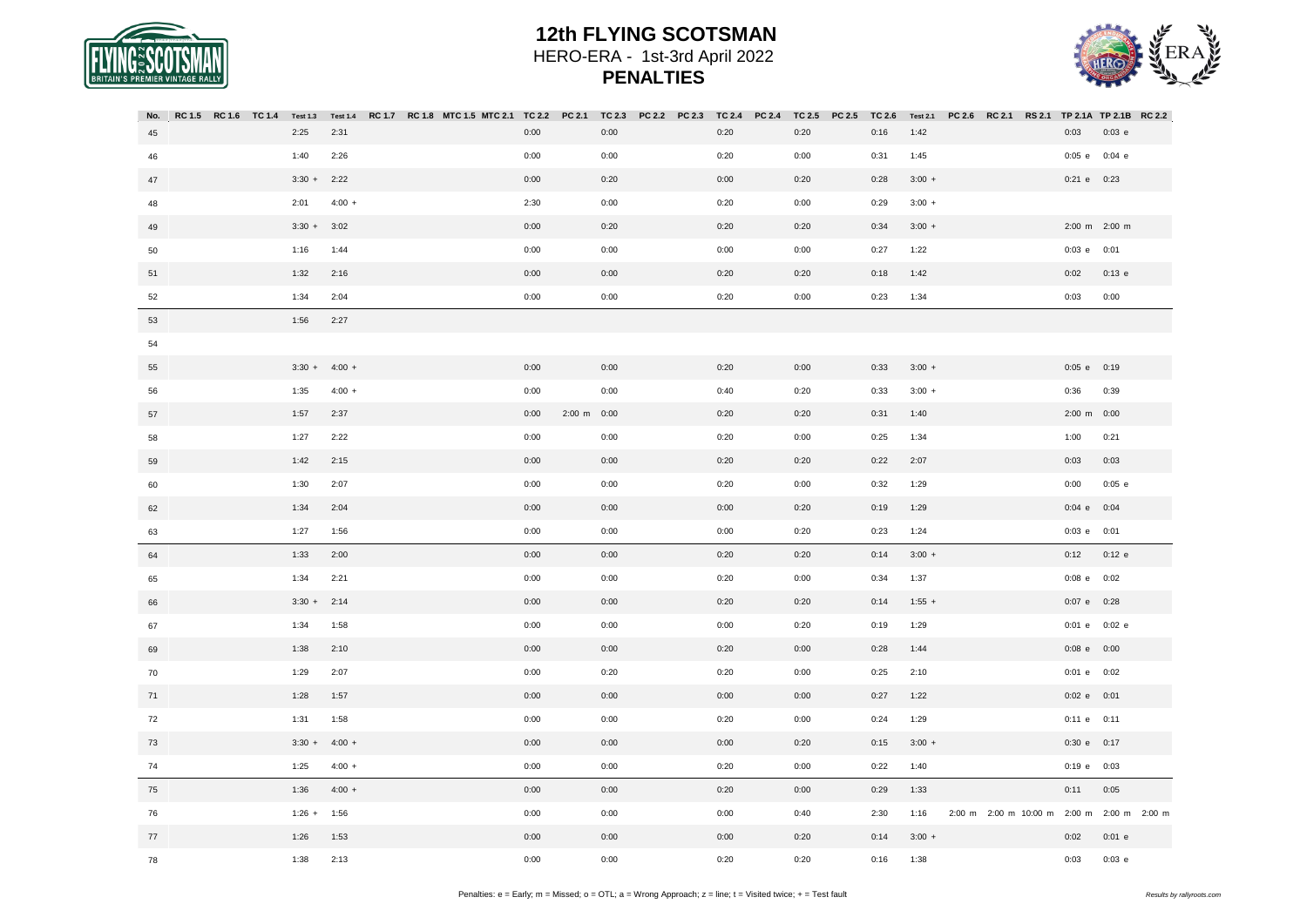# 12th FLYING SCOTSMAN

HERO-ERA - 1st-3rd April 2022

**PENALTIES**

| No. | RC 1.5 | RC 1.6 | TC 1.4 | Test 1.3 | Test 1.4 | RC 1.7 | RC 1.8 | MTC 1.5 | MTC 2.1 | TC 2.2 | PC 2.1 | TC 2.3 | PC 2.2 | PC 2.3 | TC 2.4 | PC 2.4 | TC 2.5 | PC 2.5 | TC 2.6 | Test 2.1 | PC 2.6 | RC 2.1 | RS 2.1 | TP 2.1A | TP 2.1B | RC 2.2 |
|---|---|---|---|---|---|---|---|---|---|---|---|---|---|---|---|---|---|---|---|---|---|---|---|---|---|---|
| 45 | | | | 2:25 | 2:31 | | | | | 0:00 | | 0:00 | | | 0:20 | | 0:20 | | 0:16 | 1:42 | | | | 0:03 | 0:03 e | |
| 46 | | | | 1:40 | 2:26 | | | | | 0:00 | | 0:00 | | | 0:20 | | 0:00 | | 0:31 | 1:45 | | | | 0:05 e | 0:04 e | |
| 47 | | | | 3:30 + | 2:22 | | | | | 0:00 | | 0:20 | | | 0:00 | | 0:20 | | 0:28 | 3:00 + | | | | 0:21 e | 0:23 | |
| 48 | | | | 2:01 | 4:00 + | | | | | 2:30 | | 0:00 | | | 0:20 | | 0:00 | | 0:29 | 3:00 + | | | | | | |
| 49 | | | | 3:30 + | 3:02 | | | | | 0:00 | | 0:20 | | | 0:20 | | 0:20 | | 0:34 | 3:00 + | | | | 2:00 m | 2:00 m | |
| 50 | | | | 1:16 | 1:44 | | | | | 0:00 | | 0:00 | | | 0:00 | | 0:00 | | 0:27 | 1:22 | | | | 0:03 e | 0:01 | |
| 51 | | | | 1:32 | 2:16 | | | | | 0:00 | | 0:00 | | | 0:20 | | 0:20 | | 0:18 | 1:42 | | | | 0:02 | 0:13 e | |
| 52 | | | | 1:34 | 2:04 | | | | | 0:00 | | 0:00 | | | 0:20 | | 0:00 | | 0:23 | 1:34 | | | | 0:03 | 0:00 | |
| 53 | | | | 1:56 | 2:27 | | | | | | | | | | | | | | | | | | | | | |
| 54 | | | | | | | | | | | | | | | | | | | | | | | | | | |
| 55 | | | | 3:30 + | 4:00 + | | | | | 0:00 | | 0:00 | | | 0:20 | | 0:00 | | 0:33 | 3:00 + | | | | 0:05 e | 0:19 | |
| 56 | | | | 1:35 | 4:00 + | | | | | 0:00 | | 0:00 | | | 0:40 | | 0:20 | | 0:33 | 3:00 + | | | | 0:36 | 0:39 | |
| 57 | | | | 1:57 | 2:37 | | | | | 0:00 | 2:00 m | 0:00 | | | 0:20 | | 0:20 | | 0:31 | 1:40 | | | | 2:00 m | 0:00 | |
| 58 | | | | 1:27 | 2:22 | | | | | 0:00 | | 0:00 | | | 0:20 | | 0:00 | | 0:25 | 1:34 | | | | 1:00 | 0:21 | |
| 59 | | | | 1:42 | 2:15 | | | | | 0:00 | | 0:00 | | | 0:20 | | 0:20 | | 0:22 | 2:07 | | | | 0:03 | 0:03 | |
| 60 | | | | 1:30 | 2:07 | | | | | 0:00 | | 0:00 | | | 0:20 | | 0:00 | | 0:32 | 1:29 | | | | 0:00 | 0:05 e | |
| 62 | | | | 1:34 | 2:04 | | | | | 0:00 | | 0:00 | | | 0:00 | | 0:20 | | 0:19 | 1:29 | | | | 0:04 e | 0:04 | |
| 63 | | | | 1:27 | 1:56 | | | | | 0:00 | | 0:00 | | | 0:00 | | 0:20 | | 0:23 | 1:24 | | | | 0:03 e | 0:01 | |
| 64 | | | | 1:33 | 2:00 | | | | | 0:00 | | 0:00 | | | 0:20 | | 0:20 | | 0:14 | 3:00 + | | | | 0:12 | 0:12 e | |
| 65 | | | | 1:34 | 2:21 | | | | | 0:00 | | 0:00 | | | 0:20 | | 0:00 | | 0:34 | 1:37 | | | | 0:08 e | 0:02 | |
| 66 | | | | 3:30 + | 2:14 | | | | | 0:00 | | 0:00 | | | 0:20 | | 0:20 | | 0:14 | 1:55 + | | | | 0:07 e | 0:28 | |
| 67 | | | | 1:34 | 1:58 | | | | | 0:00 | | 0:00 | | | 0:00 | | 0:20 | | 0:19 | 1:29 | | | | 0:01 e | 0:02 e | |
| 69 | | | | 1:38 | 2:10 | | | | | 0:00 | | 0:00 | | | 0:20 | | 0:00 | | 0:28 | 1:44 | | | | 0:08 e | 0:00 | |
| 70 | | | | 1:29 | 2:07 | | | | | 0:00 | | 0:20 | | | 0:20 | | 0:00 | | 0:25 | 2:10 | | | | 0:01 e | 0:02 | |
| 71 | | | | 1:28 | 1:57 | | | | | 0:00 | | 0:00 | | | 0:00 | | 0:00 | | 0:27 | 1:22 | | | | 0:02 e | 0:01 | |
| 72 | | | | 1:31 | 1:58 | | | | | 0:00 | | 0:00 | | | 0:20 | | 0:00 | | 0:24 | 1:29 | | | | 0:11 e | 0:11 | |
| 73 | | | | 3:30 + | 4:00 + | | | | | 0:00 | | 0:00 | | | 0:00 | | 0:20 | | 0:15 | 3:00 + | | | | 0:30 e | 0:17 | |
| 74 | | | | 1:25 | 4:00 + | | | | | 0:00 | | 0:00 | | | 0:20 | | 0:00 | | 0:22 | 1:40 | | | | 0:19 e | 0:03 | |
| 75 | | | | 1:36 | 4:00 + | | | | | 0:00 | | 0:00 | | | 0:20 | | 0:00 | | 0:29 | 1:33 | | | | 0:11 | 0:05 | |
| 76 | | | | 1:26 + | 1:56 | | | | | 0:00 | | 0:00 | | | 0:00 | | 0:40 | | 2:30 | 1:16 | 2:00 m | 2:00 m | 10:00 m | 2:00 m | 2:00 m | 2:00 m |
| 77 | | | | 1:26 | 1:53 | | | | | 0:00 | | 0:00 | | | 0:00 | | 0:20 | | 0:14 | 3:00 + | | | | 0:02 | 0:01 e | |
| 78 | | | | 1:38 | 2:13 | | | | | 0:00 | | 0:00 | | | 0:20 | | 0:20 | | 0:16 | 1:38 | | | | 0:03 | 0:03 e | |

Penalties: e = Early; m = Missed; o = OTL; a = Wrong Approach; z = line; t = Visited twice; + = Test fault

*Results by rallyroots.com*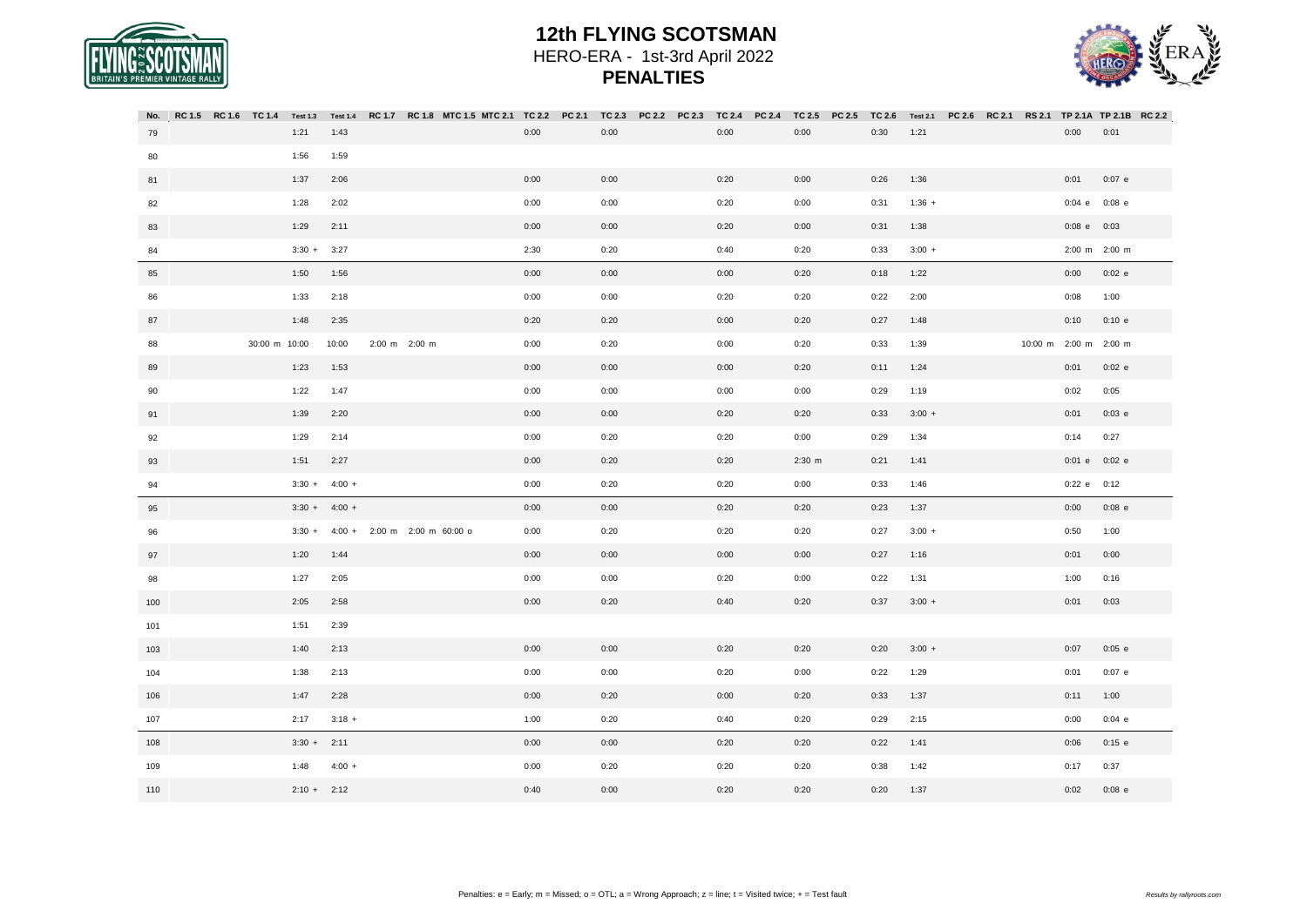# 12th FLYING SCOTSMAN

HERO-ERA - 1st-3rd April 2022

**PENALTIES**

| No. | RC 1.5 | RC 1.6 | TC 1.4 | Test 1.3 | Test 1.4 | RC 1.7 | RC 1.8 | MTC 1.5 | MTC 2.1 | TC 2.2 | PC 2.1 | TC 2.3 | PC 2.2 | PC 2.3 | TC 2.4 | PC 2.4 | TC 2.5 | PC 2.5 | TC 2.6 | Test 2.1 | PC 2.6 | RC 2.1 | RS 2.1 | TP 2.1A | TP 2.1B | RC 2.2 |
|---|---|---|---|---|---|---|---|---|---|---|---|---|---|---|---|---|---|---|---|---|---|---|---|---|---|---|
| 79 | | | | 1:21 | 1:43 | | | | | 0:00 | | 0:00 | | | 0:00 | | 0:00 | | 0:30 | 1:21 | | | | 0:00 | 0:01 | |
| 80 | | | | 1:56 | 1:59 | | | | | | | | | | | | | | | | | | | | | |
| 81 | | | | 1:37 | 2:06 | | | | | 0:00 | | 0:00 | | | 0:20 | | 0:00 | | 0:26 | 1:36 | | | | 0:01 | 0:07 e | |
| 82 | | | | 1:28 | 2:02 | | | | | 0:00 | | 0:00 | | | 0:20 | | 0:00 | | 0:31 | 1:36 + | | | | 0:04 e | 0:08 e | |
| 83 | | | | 1:29 | 2:11 | | | | | 0:00 | | 0:00 | | | 0:20 | | 0:00 | | 0:31 | 1:38 | | | | 0:08 e | 0:03 | |
| 84 | | | | 3:30 + | 3:27 | | | | | 2:30 | | 0:20 | | | 0:40 | | 0:20 | | 0:33 | 3:00 + | | | | 2:00 m | 2:00 m | |
| 85 | | | | 1:50 | 1:56 | | | | | 0:00 | | 0:00 | | | 0:00 | | 0:20 | | 0:18 | 1:22 | | | | 0:00 | 0:02 e | |
| 86 | | | | 1:33 | 2:18 | | | | | 0:00 | | 0:00 | | | 0:20 | | 0:20 | | 0:22 | 2:00 | | | | 0:08 | 1:00 | |
| 87 | | | | 1:48 | 2:35 | | | | | 0:20 | | 0:20 | | | 0:00 | | 0:20 | | 0:27 | 1:48 | | | | 0:10 | 0:10 e | |
| 88 | | | 30:00 m | 10:00 | 10:00 | 2:00 m | 2:00 m | | | 0:00 | | 0:20 | | | 0:00 | | 0:20 | | 0:33 | 1:39 | | | 10:00 m | 2:00 m | 2:00 m | |
| 89 | | | | 1:23 | 1:53 | | | | | 0:00 | | 0:00 | | | 0:00 | | 0:20 | | 0:11 | 1:24 | | | | 0:01 | 0:02 e | |
| 90 | | | | 1:22 | 1:47 | | | | | 0:00 | | 0:00 | | | 0:00 | | 0:00 | | 0:29 | 1:19 | | | | 0:02 | 0:05 | |
| 91 | | | | 1:39 | 2:20 | | | | | 0:00 | | 0:00 | | | 0:20 | | 0:20 | | 0:33 | 3:00 + | | | | 0:01 | 0:03 e | |
| 92 | | | | 1:29 | 2:14 | | | | | 0:00 | | 0:20 | | | 0:20 | | 0:00 | | 0:29 | 1:34 | | | | 0:14 | 0:27 | |
| 93 | | | | 1:51 | 2:27 | | | | | 0:00 | | 0:20 | | | 0:20 | | 2:30 m | | 0:21 | 1:41 | | | | 0:01 e | 0:02 e | |
| 94 | | | | 3:30 + | 4:00 + | | | | | 0:00 | | 0:20 | | | 0:20 | | 0:00 | | 0:33 | 1:46 | | | | 0:22 e | 0:12 | |
| 95 | | | | 3:30 + | 4:00 + | | | | | 0:00 | | 0:00 | | | 0:20 | | 0:20 | | 0:23 | 1:37 | | | | 0:00 | 0:08 e | |
| 96 | | | | 3:30 + | 4:00 + | 2:00 m | 2:00 m | 60:00 o | | 0:00 | | 0:20 | | | 0:20 | | 0:20 | | 0:27 | 3:00 + | | | | 0:50 | 1:00 | |
| 97 | | | | 1:20 | 1:44 | | | | | 0:00 | | 0:00 | | | 0:00 | | 0:00 | | 0:27 | 1:16 | | | | 0:01 | 0:00 | |
| 98 | | | | 1:27 | 2:05 | | | | | 0:00 | | 0:00 | | | 0:20 | | 0:00 | | 0:22 | 1:31 | | | | 1:00 | 0:16 | |
| 100 | | | | 2:05 | 2:58 | | | | | 0:00 | | 0:20 | | | 0:40 | | 0:20 | | 0:37 | 3:00 + | | | | 0:01 | 0:03 | |
| 101 | | | | 1:51 | 2:39 | | | | | | | | | | | | | | | | | | | | | |
| 103 | | | | 1:40 | 2:13 | | | | | 0:00 | | 0:00 | | | 0:20 | | 0:20 | | 0:20 | 3:00 + | | | | 0:07 | 0:05 e | |
| 104 | | | | 1:38 | 2:13 | | | | | 0:00 | | 0:00 | | | 0:20 | | 0:00 | | 0:22 | 1:29 | | | | 0:01 | 0:07 e | |
| 106 | | | | 1:47 | 2:28 | | | | | 0:00 | | 0:20 | | | 0:00 | | 0:20 | | 0:33 | 1:37 | | | | 0:11 | 1:00 | |
| 107 | | | | 2:17 | 3:18 + | | | | | 1:00 | | 0:20 | | | 0:40 | | 0:20 | | 0:29 | 2:15 | | | | 0:00 | 0:04 e | |
| 108 | | | | 3:30 + | 2:11 | | | | | 0:00 | | 0:00 | | | 0:20 | | 0:20 | | 0:22 | 1:41 | | | | 0:06 | 0:15 e | |
| 109 | | | | 1:48 | 4:00 + | | | | | 0:00 | | 0:20 | | | 0:20 | | 0:20 | | 0:38 | 1:42 | | | | 0:17 | 0:37 | |
| 110 | | | | 2:10 + | 2:12 | | | | | 0:40 | | 0:00 | | | 0:20 | | 0:20 | | 0:20 | 1:37 | | | | 0:02 | 0:08 e | |

Penalties: e = Early; m = Missed; o = OTL; a = Wrong Approach; z = line; t = Visited twice; + = Test fault

*Results by rallyroots.com*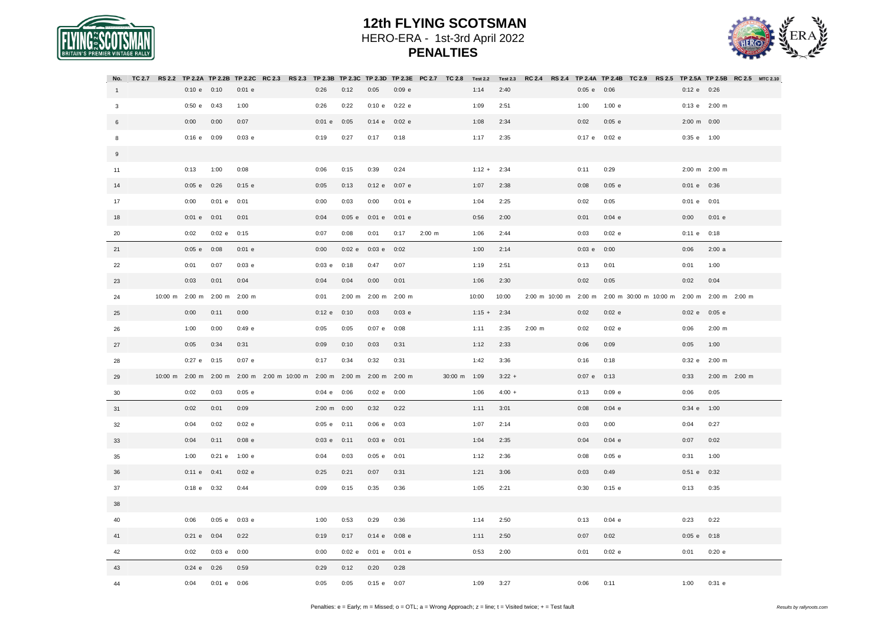# 12th FLYING SCOTSMAN

HERO-ERA - 1st-3rd April 2022

**PENALTIES**

| No. | TC 2.7 | RS 2.2 | TP 2.2A | TP 2.2B | TP 2.2C | RC 2.3 | RS 2.3 | TP 2.3B | TP 2.3C | TP 2.3D | TP 2.3E | PC 2.7 | TC 2.8 | Test 2.2 | Test 2.3 | RC 2.4 | RS 2.4 | TP 2.4A | TP 2.4B | TC 2.9 | RS 2.5 | TP 2.5A | TP 2.5B | RC 2.5 | MTC 2.10 |
|---|---|---|---|---|---|---|---|---|---|---|---|---|---|---|---|---|---|---|---|---|---|---|---|---|---|
| 1 | | | 0:10 e | 0:10 | 0:01 e | | | 0:26 | 0:12 | 0:05 | 0:09 e | | | 1:14 | 2:40 | | | 0:05 e | 0:06 | | | 0:12 e | 0:26 | | |
| 3 | | | 0:50 e | 0:43 | 1:00 | | | 0:26 | 0:22 | 0:10 e | 0:22 e | | | 1:09 | 2:51 | | | 1:00 | 1:00 e | | | 0:13 e | 2:00 m | | |
| 6 | | | 0:00 | 0:00 | 0:07 | | | 0:01 e | 0:05 | 0:14 e | 0:02 e | | | 1:08 | 2:34 | | | 0:02 | 0:05 e | | | 2:00 m | 0:00 | | |
| 8 | | | 0:16 e | 0:09 | 0:03 e | | | 0:19 | 0:27 | 0:17 | 0:18 | | | 1:17 | 2:35 | | | 0:17 e | 0:02 e | | | 0:35 e | 1:00 | | |
| 9 | | | | | | | | | | | | | | | | | | | | | | | | | |
| 11 | | | 0:13 | 1:00 | 0:08 | | | 0:06 | 0:15 | 0:39 | 0:24 | | | 1:12 + | 2:34 | | | 0:11 | 0:29 | | | 2:00 m | 2:00 m | | |
| 14 | | | 0:05 e | 0:26 | 0:15 e | | | 0:05 | 0:13 | 0:12 e | 0:07 e | | | 1:07 | 2:38 | | | 0:08 | 0:05 e | | | 0:01 e | 0:36 | | |
| 17 | | | 0:00 | 0:01 e | 0:01 | | | 0:00 | 0:03 | 0:00 | 0:01 e | | | 1:04 | 2:25 | | | 0:02 | 0:05 | | | 0:01 e | 0:01 | | |
| 18 | | | 0:01 e | 0:01 | 0:01 | | | 0:04 | 0:05 e | 0:01 e | 0:01 e | | | 0:56 | 2:00 | | | 0:01 | 0:04 e | | | 0:00 | 0:01 e | | |
| 20 | | | 0:02 | 0:02 e | 0:15 | | | 0:07 | 0:08 | 0:01 | 0:17 | 2:00 m | | 1:06 | 2:44 | | | 0:03 | 0:02 e | | | 0:11 e | 0:18 | | |
| 21 | | | 0:05 e | 0:08 | 0:01 e | | | 0:00 | 0:02 e | 0:03 e | 0:02 | | | 1:00 | 2:14 | | | 0:03 e | 0:00 | | | 0:06 | 2:00 a | | |
| 22 | | | 0:01 | 0:07 | 0:03 e | | | 0:03 e | 0:18 | 0:47 | 0:07 | | | 1:19 | 2:51 | | | 0:13 | 0:01 | | | 0:01 | 1:00 | | |
| 23 | | | 0:03 | 0:01 | 0:04 | | | 0:04 | 0:04 | 0:00 | 0:01 | | | 1:06 | 2:30 | | | 0:02 | 0:05 | | | 0:02 | 0:04 | | |
| 24 | | 10:00 m | 2:00 m | 2:00 m | 2:00 m | | | 0:01 | 2:00 m | 2:00 m | 2:00 m | | | 10:00 | 10:00 | 2:00 m | 10:00 m | 2:00 m | 2:00 m | 30:00 m | 10:00 m | 2:00 m | 2:00 m | 2:00 m | |
| 25 | | | 0:00 | 0:11 | 0:00 | | | 0:12 e | 0:10 | 0:03 | 0:03 e | | | 1:15 + | 2:34 | | | 0:02 | 0:02 e | | | 0:02 e | 0:05 e | | |
| 26 | | | 1:00 | 0:00 | 0:49 e | | | 0:05 | 0:05 | 0:07 e | 0:08 | | | 1:11 | 2:35 | 2:00 m | | 0:02 | 0:02 e | | | 0:06 | 2:00 m | | |
| 27 | | | 0:05 | 0:34 | 0:31 | | | 0:09 | 0:10 | 0:03 | 0:31 | | | 1:12 | 2:33 | | | 0:06 | 0:09 | | | 0:05 | 1:00 | | |
| 28 | | | 0:27 e | 0:15 | 0:07 e | | | 0:17 | 0:34 | 0:32 | 0:31 | | | 1:42 | 3:36 | | | 0:16 | 0:18 | | | 0:32 e | 2:00 m | | |
| 29 | | 10:00 m | 2:00 m | 2:00 m | 2:00 m | 2:00 m | 10:00 m | 2:00 m | 2:00 m | 2:00 m | 2:00 m | | 30:00 m | 1:09 | 3:22 + | | | 0:07 e | 0:13 | | | 0:33 | 2:00 m | 2:00 m | |
| 30 | | | 0:02 | 0:03 | 0:05 e | | | 0:04 e | 0:06 | 0:02 e | 0:00 | | | 1:06 | 4:00 + | | | 0:13 | 0:09 e | | | 0:06 | 0:05 | | |
| 31 | | | 0:02 | 0:01 | 0:09 | | | 2:00 m | 0:00 | 0:32 | 0:22 | | | 1:11 | 3:01 | | | 0:08 | 0:04 e | | | 0:34 e | 1:00 | | |
| 32 | | | 0:04 | 0:02 | 0:02 e | | | 0:05 e | 0:11 | 0:06 e | 0:03 | | | 1:07 | 2:14 | | | 0:03 | 0:00 | | | 0:04 | 0:27 | | |
| 33 | | | 0:04 | 0:11 | 0:08 e | | | 0:03 e | 0:11 | 0:03 e | 0:01 | | | 1:04 | 2:35 | | | 0:04 | 0:04 e | | | 0:07 | 0:02 | | |
| 35 | | | 1:00 | 0:21 e | 1:00 e | | | 0:04 | 0:03 | 0:05 e | 0:01 | | | 1:12 | 2:36 | | | 0:08 | 0:05 e | | | 0:31 | 1:00 | | |
| 36 | | | 0:11 e | 0:41 | 0:02 e | | | 0:25 | 0:21 | 0:07 | 0:31 | | | 1:21 | 3:06 | | | 0:03 | 0:49 | | | 0:51 e | 0:32 | | |
| 37 | | | 0:18 e | 0:32 | 0:44 | | | 0:09 | 0:15 | 0:35 | 0:36 | | | 1:05 | 2:21 | | | 0:30 | 0:15 e | | | 0:13 | 0:35 | | |
| 38 | | | | | | | | | | | | | | | | | | | | | | | | | |
| 40 | | | 0:06 | 0:05 e | 0:03 e | | | 1:00 | 0:53 | 0:29 | 0:36 | | | 1:14 | 2:50 | | | 0:13 | 0:04 e | | | 0:23 | 0:22 | | |
| 41 | | | 0:21 e | 0:04 | 0:22 | | | 0:19 | 0:17 | 0:14 e | 0:08 e | | | 1:11 | 2:50 | | | 0:07 | 0:02 | | | 0:05 e | 0:18 | | |
| 42 | | | 0:02 | 0:03 e | 0:00 | | | 0:00 | 0:02 e | 0:01 e | 0:01 e | | | 0:53 | 2:00 | | | 0:01 | 0:02 e | | | 0:01 | 0:20 e | | |
| 43 | | | 0:24 e | 0:26 | 0:59 | | | 0:29 | 0:12 | 0:20 | 0:28 | | | | | | | | | | | | | | |
| 44 | | | 0:04 | 0:01 e | 0:06 | | | 0:05 | 0:05 | 0:15 e | 0:07 | | | 1:09 | 3:27 | | | 0:06 | 0:11 | | | 1:00 | 0:31 e | | |

Penalties: e = Early; m = Missed; o = OTL; a = Wrong Approach; z = line; t = Visited twice; + = Test fault

*Results by rallyroots.com*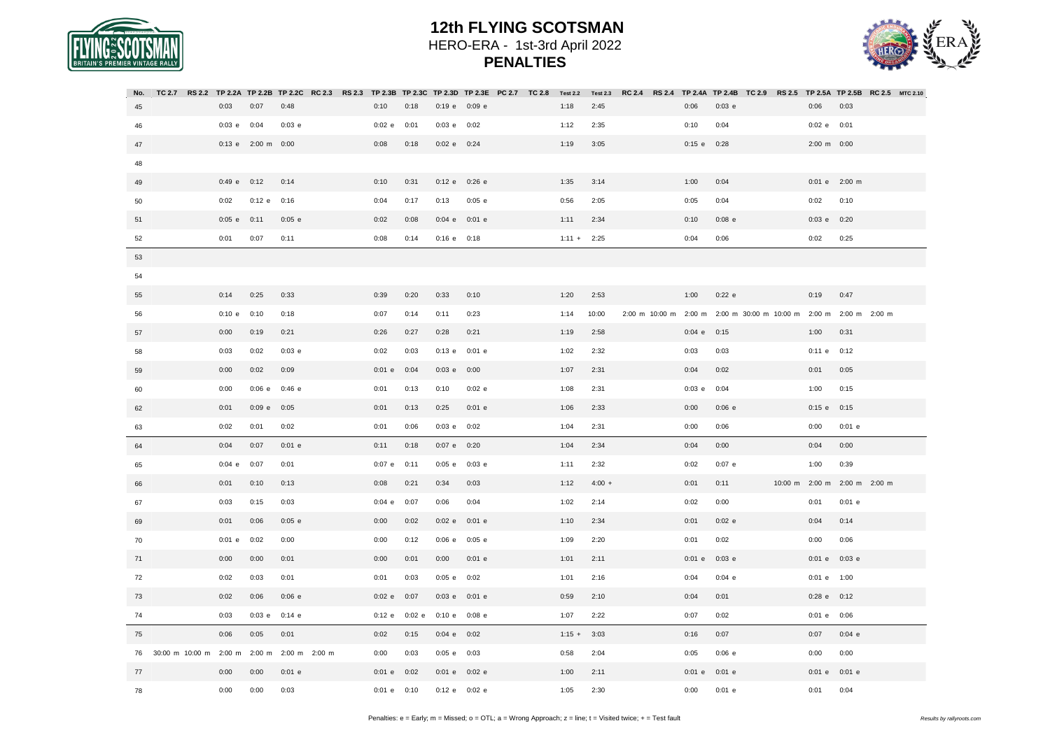# 12th FLYING SCOTSMAN

HERO-ERA - 1st-3rd April 2022

**PENALTIES**

| No. | TC 2.7 | RS 2.2 | TP 2.2A | TP 2.2B | TP 2.2C | RC 2.3 | RS 2.3 | TP 2.3B | TP 2.3C | TP 2.3D | TP 2.3E | PC 2.7 | TC 2.8 | Test 2.2 | Test 2.3 | RC 2.4 | RS 2.4 | TP 2.4A | TP 2.4B | TC 2.9 | RS 2.5 | TP 2.5A | TP 2.5B | RC 2.5 | MTC 2.10 |
|---|---|---|---|---|---|---|---|---|---|---|---|---|---|---|---|---|---|---|---|---|---|---|---|---|---|
| 45 | | | 0:03 | 0:07 | 0:48 | | | 0:10 | 0:18 | 0:19 e | 0:09 e | | | 1:18 | 2:45 | | | 0:06 | 0:03 e | | | 0:06 | 0:03 | | |
| 46 | | | 0:03 e | 0:04 | 0:03 e | | | 0:02 e | 0:01 | 0:03 e | 0:02 | | | 1:12 | 2:35 | | | 0:10 | 0:04 | | | 0:02 e | 0:01 | | |
| 47 | | | 0:13 e | 2:00 m | 0:00 | | | 0:08 | 0:18 | 0:02 e | 0:24 | | | 1:19 | 3:05 | | | 0:15 e | 0:28 | | | 2:00 m | 0:00 | | |
| 48 | | | | | | | | | | | | | | | | | | | | | | | | | |
| 49 | | | 0:49 e | 0:12 | 0:14 | | | 0:10 | 0:31 | 0:12 e | 0:26 e | | | 1:35 | 3:14 | | | 1:00 | 0:04 | | | 0:01 e | 2:00 m | | |
| 50 | | | 0:02 | 0:12 e | 0:16 | | | 0:04 | 0:17 | 0:13 | 0:05 e | | | 0:56 | 2:05 | | | 0:05 | 0:04 | | | 0:02 | 0:10 | | |
| 51 | | | 0:05 e | 0:11 | 0:05 e | | | 0:02 | 0:08 | 0:04 e | 0:01 e | | | 1:11 | 2:34 | | | 0:10 | 0:08 e | | | 0:03 e | 0:20 | | |
| 52 | | | 0:01 | 0:07 | 0:11 | | | 0:08 | 0:14 | 0:16 e | 0:18 | | | 1:11 + | 2:25 | | | 0:04 | 0:06 | | | 0:02 | 0:25 | | |
| 53 | | | | | | | | | | | | | | | | | | | | | | | | | |
| 54 | | | | | | | | | | | | | | | | | | | | | | | | | |
| 55 | | | 0:14 | 0:25 | 0:33 | | | 0:39 | 0:20 | 0:33 | 0:10 | | | 1:20 | 2:53 | | | 1:00 | 0:22 e | | | 0:19 | 0:47 | | |
| 56 | | | 0:10 e | 0:10 | 0:18 | | | 0:07 | 0:14 | 0:11 | 0:23 | | | 1:14 | 10:00 | 2:00 m | 10:00 m | 2:00 m | 2:00 m | 30:00 m | 10:00 m | 2:00 m | 2:00 m | 2:00 m | |
| 57 | | | 0:00 | 0:19 | 0:21 | | | 0:26 | 0:27 | 0:28 | 0:21 | | | 1:19 | 2:58 | | | 0:04 e | 0:15 | | | 1:00 | 0:31 | | |
| 58 | | | 0:03 | 0:02 | 0:03 e | | | 0:02 | 0:03 | 0:13 e | 0:01 e | | | 1:02 | 2:32 | | | 0:03 | 0:03 | | | 0:11 e | 0:12 | | |
| 59 | | | 0:00 | 0:02 | 0:09 | | | 0:01 e | 0:04 | 0:03 e | 0:00 | | | 1:07 | 2:31 | | | 0:04 | 0:02 | | | 0:01 | 0:05 | | |
| 60 | | | 0:00 | 0:06 e | 0:46 e | | | 0:01 | 0:13 | 0:10 | 0:02 e | | | 1:08 | 2:31 | | | 0:03 e | 0:04 | | | 1:00 | 0:15 | | |
| 62 | | | 0:01 | 0:09 e | 0:05 | | | 0:01 | 0:13 | 0:25 | 0:01 e | | | 1:06 | 2:33 | | | 0:00 | 0:06 e | | | 0:15 e | 0:15 | | |
| 63 | | | 0:02 | 0:01 | 0:02 | | | 0:01 | 0:06 | 0:03 e | 0:02 | | | 1:04 | 2:31 | | | 0:00 | 0:06 | | | 0:00 | 0:01 e | | |
| 64 | | | 0:04 | 0:07 | 0:01 e | | | 0:11 | 0:18 | 0:07 e | 0:20 | | | 1:04 | 2:34 | | | 0:04 | 0:00 | | | 0:04 | 0:00 | | |
| 65 | | | 0:04 e | 0:07 | 0:01 | | | 0:07 e | 0:11 | 0:05 e | 0:03 e | | | 1:11 | 2:32 | | | 0:02 | 0:07 e | | | 1:00 | 0:39 | | |
| 66 | | | 0:01 | 0:10 | 0:13 | | | 0:08 | 0:21 | 0:34 | 0:03 | | | 1:12 | 4:00 + | | | 0:01 | 0:11 | | 10:00 m | 2:00 m | 2:00 m | 2:00 m | |
| 67 | | | 0:03 | 0:15 | 0:03 | | | 0:04 e | 0:07 | 0:06 | 0:04 | | | 1:02 | 2:14 | | | 0:02 | 0:00 | | | 0:01 | 0:01 e | | |
| 69 | | | 0:01 | 0:06 | 0:05 e | | | 0:00 | 0:02 | 0:02 e | 0:01 e | | | 1:10 | 2:34 | | | 0:01 | 0:02 e | | | 0:04 | 0:14 | | |
| 70 | | | 0:01 e | 0:02 | 0:00 | | | 0:00 | 0:12 | 0:06 e | 0:05 e | | | 1:09 | 2:20 | | | 0:01 | 0:02 | | | 0:00 | 0:06 | | |
| 71 | | | 0:00 | 0:00 | 0:01 | | | 0:00 | 0:01 | 0:00 | 0:01 e | | | 1:01 | 2:11 | | | 0:01 e | 0:03 e | | | 0:01 e | 0:03 e | | |
| 72 | | | 0:02 | 0:03 | 0:01 | | | 0:01 | 0:03 | 0:05 e | 0:02 | | | 1:01 | 2:16 | | | 0:04 | 0:04 e | | | 0:01 e | 1:00 | | |
| 73 | | | 0:02 | 0:06 | 0:06 e | | | 0:02 e | 0:07 | 0:03 e | 0:01 e | | | 0:59 | 2:10 | | | 0:04 | 0:01 | | | 0:28 e | 0:12 | | |
| 74 | | | 0:03 | 0:03 e | 0:14 e | | | 0:12 e | 0:02 e | 0:10 e | 0:08 e | | | 1:07 | 2:22 | | | 0:07 | 0:02 | | | 0:01 e | 0:06 | | |
| 75 | | | 0:06 | 0:05 | 0:01 | | | 0:02 | 0:15 | 0:04 e | 0:02 | | | 1:15 + | 3:03 | | | 0:16 | 0:07 | | | 0:07 | 0:04 e | | |
| 76 | 30:00 m | 10:00 m | 2:00 m | 2:00 m | 2:00 m | 2:00 m | | 0:00 | 0:03 | 0:05 e | 0:03 | | | 0:58 | 2:04 | | | 0:05 | 0:06 e | | | 0:00 | 0:00 | | |
| 77 | | | 0:00 | 0:00 | 0:01 e | | | 0:01 e | 0:02 | 0:01 e | 0:02 e | | | 1:00 | 2:11 | | | 0:01 e | 0:01 e | | | 0:01 e | 0:01 e | | |
| 78 | | | 0:00 | 0:00 | 0:03 | | | 0:01 e | 0:10 | 0:12 e | 0:02 e | | | 1:05 | 2:30 | | | 0:00 | 0:01 e | | | 0:01 | 0:04 | | |

Penalties: e = Early; m = Missed; o = OTL; a = Wrong Approach; z = line; t = Visited twice; + = Test fault

*Results by rallyroots.com*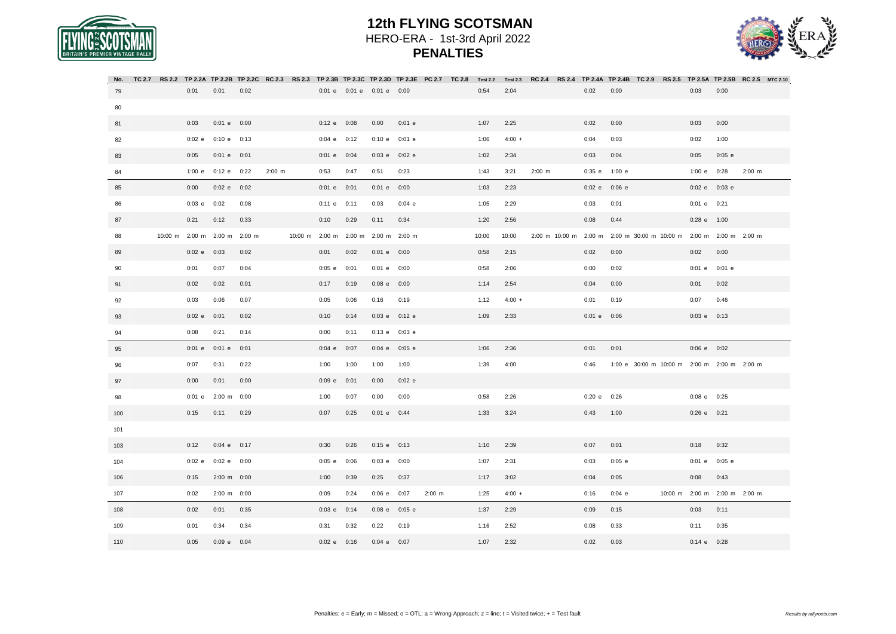# 12th FLYING SCOTSMAN

HERO-ERA - 1st-3rd April 2022

**PENALTIES**

| No. | TC 2.7 | RS 2.2 | TP 2.2A | TP 2.2B | TP 2.2C | RC 2.3 | RS 2.3 | TP 2.3B | TP 2.3C | TP 2.3D | TP 2.3E | PC 2.7 | TC 2.8 | Test 2.2 | Test 2.3 | RC 2.4 | RS 2.4 | TP 2.4A | TP 2.4B | TC 2.9 | RS 2.5 | TP 2.5A | TP 2.5B | RC 2.5 | MTC 2.10 |
|---|---|---|---|---|---|---|---|---|---|---|---|---|---|---|---|---|---|---|---|---|---|---|---|---|---|
| 79 | | | 0:01 | 0:01 | 0:02 | | | 0:01 e | 0:01 e | 0:01 e | 0:00 | | | 0:54 | 2:04 | | | 0:02 | 0:00 | | | 0:03 | 0:00 | | |
| 80 | | | | | | | | | | | | | | | | | | | | | | | | | |
| 81 | | | 0:03 | 0:01 e | 0:00 | | | 0:12 e | 0:08 | 0:00 | 0:01 e | | | 1:07 | 2:25 | | | 0:02 | 0:00 | | | 0:03 | 0:00 | | |
| 82 | | | 0:02 e | 0:10 e | 0:13 | | | 0:04 e | 0:12 | 0:10 e | 0:01 e | | | 1:06 | 4:00 + | | | 0:04 | 0:03 | | | 0:02 | 1:00 | | |
| 83 | | | 0:05 | 0:01 e | 0:01 | | | 0:01 e | 0:04 | 0:03 e | 0:02 e | | | 1:02 | 2:34 | | | 0:03 | 0:04 | | | 0:05 | 0:05 e | | |
| 84 | | | 1:00 e | 0:12 e | 0:22 | 2:00 m | | 0:53 | 0:47 | 0:51 | 0:23 | | | 1:43 | 3:21 | 2:00 m | | 0:35 e | 1:00 e | | | 1:00 e | 0:28 | 2:00 m | |
| 85 | | | 0:00 | 0:02 e | 0:02 | | | 0:01 e | 0:01 | 0:01 e | 0:00 | | | 1:03 | 2:23 | | | 0:02 e | 0:06 e | | | 0:02 e | 0:03 e | | |
| 86 | | | 0:03 e | 0:02 | 0:08 | | | 0:11 e | 0:11 | 0:03 | 0:04 e | | | 1:05 | 2:29 | | | 0:03 | 0:01 | | | 0:01 e | 0:21 | | |
| 87 | | | 0:21 | 0:12 | 0:33 | | | 0:10 | 0:29 | 0:11 | 0:34 | | | 1:20 | 2:56 | | | 0:08 | 0:44 | | | 0:28 e | 1:00 | | |
| 88 | | 10:00 m | 2:00 m | 2:00 m | 2:00 m | | 10:00 m | 2:00 m | 2:00 m | 2:00 m | 2:00 m | | | 10:00 | 10:00 | 2:00 m | 10:00 m | 2:00 m | 2:00 m | 30:00 m | 10:00 m | 2:00 m | 2:00 m | 2:00 m | |
| 89 | | | 0:02 e | 0:03 | 0:02 | | | 0:01 | 0:02 | 0:01 e | 0:00 | | | 0:58 | 2:15 | | | 0:02 | 0:00 | | | 0:02 | 0:00 | | |
| 90 | | | 0:01 | 0:07 | 0:04 | | | 0:05 e | 0:01 | 0:01 e | 0:00 | | | 0:58 | 2:06 | | | 0:00 | 0:02 | | | 0:01 e | 0:01 e | | |
| 91 | | | 0:02 | 0:02 | 0:01 | | | 0:17 | 0:19 | 0:08 e | 0:00 | | | 1:14 | 2:54 | | | 0:04 | 0:00 | | | 0:01 | 0:02 | | |
| 92 | | | 0:03 | 0:06 | 0:07 | | | 0:05 | 0:06 | 0:16 | 0:19 | | | 1:12 | 4:00 + | | | 0:01 | 0:19 | | | 0:07 | 0:46 | | |
| 93 | | | 0:02 e | 0:01 | 0:02 | | | 0:10 | 0:14 | 0:03 e | 0:12 e | | | 1:09 | 2:33 | | | 0:01 e | 0:06 | | | 0:03 e | 0:13 | | |
| 94 | | | 0:08 | 0:21 | 0:14 | | | 0:00 | 0:11 | 0:13 e | 0:03 e | | | | | | | | | | | | | | |
| 95 | | | 0:01 e | 0:01 e | 0:01 | | | 0:04 e | 0:07 | 0:04 e | 0:05 e | | | 1:06 | 2:36 | | | 0:01 | 0:01 | | | 0:06 e | 0:02 | | |
| 96 | | | 0:07 | 0:31 | 0:22 | | | 1:00 | 1:00 | 1:00 | 1:00 | | | 1:39 | 4:00 | | | 0:46 | 1:00 e | 30:00 m | 10:00 m | 2:00 m | 2:00 m | 2:00 m | |
| 97 | | | 0:00 | 0:01 | 0:00 | | | 0:09 e | 0:01 | 0:00 | 0:02 e | | | | | | | | | | | | | | |
| 98 | | | 0:01 e | 2:00 m | 0:00 | | | 1:00 | 0:07 | 0:00 | 0:00 | | | 0:58 | 2:26 | | | 0:20 e | 0:26 | | | 0:08 e | 0:25 | | |
| 100 | | | 0:15 | 0:11 | 0:29 | | | 0:07 | 0:25 | 0:01 e | 0:44 | | | 1:33 | 3:24 | | | 0:43 | 1:00 | | | 0:26 e | 0:21 | | |
| 101 | | | | | | | | | | | | | | | | | | | | | | | | | |
| 103 | | | 0:12 | 0:04 e | 0:17 | | | 0:30 | 0:26 | 0:15 e | 0:13 | | | 1:10 | 2:39 | | | 0:07 | 0:01 | | | 0:18 | 0:32 | | |
| 104 | | | 0:02 e | 0:02 e | 0:00 | | | 0:05 e | 0:06 | 0:03 e | 0:00 | | | 1:07 | 2:31 | | | 0:03 | 0:05 e | | | 0:01 e | 0:05 e | | |
| 106 | | | 0:15 | 2:00 m | 0:00 | | | 1:00 | 0:39 | 0:25 | 0:37 | | | 1:17 | 3:02 | | | 0:04 | 0:05 | | | 0:08 | 0:43 | | |
| 107 | | | 0:02 | 2:00 m | 0:00 | | | 0:09 | 0:24 | 0:06 e | 0:07 | 2:00 m | | 1:25 | 4:00 + | | | 0:16 | 0:04 e | | 10:00 m | 2:00 m | 2:00 m | 2:00 m | |
| 108 | | | 0:02 | 0:01 | 0:35 | | | 0:03 e | 0:14 | 0:08 e | 0:05 e | | | 1:37 | 2:29 | | | 0:09 | 0:15 | | | 0:03 | 0:11 | | |
| 109 | | | 0:01 | 0:34 | 0:34 | | | 0:31 | 0:32 | 0:22 | 0:19 | | | 1:16 | 2:52 | | | 0:08 | 0:33 | | | 0:11 | 0:35 | | |
| 110 | | | 0:05 | 0:09 e | 0:04 | | | 0:02 e | 0:16 | 0:04 e | 0:07 | | | 1:07 | 2:32 | | | 0:02 | 0:03 | | | 0:14 e | 0:28 | | |

Penalties: e = Early; m = Missed; o = OTL; a = Wrong Approach; z = line; t = Visited twice; + = Test fault

*Results by rallyroots.com*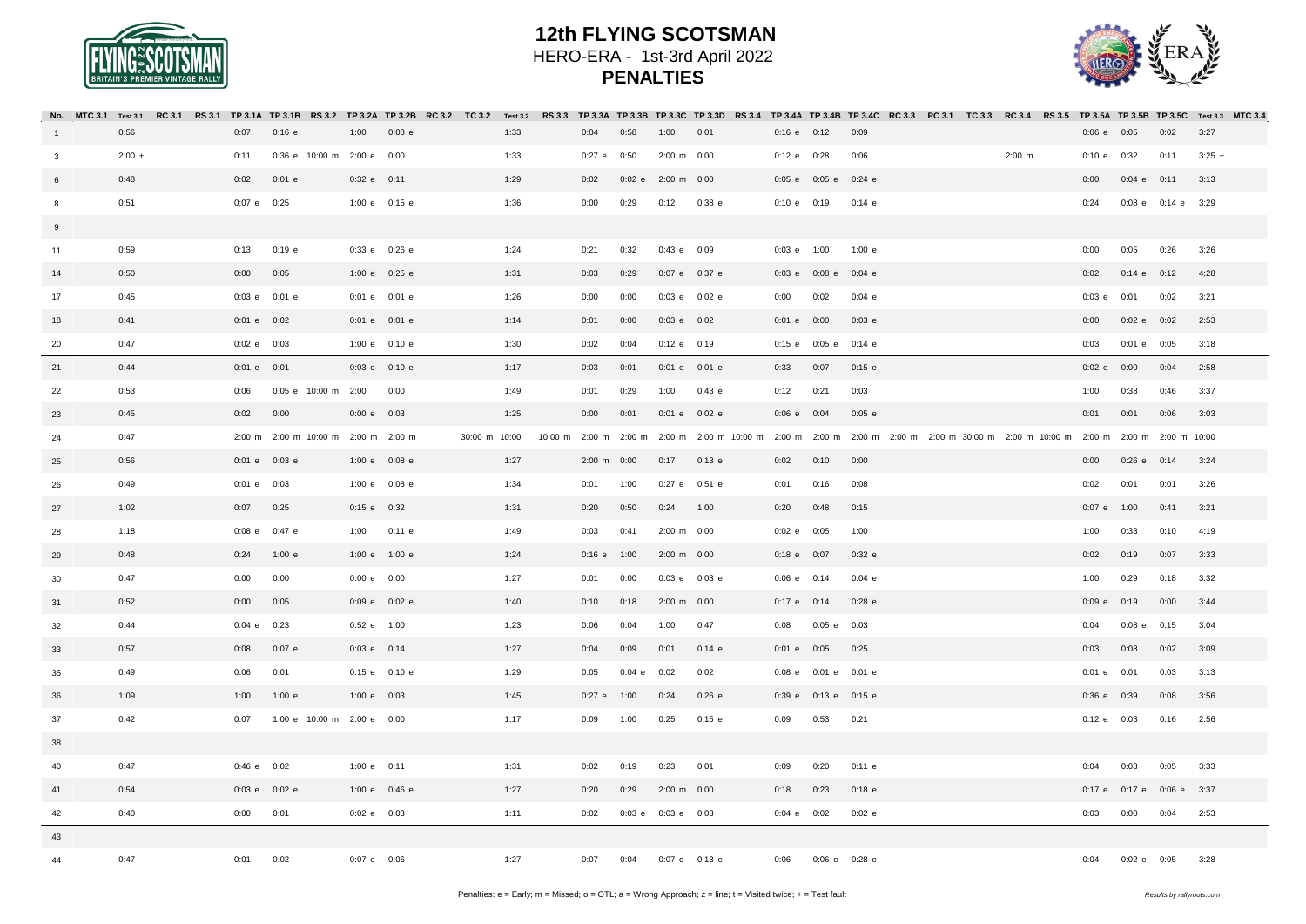# 12th FLYING SCOTSMAN

HERO-ERA - 1st-3rd April 2022

**PENALTIES**

| No. | MTC 3.1 | Test 3.1 | RC 3.1 | RS 3.1 | TP 3.1A | TP 3.1B | RS 3.2 | TP 3.2A | TP 3.2B | RC 3.2 | TC 3.2 | Test 3.2 | RS 3.3 | TP 3.3A | TP 3.3B | TP 3.3C | TP 3.3D | RS 3.4 | TP 3.4A | TP 3.4B | TP 3.4C | RC 3.3 | PC 3.1 | TC 3.3 | RC 3.4 | RS 3.5 | TP 3.5A | TP 3.5B | TP 3.5C | Test 3.3 | MTC 3.4 |
|---|---|---|---|---|---|---|---|---|---|---|---|---|---|---|---|---|---|---|---|---|---|---|---|---|---|---|---|---|---|---|---|
| 1 | | 0:56 | | | 0:07 | 0:16 e | | 1:00 | 0:08 e | | | 1:33 | | 0:04 | 0:58 | 1:00 | 0:01 | | 0:16 e | 0:12 | 0:09 | | | | | | 0:06 e | 0:05 | 0:02 | 3:27 | |
| 3 | | 2:00 + | | | 0:11 | 0:36 e | 10:00 m | 2:00 e | 0:00 | | | 1:33 | | 0:27 e | 0:50 | 2:00 m | 0:00 | | 0:12 e | 0:28 | 0:06 | | | | 2:00 m | | 0:10 e | 0:32 | 0:11 | 3:25 + | |
| 6 | | 0:48 | | | 0:02 | 0:01 e | | 0:32 e | 0:11 | | | 1:29 | | 0:02 | 0:02 e | 2:00 m | 0:00 | | 0:05 e | 0:05 e | 0:24 e | | | | | | 0:00 | 0:04 e | 0:11 | 3:13 | |
| 8 | | 0:51 | | | 0:07 e | 0:25 | | 1:00 e | 0:15 e | | | 1:36 | | 0:00 | 0:29 | 0:12 | 0:38 e | | 0:10 e | 0:19 | 0:14 e | | | | | | 0:24 | 0:08 e | 0:14 e | 3:29 | |
| 9 | | | | | | | | | | | | | | | | | | | | | | | | | | | | | | | |
| 11 | | 0:59 | | | 0:13 | 0:19 e | | 0:33 e | 0:26 e | | | 1:24 | | 0:21 | 0:32 | 0:43 e | 0:09 | | 0:03 e | 1:00 | 1:00 e | | | | | | 0:00 | 0:05 | 0:26 | 3:26 | |
| 14 | | 0:50 | | | 0:00 | 0:05 | | 1:00 e | 0:25 e | | | 1:31 | | 0:03 | 0:29 | 0:07 e | 0:37 e | | 0:03 e | 0:08 e | 0:04 e | | | | | | 0:02 | 0:14 e | 0:12 | 4:28 | |
| 17 | | 0:45 | | | 0:03 e | 0:01 e | | 0:01 e | 0:01 e | | | 1:26 | | 0:00 | 0:00 | 0:03 e | 0:02 e | | 0:00 | 0:02 | 0:04 e | | | | | | 0:03 e | 0:01 | 0:02 | 3:21 | |
| 18 | | 0:41 | | | 0:01 e | 0:02 | | 0:01 e | 0:01 e | | | 1:14 | | 0:01 | 0:00 | 0:03 e | 0:02 | | 0:01 e | 0:00 | 0:03 e | | | | | | 0:00 | 0:02 e | 0:02 | 2:53 | |
| 20 | | 0:47 | | | 0:02 e | 0:03 | | 1:00 e | 0:10 e | | | 1:30 | | 0:02 | 0:04 | 0:12 e | 0:19 | | 0:15 e | 0:05 e | 0:14 e | | | | | | 0:03 | 0:01 e | 0:05 | 3:18 | |
| 21 | | 0:44 | | | 0:01 e | 0:01 | | 0:03 e | 0:10 e | | | 1:17 | | 0:03 | 0:01 | 0:01 e | 0:01 e | | 0:33 | 0:07 | 0:15 e | | | | | | 0:02 e | 0:00 | 0:04 | 2:58 | |
| 22 | | 0:53 | | | 0:06 | 0:05 e | 10:00 m | 2:00 | 0:00 | | | 1:49 | | 0:01 | 0:29 | 1:00 | 0:43 e | | 0:12 | 0:21 | 0:03 | | | | | | 1:00 | 0:38 | 0:46 | 3:37 | |
| 23 | | 0:45 | | | 0:02 | 0:00 | | 0:00 e | 0:03 | | | 1:25 | | 0:00 | 0:01 | 0:01 e | 0:02 e | | 0:06 e | 0:04 | 0:05 e | | | | | | 0:01 | 0:01 | 0:06 | 3:03 | |
| 24 | | 0:47 | | | 2:00 m | 2:00 m | 10:00 m | 2:00 m | 2:00 m | | 30:00 m | 10:00 | 10:00 m | 2:00 m | 2:00 m | 2:00 m | 2:00 m | 10:00 m | 2:00 m | 2:00 m | 2:00 m | 2:00 m | 2:00 m | 30:00 m | 2:00 m | 10:00 m | 2:00 m | 2:00 m | 2:00 m | 10:00 | |
| 25 | | 0:56 | | | 0:01 e | 0:03 e | | 1:00 e | 0:08 e | | | 1:27 | | 2:00 m | 0:00 | 0:17 | 0:13 e | | 0:02 | 0:10 | 0:00 | | | | | | 0:00 | 0:26 e | 0:14 | 3:24 | |
| 26 | | 0:49 | | | 0:01 e | 0:03 | | 1:00 e | 0:08 e | | | 1:34 | | 0:01 | 1:00 | 0:27 e | 0:51 e | | 0:01 | 0:16 | 0:08 | | | | | | 0:02 | 0:01 | 0:01 | 3:26 | |
| 27 | | 1:02 | | | 0:07 | 0:25 | | 0:15 e | 0:32 | | | 1:31 | | 0:20 | 0:50 | 0:24 | 1:00 | | 0:20 | 0:48 | 0:15 | | | | | | 0:07 e | 1:00 | 0:41 | 3:21 | |
| 28 | | 1:18 | | | 0:08 e | 0:47 e | | 1:00 | 0:11 e | | | 1:49 | | 0:03 | 0:41 | 2:00 m | 0:00 | | 0:02 e | 0:05 | 1:00 | | | | | | 1:00 | 0:33 | 0:10 | 4:19 | |
| 29 | | 0:48 | | | 0:24 | 1:00 e | | 1:00 e | 1:00 e | | | 1:24 | | 0:16 e | 1:00 | 2:00 m | 0:00 | | 0:18 e | 0:07 | 0:32 e | | | | | | 0:02 | 0:19 | 0:07 | 3:33 | |
| 30 | | 0:47 | | | 0:00 | 0:00 | | 0:00 e | 0:00 | | | 1:27 | | 0:01 | 0:00 | 0:03 e | 0:03 e | | 0:06 e | 0:14 | 0:04 e | | | | | | 1:00 | 0:29 | 0:18 | 3:32 | |
| 31 | | 0:52 | | | 0:00 | 0:05 | | 0:09 e | 0:02 e | | | 1:40 | | 0:10 | 0:18 | 2:00 m | 0:00 | | 0:17 e | 0:14 | 0:28 e | | | | | | 0:09 e | 0:19 | 0:00 | 3:44 | |
| 32 | | 0:44 | | | 0:04 e | 0:23 | | 0:52 e | 1:00 | | | 1:23 | | 0:06 | 0:04 | 1:00 | 0:47 | | 0:08 | 0:05 e | 0:03 | | | | | | 0:04 | 0:08 e | 0:15 | 3:04 | |
| 33 | | 0:57 | | | 0:08 | 0:07 e | | 0:03 e | 0:14 | | | 1:27 | | 0:04 | 0:09 | 0:01 | 0:14 e | | 0:01 e | 0:05 | 0:25 | | | | | | 0:03 | 0:08 | 0:02 | 3:09 | |
| 35 | | 0:49 | | | 0:06 | 0:01 | | 0:15 e | 0:10 e | | | 1:29 | | 0:05 | 0:04 e | 0:02 | 0:02 | | 0:08 e | 0:01 e | 0:01 e | | | | | | 0:01 e | 0:01 | 0:03 | 3:13 | |
| 36 | | 1:09 | | | 1:00 | 1:00 e | | 1:00 e | 0:03 | | | 1:45 | | 0:27 e | 1:00 | 0:24 | 0:26 e | | 0:39 e | 0:13 e | 0:15 e | | | | | | 0:36 e | 0:39 | 0:08 | 3:56 | |
| 37 | | 0:42 | | | 0:07 | 1:00 e | 10:00 m | 2:00 e | 0:00 | | | 1:17 | | 0:09 | 1:00 | 0:25 | 0:15 e | | 0:09 | 0:53 | 0:21 | | | | | | 0:12 e | 0:03 | 0:16 | 2:56 | |
| 38 | | | | | | | | | | | | | | | | | | | | | | | | | | | | | | | |
| 40 | | 0:47 | | | 0:46 e | 0:02 | | 1:00 e | 0:11 | | | 1:31 | | 0:02 | 0:19 | 0:23 | 0:01 | | 0:09 | 0:20 | 0:11 e | | | | | | 0:04 | 0:03 | 0:05 | 3:33 | |
| 41 | | 0:54 | | | 0:03 e | 0:02 e | | 1:00 e | 0:46 e | | | 1:27 | | 0:20 | 0:29 | 2:00 m | 0:00 | | 0:18 | 0:23 | 0:18 e | | | | | | 0:17 e | 0:17 e | 0:06 e | 3:37 | |
| 42 | | 0:40 | | | 0:00 | 0:01 | | 0:02 e | 0:03 | | | 1:11 | | 0:02 | 0:03 e | 0:03 e | 0:03 | | 0:04 e | 0:02 | 0:02 e | | | | | | 0:03 | 0:00 | 0:04 | 2:53 | |
| 43 | | | | | | | | | | | | | | | | | | | | | | | | | | | | | | | |
| 44 | | 0:47 | | | 0:01 | 0:02 | | 0:07 e | 0:06 | | | 1:27 | | 0:07 | 0:04 | 0:07 e | 0:13 e | | 0:06 | 0:06 e | 0:28 e | | | | | | 0:04 | 0:02 e | 0:05 | 3:28 | |

Penalties: e = Early; m = Missed; o = OTL; a = Wrong Approach; z = line; t = Visited twice; + = Test fault

*Results by rallyroots.com*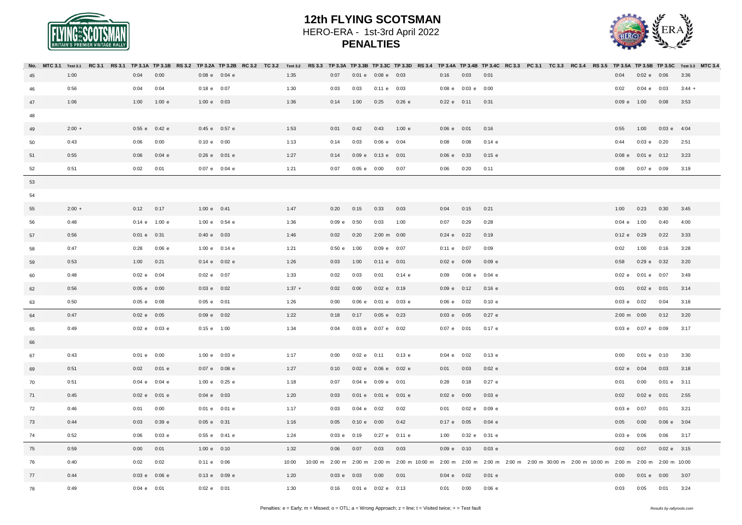# 12th FLYING SCOTSMAN

HERO-ERA - 1st-3rd April 2022

**PENALTIES**

| No. | MTC 3.1 | Test 3.1 | RC 3.1 | RS 3.1 | TP 3.1A | TP 3.1B | RS 3.2 | TP 3.2A | TP 3.2B | RC 3.2 | TC 3.2 | Test 3.2 | RS 3.3 | TP 3.3A | TP 3.3B | TP 3.3C | TP 3.3D | RS 3.4 | TP 3.4A | TP 3.4B | TP 3.4C | RC 3.3 | PC 3.1 | TC 3.3 | RC 3.4 | RS 3.5 | TP 3.5A | TP 3.5B | TP 3.5C | Test 3.3 | MTC 3.4 |
|---|---|---|---|---|---|---|---|---|---|---|---|---|---|---|---|---|---|---|---|---|---|---|---|---|---|---|---|---|---|---|---|
| 45 | | 1:00 | | | 0:04 | 0:00 | | 0:08 e | 0:04 e | | | 1:35 | | 0:07 | 0:01 e | 0:08 e | 0:03 | | 0:16 | 0:03 | 0:01 | | | | | | 0:04 | 0:02 e | 0:06 | 3:36 | |
| 46 | | 0:56 | | | 0:04 | 0:04 | | 0:18 e | 0:07 | | | 1:30 | | 0:03 | 0:03 | 0:11 e | 0:03 | | 0:08 e | 0:03 e | 0:00 | | | | | | 0:02 | 0:04 e | 0:03 | 3:44 + | |
| 47 | | 1:06 | | | 1:00 | 1:00 e | | 1:00 e | 0:03 | | | 1:36 | | 0:14 | 1:00 | 0:25 | 0:26 e | | 0:22 e | 0:11 | 0:31 | | | | | | 0:09 e | 1:00 | 0:08 | 3:53 | |
| 48 | | | | | | | | | | | | | | | | | | | | | | | | | | | | | | | |
| 49 | | 2:00 + | | | 0:55 e | 0:42 e | | 0:45 e | 0:57 e | | | 1:53 | | 0:01 | 0:42 | 0:43 | 1:00 e | | 0:06 e | 0:01 | 0:16 | | | | | | 0:55 | 1:00 | 0:03 e | 4:04 | |
| 50 | | 0:43 | | | 0:06 | 0:00 | | 0:10 e | 0:00 | | | 1:13 | | 0:14 | 0:03 | 0:06 e | 0:04 | | 0:08 | 0:08 | 0:14 e | | | | | | 0:44 | 0:03 e | 0:20 | 2:51 | |
| 51 | | 0:55 | | | 0:06 | 0:04 e | | 0:26 e | 0:01 e | | | 1:27 | | 0:14 | 0:09 e | 0:13 e | 0:01 | | 0:06 e | 0:33 | 0:15 e | | | | | | 0:08 e | 0:01 e | 0:12 | 3:23 | |
| 52 | | 0:51 | | | 0:02 | 0:01 | | 0:07 e | 0:04 e | | | 1:21 | | 0:07 | 0:05 e | 0:00 | 0:07 | | 0:06 | 0:20 | 0:11 | | | | | | 0:08 | 0:07 e | 0:09 | 3:19 | |
| 53 | | | | | | | | | | | | | | | | | | | | | | | | | | | | | | | |
| 54 | | | | | | | | | | | | | | | | | | | | | | | | | | | | | | | |
| 55 | | 2:00 + | | | 0:12 | 0:17 | | 1:00 e | 0:41 | | | 1:47 | | 0:20 | 0:15 | 0:33 | 0:03 | | 0:04 | 0:15 | 0:21 | | | | | | 1:00 | 0:23 | 0:30 | 3:45 | |
| 56 | | 0:48 | | | 0:14 e | 1:00 e | | 1:00 e | 0:54 e | | | 1:36 | | 0:09 e | 0:50 | 0:03 | 1:00 | | 0:07 | 0:29 | 0:28 | | | | | | 0:04 e | 1:00 | 0:40 | 4:00 | |
| 57 | | 0:56 | | | 0:01 e | 0:31 | | 0:40 e | 0:03 | | | 1:46 | | 0:02 | 0:20 | 2:00 m | 0:00 | | 0:24 e | 0:22 | 0:19 | | | | | | 0:12 e | 0:29 | 0:22 | 3:33 | |
| 58 | | 0:47 | | | 0:28 | 0:06 e | | 1:00 e | 0:14 e | | | 1:21 | | 0:50 e | 1:00 | 0:09 e | 0:07 | | 0:11 e | 0:07 | 0:09 | | | | | | 0:02 | 1:00 | 0:16 | 3:28 | |
| 59 | | 0:53 | | | 1:00 | 0:21 | | 0:14 e | 0:02 e | | | 1:26 | | 0:03 | 1:00 | 0:11 e | 0:01 | | 0:02 e | 0:09 | 0:09 e | | | | | | 0:58 | 0:29 e | 0:32 | 3:20 | |
| 60 | | 0:48 | | | 0:02 e | 0:04 | | 0:02 e | 0:07 | | | 1:33 | | 0:02 | 0:03 | 0:01 | 0:14 e | | 0:09 | 0:08 e | 0:04 e | | | | | | 0:02 e | 0:01 e | 0:07 | 3:49 | |
| 62 | | 0:56 | | | 0:05 e | 0:00 | | 0:03 e | 0:02 | | | 1:37 + | | 0:02 | 0:00 | 0:02 e | 0:19 | | 0:09 e | 0:12 | 0:16 e | | | | | | 0:01 | 0:02 e | 0:01 | 3:14 | |
| 63 | | 0:50 | | | 0:05 e | 0:08 | | 0:05 e | 0:01 | | | 1:26 | | 0:00 | 0:06 e | 0:01 e | 0:03 e | | 0:06 e | 0:02 | 0:10 e | | | | | | 0:03 e | 0:02 | 0:04 | 3:18 | |
| 64 | | 0:47 | | | 0:02 e | 0:05 | | 0:09 e | 0:02 | | | 1:22 | | 0:18 | 0:17 | 0:05 e | 0:23 | | 0:03 e | 0:05 | 0:27 e | | | | | | 2:00 m | 0:00 | 0:12 | 3:20 | |
| 65 | | 0:49 | | | 0:02 e | 0:03 e | | 0:15 e | 1:00 | | | 1:34 | | 0:04 | 0:03 e | 0:07 e | 0:02 | | 0:07 e | 0:01 | 0:17 e | | | | | | 0:03 e | 0:07 e | 0:09 | 3:17 | |
| 66 | | | | | | | | | | | | | | | | | | | | | | | | | | | | | | | |
| 67 | | 0:43 | | | 0:01 e | 0:00 | | 1:00 e | 0:03 e | | | 1:17 | | 0:00 | 0:02 e | 0:11 | 0:13 e | | 0:04 e | 0:02 | 0:13 e | | | | | | 0:00 | 0:01 e | 0:10 | 3:30 | |
| 69 | | 0:51 | | | 0:02 | 0:01 e | | 0:07 e | 0:08 e | | | 1:27 | | 0:10 | 0:02 e | 0:06 e | 0:02 e | | 0:01 | 0:03 | 0:02 e | | | | | | 0:02 e | 0:04 | 0:03 | 3:18 | |
| 70 | | 0:51 | | | 0:04 e | 0:04 e | | 1:00 e | 0:25 e | | | 1:18 | | 0:07 | 0:04 e | 0:09 e | 0:01 | | 0:28 | 0:18 | 0:27 e | | | | | | 0:01 | 0:00 | 0:01 e | 3:11 | |
| 71 | | 0:45 | | | 0:02 e | 0:01 e | | 0:04 e | 0:03 | | | 1:20 | | 0:03 | 0:01 e | 0:01 e | 0:01 e | | 0:02 e | 0:00 | 0:03 e | | | | | | 0:02 | 0:02 e | 0:01 | 2:55 | |
| 72 | | 0:46 | | | 0:01 | 0:00 | | 0:01 e | 0:01 e | | | 1:17 | | 0:03 | 0:04 e | 0:02 | 0:02 | | 0:01 | 0:02 e | 0:09 e | | | | | | 0:03 e | 0:07 | 0:01 | 3:21 | |
| 73 | | 0:44 | | | 0:03 | 0:39 e | | 0:05 e | 0:31 | | | 1:16 | | 0:05 | 0:10 e | 0:00 | 0:42 | | 0:17 e | 0:05 | 0:04 e | | | | | | 0:05 | 0:00 | 0:06 e | 3:04 | |
| 74 | | 0:52 | | | 0:06 | 0:03 e | | 0:55 e | 0:41 e | | | 1:24 | | 0:03 e | 0:19 | 0:27 e | 0:11 e | | 1:00 | 0:32 e | 0:31 e | | | | | | 0:03 e | 0:06 | 0:06 | 3:17 | |
| 75 | | 0:59 | | | 0:00 | 0:01 | | 1:00 e | 0:10 | | | 1:32 | | 0:06 | 0:07 | 0:03 | 0:03 | | 0:09 e | 0:10 | 0:03 e | | | | | | 0:02 | 0:07 | 0:02 e | 3:15 | |
| 76 | | 0:40 | | | 0:02 | 0:02 | | 0:11 e | 0:06 | | | 10:00 | 10:00 m | 2:00 m | 2:00 m | 2:00 m | 2:00 m | 10:00 m | 2:00 m | 2:00 m | 2:00 m | 2:00 m | 2:00 m | 30:00 m | 2:00 m | 10:00 m | 2:00 m | 2:00 m | 2:00 m | 10:00 | |
| 77 | | 0:44 | | | 0:03 e | 0:06 e | | 0:13 e | 0:09 e | | | 1:20 | | 0:03 e | 0:03 | 0:00 | 0:01 | | 0:04 e | 0:02 | 0:01 e | | | | | | 0:00 | 0:01 e | 0:00 | 3:07 | |
| 78 | | 0:49 | | | 0:04 e | 0:01 | | 0:02 e | 0:01 | | | 1:30 | | 0:16 | 0:01 e | 0:02 e | 0:13 | | 0:01 | 0:00 | 0:06 e | | | | | | 0:03 | 0:05 | 0:01 | 3:24 | |

Penalties: e = Early; m = Missed; o = OTL; a = Wrong Approach; z = line; t = Visited twice; + = Test fault

*Results by rallyroots.com*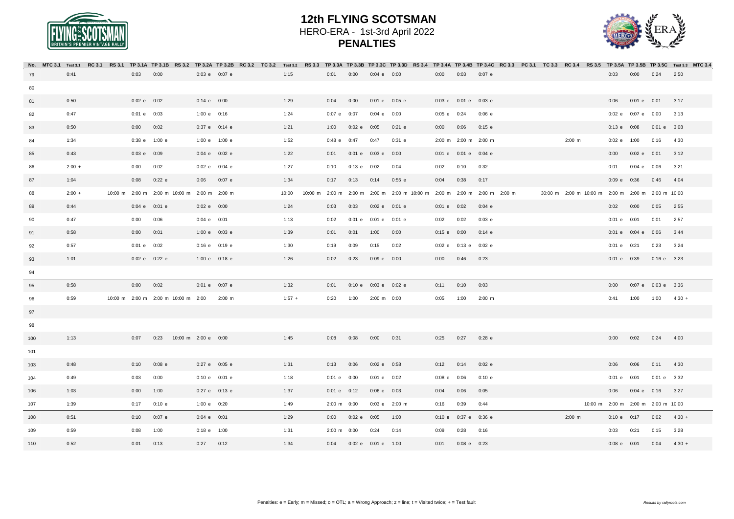# 12th FLYING SCOTSMAN

HERO-ERA - 1st-3rd April 2022

**PENALTIES**

| No. | MTC 3.1 | Test 3.1 | RC 3.1 | RS 3.1 | TP 3.1A | TP 3.1B | RS 3.2 | TP 3.2A | TP 3.2B | RC 3.2 | TC 3.2 | Test 3.2 | RS 3.3 | TP 3.3A | TP 3.3B | TP 3.3C | TP 3.3D | RS 3.4 | TP 3.4A | TP 3.4B | TP 3.4C | RC 3.3 | PC 3.1 | TC 3.3 | RC 3.4 | RS 3.5 | TP 3.5A | TP 3.5B | TP 3.5C | Test 3.3 | MTC 3.4 |
|---|---|---|---|---|---|---|---|---|---|---|---|---|---|---|---|---|---|---|---|---|---|---|---|---|---|---|---|---|---|---|---|
| 79 | | 0:41 | | | 0:03 | 0:00 | | 0:03 e | 0:07 e | | | 1:15 | | 0:01 | 0:00 | 0:04 e | 0:00 | | 0:00 | 0:03 | 0:07 e | | | | | | 0:03 | 0:00 | 0:24 | 2:50 | |
| 80 | | | | | | | | | | | | | | | | | | | | | | | | | | | | | | | |
| 81 | | 0:50 | | | 0:02 e | 0:02 | | 0:14 e | 0:00 | | | 1:29 | | 0:04 | 0:00 | 0:01 e | 0:05 e | | 0:03 e | 0:01 e | 0:03 e | | | | | | 0:06 | 0:01 e | 0:01 | 3:17 | |
| 82 | | 0:47 | | | 0:01 e | 0:03 | | 1:00 e | 0:16 | | | 1:24 | | 0:07 e | 0:07 | 0:04 e | 0:00 | | 0:05 e | 0:24 | 0:06 e | | | | | | 0:02 e | 0:07 e | 0:00 | 3:13 | |
| 83 | | 0:50 | | | 0:00 | 0:02 | | 0:37 e | 0:14 e | | | 1:21 | | 1:00 | 0:02 e | 0:05 | 0:21 e | | 0:00 | 0:06 | 0:15 e | | | | | | 0:13 e | 0:08 | 0:01 e | 3:08 | |
| 84 | | 1:34 | | | 0:38 e | 1:00 e | | 1:00 e | 1:00 e | | | 1:52 | | 0:48 e | 0:47 | 0:47 | 0:31 e | | 2:00 m | 2:00 m | 2:00 m | | | | 2:00 m | | 0:02 e | 1:00 | 0:16 | 4:30 | |
| 85 | | 0:43 | | | 0:03 e | 0:09 | | 0:04 e | 0:02 e | | | 1:22 | | 0:01 | 0:01 e | 0:03 e | 0:00 | | 0:01 e | 0:01 e | 0:04 e | | | | | | 0:00 | 0:02 e | 0:01 | 3:12 | |
| 86 | | 2:00 + | | | 0:00 | 0:02 | | 0:02 e | 0:04 e | | | 1:27 | | 0:10 | 0:13 e | 0:02 | 0:04 | | 0:02 | 0:10 | 0:32 | | | | | | 0:01 | 0:04 e | 0:06 | 3:21 | |
| 87 | | 1:04 | | | 0:08 | 0:22 e | | 0:06 | 0:07 e | | | 1:34 | | 0:17 | 0:13 | 0:14 | 0:55 e | | 0:04 | 0:38 | 0:17 | | | | | | 0:09 e | 0:36 | 0:46 | 4:04 | |
| 88 | | 2:00 + | | 10:00 m | 2:00 m | 2:00 m | 10:00 m | 2:00 m | 2:00 m | | | 10:00 | 10:00 m | 2:00 m | 2:00 m | 2:00 m | 2:00 m | 10:00 m | 2:00 m | 2:00 m | 2:00 m | | 2:00 m | 30:00 m | 2:00 m | 10:00 m | 2:00 m | 2:00 m | 2:00 m | 10:00 | |
| 89 | | 0:44 | | | 0:04 e | 0:01 e | | 0:02 e | 0:00 | | | 1:24 | | 0:03 | 0:03 | 0:02 e | 0:01 e | | 0:01 e | 0:02 | 0:04 e | | | | | | 0:02 | 0:00 | 0:05 | 2:55 | |
| 90 | | 0:47 | | | 0:00 | 0:06 | | 0:04 e | 0:01 | | | 1:13 | | 0:02 | 0:01 e | 0:01 e | 0:01 e | | 0:02 | 0:02 | 0:03 e | | | | | | 0:01 e | 0:01 | 0:01 | 2:57 | |
| 91 | | 0:58 | | | 0:00 | 0:01 | | 1:00 e | 0:03 e | | | 1:39 | | 0:01 | 0:01 | 1:00 | 0:00 | | 0:15 e | 0:00 | 0:14 e | | | | | | 0:01 e | 0:04 e | 0:06 | 3:44 | |
| 92 | | 0:57 | | | 0:01 e | 0:02 | | 0:16 e | 0:19 e | | | 1:30 | | 0:19 | 0:09 | 0:15 | 0:02 | | 0:02 e | 0:13 e | 0:02 e | | | | | | 0:01 e | 0:21 | 0:23 | 3:24 | |
| 93 | | 1:01 | | | 0:02 e | 0:22 e | | 1:00 e | 0:18 e | | | 1:26 | | 0:02 | 0:23 | 0:09 e | 0:00 | | 0:00 | 0:46 | 0:23 | | | | | | 0:01 e | 0:39 | 0:16 e | 3:23 | |
| 94 | | | | | | | | | | | | | | | | | | | | | | | | | | | | | | | |
| 95 | | 0:58 | | | 0:00 | 0:02 | | 0:01 e | 0:07 e | | | 1:32 | | 0:01 | 0:10 e | 0:03 e | 0:02 e | | 0:11 | 0:10 | 0:03 | | | | | | 0:00 | 0:07 e | 0:03 e | 3:36 | |
| 96 | | 0:59 | | 10:00 m | 2:00 m | 2:00 m | 10:00 m | 2:00 | 2:00 m | | | 1:57 + | | 0:20 | 1:00 | 2:00 m | 0:00 | | 0:05 | 1:00 | 2:00 m | | | | | | 0:41 | 1:00 | 1:00 | 4:30 + | |
| 97 | | | | | | | | | | | | | | | | | | | | | | | | | | | | | | | |
| 98 | | | | | | | | | | | | | | | | | | | | | | | | | | | | | | | |
| 100 | | 1:13 | | | 0:07 | 0:23 | 10:00 m | 2:00 e | 0:00 | | | 1:45 | | 0:08 | 0:08 | 0:00 | 0:31 | | 0:25 | 0:27 | 0:28 e | | | | | | 0:00 | 0:02 | 0:24 | 4:00 | |
| 101 | | | | | | | | | | | | | | | | | | | | | | | | | | | | | | | |
| 103 | | 0:48 | | | 0:10 | 0:08 e | | 0:27 e | 0:05 e | | | 1:31 | | 0:13 | 0:06 | 0:02 e | 0:58 | | 0:12 | 0:14 | 0:02 e | | | | | | 0:06 | 0:06 | 0:11 | 4:30 | |
| 104 | | 0:49 | | | 0:03 | 0:00 | | 0:10 e | 0:01 e | | | 1:18 | | 0:01 e | 0:00 | 0:01 e | 0:02 | | 0:08 e | 0:06 | 0:10 e | | | | | | 0:01 e | 0:01 | 0:01 e | 3:32 | |
| 106 | | 1:03 | | | 0:00 | 1:00 | | 0:27 e | 0:13 e | | | 1:37 | | 0:01 e | 0:12 | 0:06 e | 0:03 | | 0:04 | 0:06 | 0:05 | | | | | | 0:06 | 0:04 e | 0:16 | 3:27 | |
| 107 | | 1:39 | | | 0:17 | 0:10 e | | 1:00 e | 0:20 | | | 1:49 | | 2:00 m | 0:00 | 0:03 e | 2:00 m | | 0:16 | 0:39 | 0:44 | | | | | 10:00 m | 2:00 m | 2:00 m | 2:00 m | 10:00 | |
| 108 | | 0:51 | | | 0:10 | 0:07 e | | 0:04 e | 0:01 | | | 1:29 | | 0:00 | 0:02 e | 0:05 | 1:00 | | 0:10 e | 0:37 e | 0:36 e | | | | 2:00 m | | 0:10 e | 0:17 | 0:02 | 4:30 + | |
| 109 | | 0:59 | | | 0:08 | 1:00 | | 0:18 e | 1:00 | | | 1:31 | | 2:00 m | 0:00 | 0:24 | 0:14 | | 0:09 | 0:28 | 0:16 | | | | | | 0:03 | 0:21 | 0:15 | 3:28 | |
| 110 | | 0:52 | | | 0:01 | 0:13 | | 0:27 | 0:12 | | | 1:34 | | 0:04 | 0:02 e | 0:01 e | 1:00 | | 0:01 | 0:08 e | 0:23 | | | | | | 0:08 e | 0:01 | 0:04 | 4:30 + | |

Penalties: e = Early; m = Missed; o = OTL; a = Wrong Approach; z = line; t = Visited twice; + = Test fault

*Results by rallyroots.com*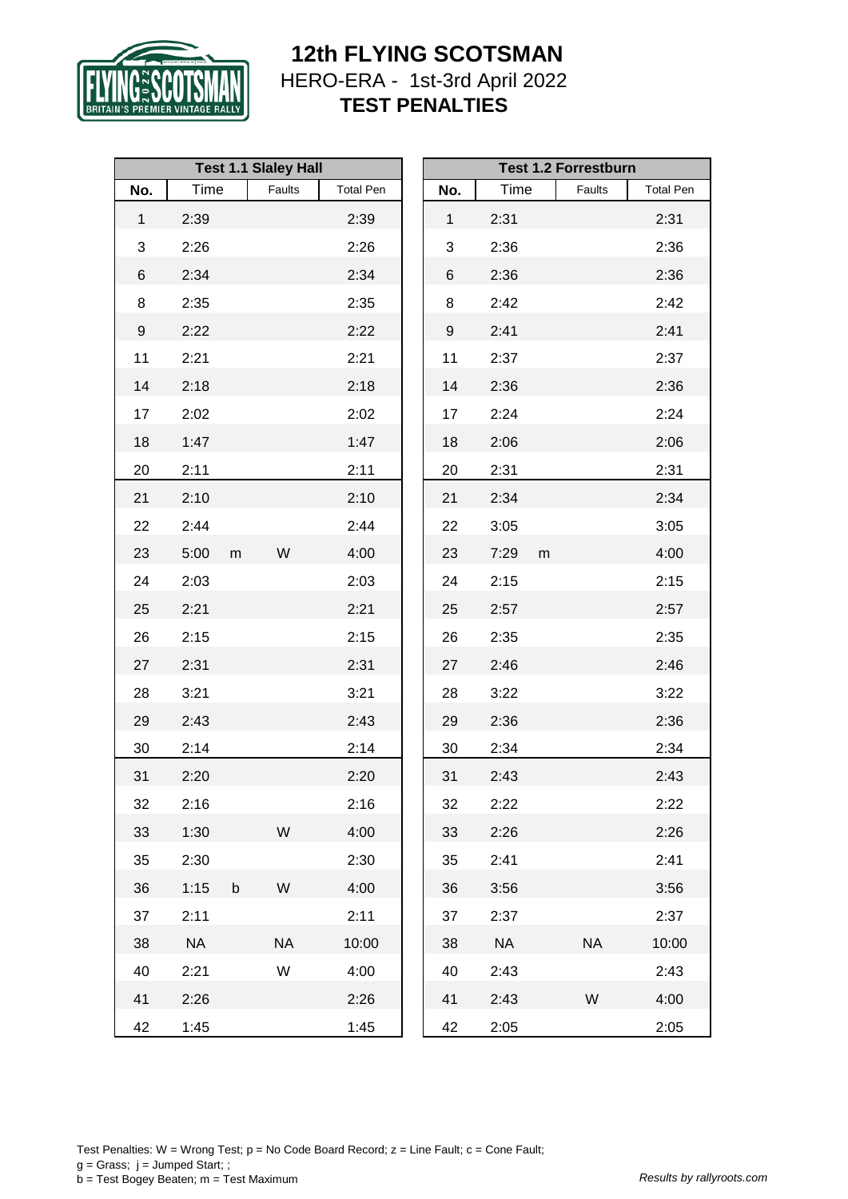# 12th FLYING SCOTSMAN

HERO-ERA - 1st-3rd April 2022

**TEST PENALTIES**

| Test 1.1 Slaley Hall | | | | | Test 1.2 Forrestburn | | | | |
|---|---|---|---|---|---|---|---|---|---|
| No. | Time | | Faults | Total Pen | No. | Time | | Faults | Total Pen |
| 1 | 2:39 | | | 2:39 | 1 | 2:31 | | | 2:31 |
| 3 | 2:26 | | | 2:26 | 3 | 2:36 | | | 2:36 |
| 6 | 2:34 | | | 2:34 | 6 | 2:36 | | | 2:36 |
| 8 | 2:35 | | | 2:35 | 8 | 2:42 | | | 2:42 |
| 9 | 2:22 | | | 2:22 | 9 | 2:41 | | | 2:41 |
| 11 | 2:21 | | | 2:21 | 11 | 2:37 | | | 2:37 |
| 14 | 2:18 | | | 2:18 | 14 | 2:36 | | | 2:36 |
| 17 | 2:02 | | | 2:02 | 17 | 2:24 | | | 2:24 |
| 18 | 1:47 | | | 1:47 | 18 | 2:06 | | | 2:06 |
| 20 | 2:11 | | | 2:11 | 20 | 2:31 | | | 2:31 |
| 21 | 2:10 | | | 2:10 | 21 | 2:34 | | | 2:34 |
| 22 | 2:44 | | | 2:44 | 22 | 3:05 | | | 3:05 |
| 23 | 5:00 | m | W | 4:00 | 23 | 7:29 | m | | 4:00 |
| 24 | 2:03 | | | 2:03 | 24 | 2:15 | | | 2:15 |
| 25 | 2:21 | | | 2:21 | 25 | 2:57 | | | 2:57 |
| 26 | 2:15 | | | 2:15 | 26 | 2:35 | | | 2:35 |
| 27 | 2:31 | | | 2:31 | 27 | 2:46 | | | 2:46 |
| 28 | 3:21 | | | 3:21 | 28 | 3:22 | | | 3:22 |
| 29 | 2:43 | | | 2:43 | 29 | 2:36 | | | 2:36 |
| 30 | 2:14 | | | 2:14 | 30 | 2:34 | | | 2:34 |
| 31 | 2:20 | | | 2:20 | 31 | 2:43 | | | 2:43 |
| 32 | 2:16 | | | 2:16 | 32 | 2:22 | | | 2:22 |
| 33 | 1:30 | | W | 4:00 | 33 | 2:26 | | | 2:26 |
| 35 | 2:30 | | | 2:30 | 35 | 2:41 | | | 2:41 |
| 36 | 1:15 | b | W | 4:00 | 36 | 3:56 | | | 3:56 |
| 37 | 2:11 | | | 2:11 | 37 | 2:37 | | | 2:37 |
| 38 | NA | | NA | 10:00 | 38 | NA | | NA | 10:00 |
| 40 | 2:21 | | W | 4:00 | 40 | 2:43 | | | 2:43 |
| 41 | 2:26 | | | 2:26 | 41 | 2:43 | | W | 4:00 |
| 42 | 1:45 | | | 1:45 | 42 | 2:05 | | | 2:05 |

Test Penalties: W = Wrong Test; p = No Code Board Record; z = Line Fault; c = Cone Fault;
g = Grass; j = Jumped Start; ;
b = Test Bogey Beaten; m = Test Maximum

*Results by rallyroots.com*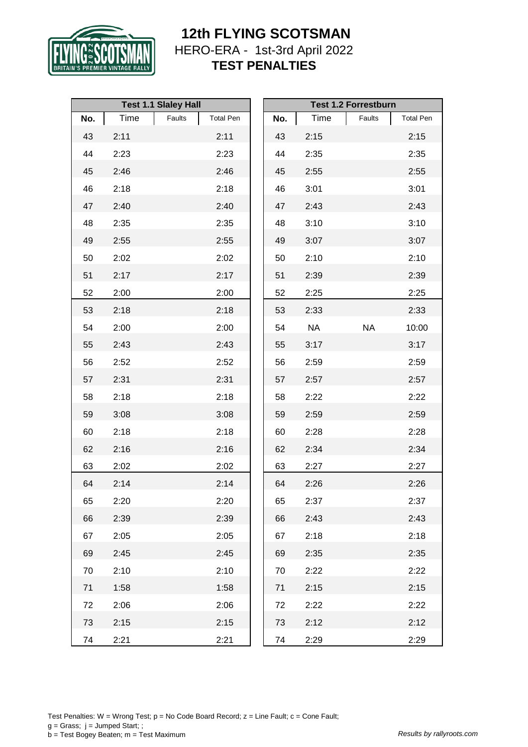# 12th FLYING SCOTSMAN

HERO-ERA - 1st-3rd April 2022

**TEST PENALTIES**

| Test 1.1 Slaley Hall | | | |
|---|---|---|---|
| **No.** | Time | Faults | Total Pen |
| 43 | 2:11 | | 2:11 |
| 44 | 2:23 | | 2:23 |
| 45 | 2:46 | | 2:46 |
| 46 | 2:18 | | 2:18 |
| 47 | 2:40 | | 2:40 |
| 48 | 2:35 | | 2:35 |
| 49 | 2:55 | | 2:55 |
| 50 | 2:02 | | 2:02 |
| 51 | 2:17 | | 2:17 |
| 52 | 2:00 | | 2:00 |
| 53 | 2:18 | | 2:18 |
| 54 | 2:00 | | 2:00 |
| 55 | 2:43 | | 2:43 |
| 56 | 2:52 | | 2:52 |
| 57 | 2:31 | | 2:31 |
| 58 | 2:18 | | 2:18 |
| 59 | 3:08 | | 3:08 |
| 60 | 2:18 | | 2:18 |
| 62 | 2:16 | | 2:16 |
| 63 | 2:02 | | 2:02 |
| 64 | 2:14 | | 2:14 |
| 65 | 2:20 | | 2:20 |
| 66 | 2:39 | | 2:39 |
| 67 | 2:05 | | 2:05 |
| 69 | 2:45 | | 2:45 |
| 70 | 2:10 | | 2:10 |
| 71 | 1:58 | | 1:58 |
| 72 | 2:06 | | 2:06 |
| 73 | 2:15 | | 2:15 |
| 74 | 2:21 | | 2:21 |

| Test 1.2 Forrestburn | | | |
|---|---|---|---|
| **No.** | Time | Faults | Total Pen |
| 43 | 2:15 | | 2:15 |
| 44 | 2:35 | | 2:35 |
| 45 | 2:55 | | 2:55 |
| 46 | 3:01 | | 3:01 |
| 47 | 2:43 | | 2:43 |
| 48 | 3:10 | | 3:10 |
| 49 | 3:07 | | 3:07 |
| 50 | 2:10 | | 2:10 |
| 51 | 2:39 | | 2:39 |
| 52 | 2:25 | | 2:25 |
| 53 | 2:33 | | 2:33 |
| 54 | NA | NA | 10:00 |
| 55 | 3:17 | | 3:17 |
| 56 | 2:59 | | 2:59 |
| 57 | 2:57 | | 2:57 |
| 58 | 2:22 | | 2:22 |
| 59 | 2:59 | | 2:59 |
| 60 | 2:28 | | 2:28 |
| 62 | 2:34 | | 2:34 |
| 63 | 2:27 | | 2:27 |
| 64 | 2:26 | | 2:26 |
| 65 | 2:37 | | 2:37 |
| 66 | 2:43 | | 2:43 |
| 67 | 2:18 | | 2:18 |
| 69 | 2:35 | | 2:35 |
| 70 | 2:22 | | 2:22 |
| 71 | 2:15 | | 2:15 |
| 72 | 2:22 | | 2:22 |
| 73 | 2:12 | | 2:12 |
| 74 | 2:29 | | 2:29 |

Test Penalties: W = Wrong Test; p = No Code Board Record; z = Line Fault; c = Cone Fault;
g = Grass; j = Jumped Start; ;
b = Test Bogey Beaten; m = Test Maximum

*Results by rallyroots.com*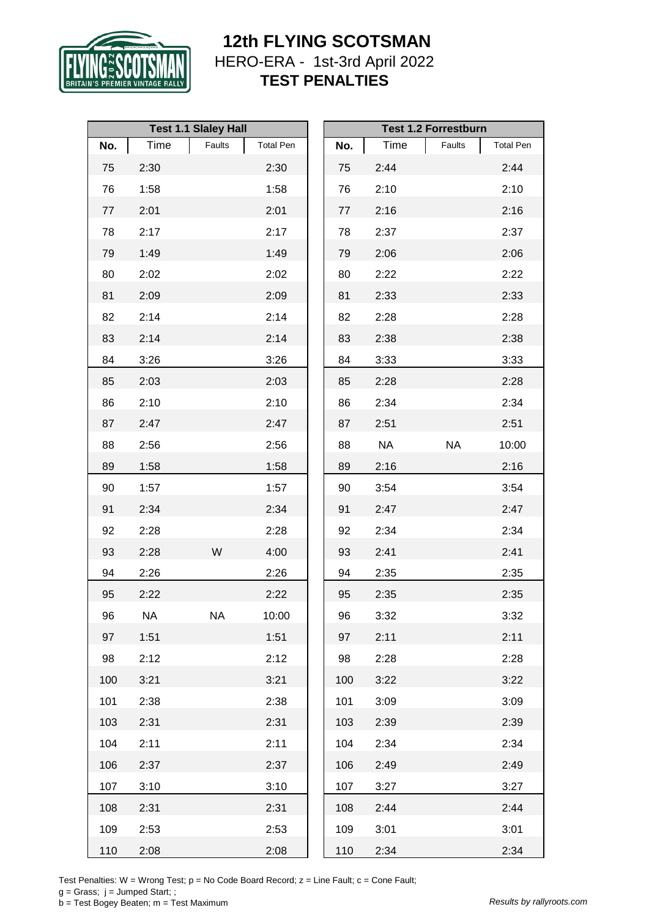# 12th FLYING SCOTSMAN

HERO-ERA - 1st-3rd April 2022

**TEST PENALTIES**

| Test 1.1 Slaley Hall | | | |
|---|---|---|---|
| **No.** | **Time** | **Faults** | **Total Pen** |
| 75 | 2:30 | | 2:30 |
| 76 | 1:58 | | 1:58 |
| 77 | 2:01 | | 2:01 |
| 78 | 2:17 | | 2:17 |
| 79 | 1:49 | | 1:49 |
| 80 | 2:02 | | 2:02 |
| 81 | 2:09 | | 2:09 |
| 82 | 2:14 | | 2:14 |
| 83 | 2:14 | | 2:14 |
| 84 | 3:26 | | 3:26 |
| 85 | 2:03 | | 2:03 |
| 86 | 2:10 | | 2:10 |
| 87 | 2:47 | | 2:47 |
| 88 | 2:56 | | 2:56 |
| 89 | 1:58 | | 1:58 |
| 90 | 1:57 | | 1:57 |
| 91 | 2:34 | | 2:34 |
| 92 | 2:28 | | 2:28 |
| 93 | 2:28 | W | 4:00 |
| 94 | 2:26 | | 2:26 |
| 95 | 2:22 | | 2:22 |
| 96 | NA | NA | 10:00 |
| 97 | 1:51 | | 1:51 |
| 98 | 2:12 | | 2:12 |
| 100 | 3:21 | | 3:21 |
| 101 | 2:38 | | 2:38 |
| 103 | 2:31 | | 2:31 |
| 104 | 2:11 | | 2:11 |
| 106 | 2:37 | | 2:37 |
| 107 | 3:10 | | 3:10 |
| 108 | 2:31 | | 2:31 |
| 109 | 2:53 | | 2:53 |
| 110 | 2:08 | | 2:08 |

| Test 1.2 Forrestburn | | | |
|---|---|---|---|
| **No.** | **Time** | **Faults** | **Total Pen** |
| 75 | 2:44 | | 2:44 |
| 76 | 2:10 | | 2:10 |
| 77 | 2:16 | | 2:16 |
| 78 | 2:37 | | 2:37 |
| 79 | 2:06 | | 2:06 |
| 80 | 2:22 | | 2:22 |
| 81 | 2:33 | | 2:33 |
| 82 | 2:28 | | 2:28 |
| 83 | 2:38 | | 2:38 |
| 84 | 3:33 | | 3:33 |
| 85 | 2:28 | | 2:28 |
| 86 | 2:34 | | 2:34 |
| 87 | 2:51 | | 2:51 |
| 88 | NA | NA | 10:00 |
| 89 | 2:16 | | 2:16 |
| 90 | 3:54 | | 3:54 |
| 91 | 2:47 | | 2:47 |
| 92 | 2:34 | | 2:34 |
| 93 | 2:41 | | 2:41 |
| 94 | 2:35 | | 2:35 |
| 95 | 2:35 | | 2:35 |
| 96 | 3:32 | | 3:32 |
| 97 | 2:11 | | 2:11 |
| 98 | 2:28 | | 2:28 |
| 100 | 3:22 | | 3:22 |
| 101 | 3:09 | | 3:09 |
| 103 | 2:39 | | 2:39 |
| 104 | 2:34 | | 2:34 |
| 106 | 2:49 | | 2:49 |
| 107 | 3:27 | | 3:27 |
| 108 | 2:44 | | 2:44 |
| 109 | 3:01 | | 3:01 |
| 110 | 2:34 | | 2:34 |

Test Penalties: W = Wrong Test; p = No Code Board Record; z = Line Fault; c = Cone Fault;
g = Grass; j = Jumped Start; ;
b = Test Bogey Beaten; m = Test Maximum

*Results by rallyroots.com*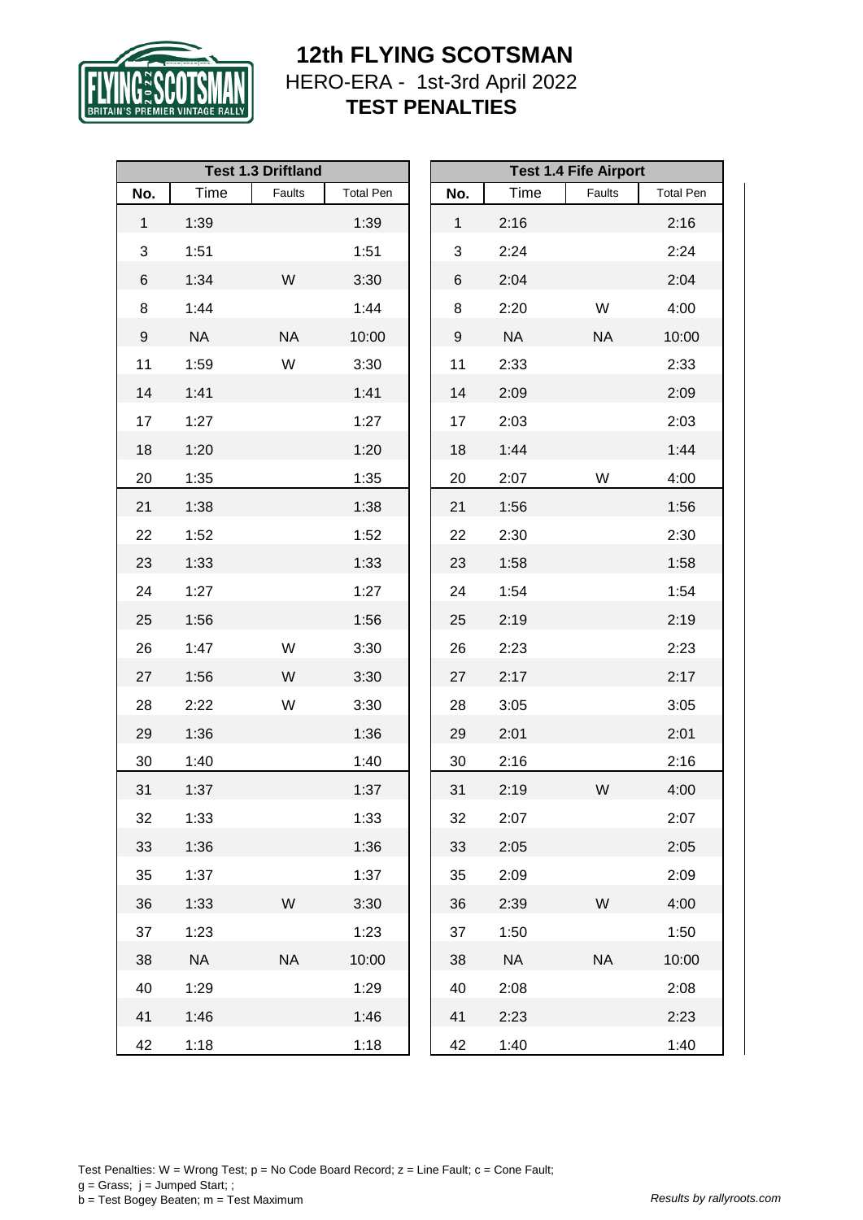# 12th FLYING SCOTSMAN

HERO-ERA - 1st-3rd April 2022

**TEST PENALTIES**

| Test 1.3 Driftland | | | |
|---|---|---|---|
| No. | Time | Faults | Total Pen |
| 1 | 1:39 | | 1:39 |
| 3 | 1:51 | | 1:51 |
| 6 | 1:34 | W | 3:30 |
| 8 | 1:44 | | 1:44 |
| 9 | NA | NA | 10:00 |
| 11 | 1:59 | W | 3:30 |
| 14 | 1:41 | | 1:41 |
| 17 | 1:27 | | 1:27 |
| 18 | 1:20 | | 1:20 |
| 20 | 1:35 | | 1:35 |
| 21 | 1:38 | | 1:38 |
| 22 | 1:52 | | 1:52 |
| 23 | 1:33 | | 1:33 |
| 24 | 1:27 | | 1:27 |
| 25 | 1:56 | | 1:56 |
| 26 | 1:47 | W | 3:30 |
| 27 | 1:56 | W | 3:30 |
| 28 | 2:22 | W | 3:30 |
| 29 | 1:36 | | 1:36 |
| 30 | 1:40 | | 1:40 |
| 31 | 1:37 | | 1:37 |
| 32 | 1:33 | | 1:33 |
| 33 | 1:36 | | 1:36 |
| 35 | 1:37 | | 1:37 |
| 36 | 1:33 | W | 3:30 |
| 37 | 1:23 | | 1:23 |
| 38 | NA | NA | 10:00 |
| 40 | 1:29 | | 1:29 |
| 41 | 1:46 | | 1:46 |
| 42 | 1:18 | | 1:18 |

| Test 1.4 Fife Airport | | | |
|---|---|---|---|
| No. | Time | Faults | Total Pen |
| 1 | 2:16 | | 2:16 |
| 3 | 2:24 | | 2:24 |
| 6 | 2:04 | | 2:04 |
| 8 | 2:20 | W | 4:00 |
| 9 | NA | NA | 10:00 |
| 11 | 2:33 | | 2:33 |
| 14 | 2:09 | | 2:09 |
| 17 | 2:03 | | 2:03 |
| 18 | 1:44 | | 1:44 |
| 20 | 2:07 | W | 4:00 |
| 21 | 1:56 | | 1:56 |
| 22 | 2:30 | | 2:30 |
| 23 | 1:58 | | 1:58 |
| 24 | 1:54 | | 1:54 |
| 25 | 2:19 | | 2:19 |
| 26 | 2:23 | | 2:23 |
| 27 | 2:17 | | 2:17 |
| 28 | 3:05 | | 3:05 |
| 29 | 2:01 | | 2:01 |
| 30 | 2:16 | | 2:16 |
| 31 | 2:19 | W | 4:00 |
| 32 | 2:07 | | 2:07 |
| 33 | 2:05 | | 2:05 |
| 35 | 2:09 | | 2:09 |
| 36 | 2:39 | W | 4:00 |
| 37 | 1:50 | | 1:50 |
| 38 | NA | NA | 10:00 |
| 40 | 2:08 | | 2:08 |
| 41 | 2:23 | | 2:23 |
| 42 | 1:40 | | 1:40 |

Test Penalties: W = Wrong Test; p = No Code Board Record; z = Line Fault; c = Cone Fault;
g = Grass; j = Jumped Start; ;
b = Test Bogey Beaten; m = Test Maximum

*Results by rallyroots.com*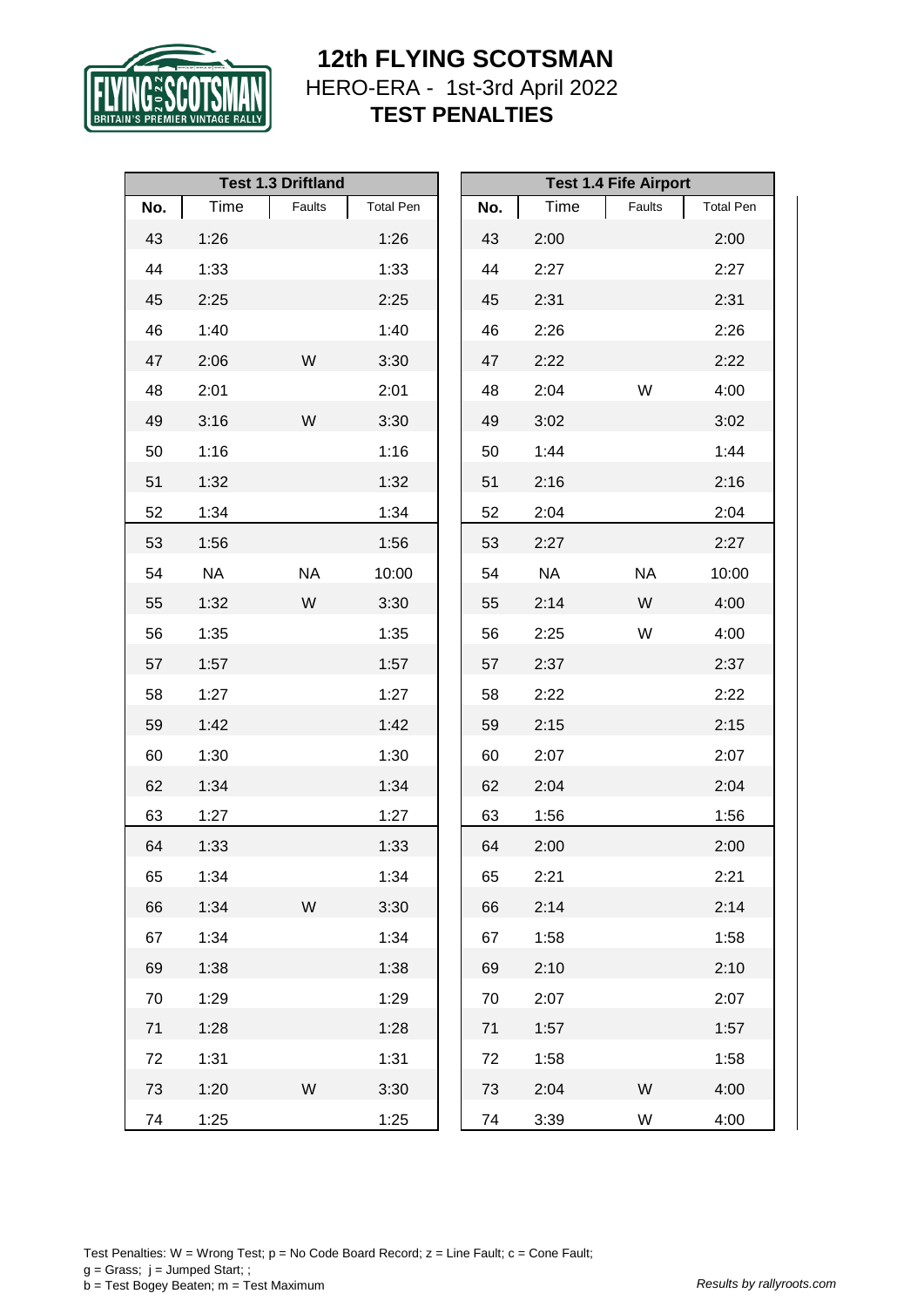# 12th FLYING SCOTSMAN

HERO-ERA - 1st-3rd April 2022

**TEST PENALTIES**

| Test 1.3 Driftland | | | |
|---|---|---|---|
| No. | Time | Faults | Total Pen |
| 43 | 1:26 | | 1:26 |
| 44 | 1:33 | | 1:33 |
| 45 | 2:25 | | 2:25 |
| 46 | 1:40 | | 1:40 |
| 47 | 2:06 | W | 3:30 |
| 48 | 2:01 | | 2:01 |
| 49 | 3:16 | W | 3:30 |
| 50 | 1:16 | | 1:16 |
| 51 | 1:32 | | 1:32 |
| 52 | 1:34 | | 1:34 |
| 53 | 1:56 | | 1:56 |
| 54 | NA | NA | 10:00 |
| 55 | 1:32 | W | 3:30 |
| 56 | 1:35 | | 1:35 |
| 57 | 1:57 | | 1:57 |
| 58 | 1:27 | | 1:27 |
| 59 | 1:42 | | 1:42 |
| 60 | 1:30 | | 1:30 |
| 62 | 1:34 | | 1:34 |
| 63 | 1:27 | | 1:27 |
| 64 | 1:33 | | 1:33 |
| 65 | 1:34 | | 1:34 |
| 66 | 1:34 | W | 3:30 |
| 67 | 1:34 | | 1:34 |
| 69 | 1:38 | | 1:38 |
| 70 | 1:29 | | 1:29 |
| 71 | 1:28 | | 1:28 |
| 72 | 1:31 | | 1:31 |
| 73 | 1:20 | W | 3:30 |
| 74 | 1:25 | | 1:25 |

| Test 1.4 Fife Airport | | | |
|---|---|---|---|
| No. | Time | Faults | Total Pen |
| 43 | 2:00 | | 2:00 |
| 44 | 2:27 | | 2:27 |
| 45 | 2:31 | | 2:31 |
| 46 | 2:26 | | 2:26 |
| 47 | 2:22 | | 2:22 |
| 48 | 2:04 | W | 4:00 |
| 49 | 3:02 | | 3:02 |
| 50 | 1:44 | | 1:44 |
| 51 | 2:16 | | 2:16 |
| 52 | 2:04 | | 2:04 |
| 53 | 2:27 | | 2:27 |
| 54 | NA | NA | 10:00 |
| 55 | 2:14 | W | 4:00 |
| 56 | 2:25 | W | 4:00 |
| 57 | 2:37 | | 2:37 |
| 58 | 2:22 | | 2:22 |
| 59 | 2:15 | | 2:15 |
| 60 | 2:07 | | 2:07 |
| 62 | 2:04 | | 2:04 |
| 63 | 1:56 | | 1:56 |
| 64 | 2:00 | | 2:00 |
| 65 | 2:21 | | 2:21 |
| 66 | 2:14 | | 2:14 |
| 67 | 1:58 | | 1:58 |
| 69 | 2:10 | | 2:10 |
| 70 | 2:07 | | 2:07 |
| 71 | 1:57 | | 1:57 |
| 72 | 1:58 | | 1:58 |
| 73 | 2:04 | W | 4:00 |
| 74 | 3:39 | W | 4:00 |

Test Penalties: W = Wrong Test; p = No Code Board Record; z = Line Fault; c = Cone Fault;
g = Grass; j = Jumped Start; ;
b = Test Bogey Beaten; m = Test Maximum

*Results by rallyroots.com*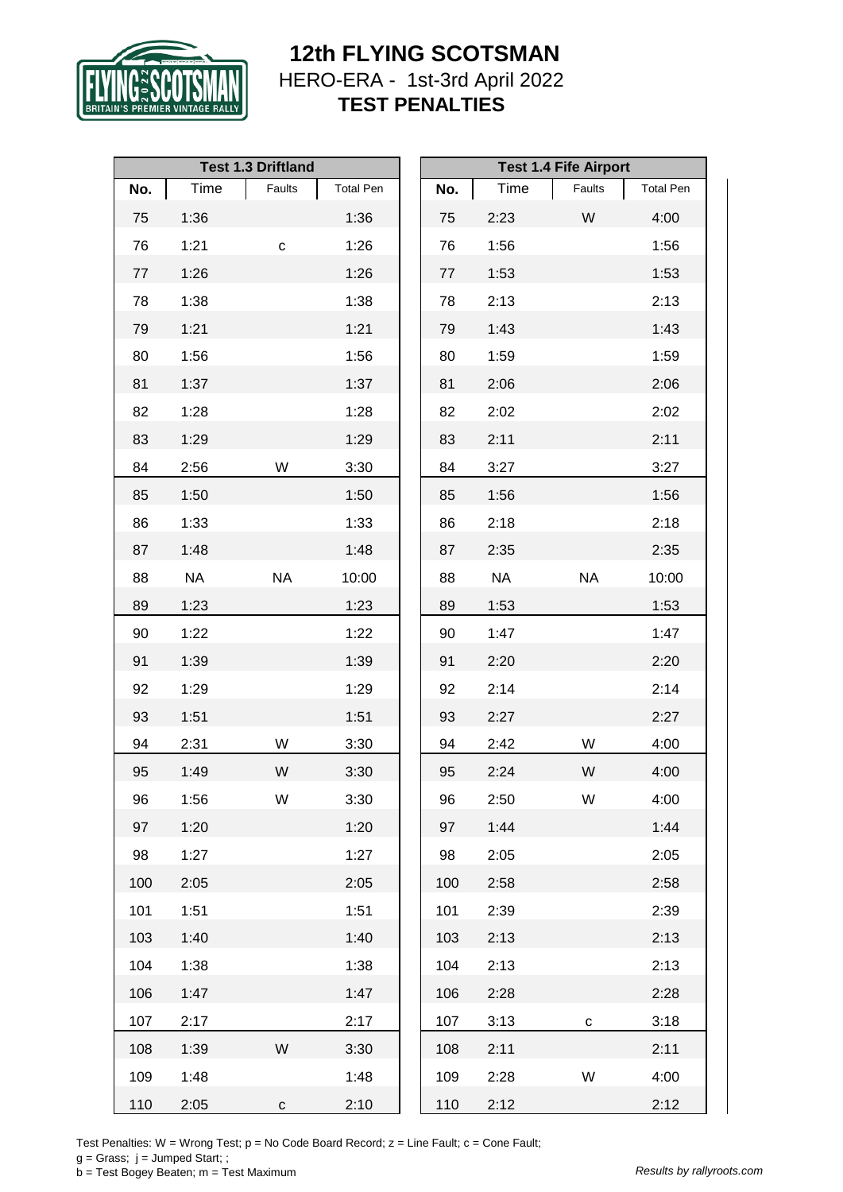# 12th FLYING SCOTSMAN

HERO-ERA - 1st-3rd April 2022

**TEST PENALTIES**

| Test 1.3 Driftland | | | | Test 1.4 Fife Airport | | | |
|---|---|---|---|---|---|---|---|
| No. | Time | Faults | Total Pen | No. | Time | Faults | Total Pen |
| 75 | 1:36 | | 1:36 | 75 | 2:23 | W | 4:00 |
| 76 | 1:21 | c | 1:26 | 76 | 1:56 | | 1:56 |
| 77 | 1:26 | | 1:26 | 77 | 1:53 | | 1:53 |
| 78 | 1:38 | | 1:38 | 78 | 2:13 | | 2:13 |
| 79 | 1:21 | | 1:21 | 79 | 1:43 | | 1:43 |
| 80 | 1:56 | | 1:56 | 80 | 1:59 | | 1:59 |
| 81 | 1:37 | | 1:37 | 81 | 2:06 | | 2:06 |
| 82 | 1:28 | | 1:28 | 82 | 2:02 | | 2:02 |
| 83 | 1:29 | | 1:29 | 83 | 2:11 | | 2:11 |
| 84 | 2:56 | W | 3:30 | 84 | 3:27 | | 3:27 |
| 85 | 1:50 | | 1:50 | 85 | 1:56 | | 1:56 |
| 86 | 1:33 | | 1:33 | 86 | 2:18 | | 2:18 |
| 87 | 1:48 | | 1:48 | 87 | 2:35 | | 2:35 |
| 88 | NA | NA | 10:00 | 88 | NA | NA | 10:00 |
| 89 | 1:23 | | 1:23 | 89 | 1:53 | | 1:53 |
| 90 | 1:22 | | 1:22 | 90 | 1:47 | | 1:47 |
| 91 | 1:39 | | 1:39 | 91 | 2:20 | | 2:20 |
| 92 | 1:29 | | 1:29 | 92 | 2:14 | | 2:14 |
| 93 | 1:51 | | 1:51 | 93 | 2:27 | | 2:27 |
| 94 | 2:31 | W | 3:30 | 94 | 2:42 | W | 4:00 |
| 95 | 1:49 | W | 3:30 | 95 | 2:24 | W | 4:00 |
| 96 | 1:56 | W | 3:30 | 96 | 2:50 | W | 4:00 |
| 97 | 1:20 | | 1:20 | 97 | 1:44 | | 1:44 |
| 98 | 1:27 | | 1:27 | 98 | 2:05 | | 2:05 |
| 100 | 2:05 | | 2:05 | 100 | 2:58 | | 2:58 |
| 101 | 1:51 | | 1:51 | 101 | 2:39 | | 2:39 |
| 103 | 1:40 | | 1:40 | 103 | 2:13 | | 2:13 |
| 104 | 1:38 | | 1:38 | 104 | 2:13 | | 2:13 |
| 106 | 1:47 | | 1:47 | 106 | 2:28 | | 2:28 |
| 107 | 2:17 | | 2:17 | 107 | 3:13 | c | 3:18 |
| 108 | 1:39 | W | 3:30 | 108 | 2:11 | | 2:11 |
| 109 | 1:48 | | 1:48 | 109 | 2:28 | W | 4:00 |
| 110 | 2:05 | c | 2:10 | 110 | 2:12 | | 2:12 |

Test Penalties: W = Wrong Test; p = No Code Board Record; z = Line Fault; c = Cone Fault;
g = Grass; j = Jumped Start; ;
b = Test Bogey Beaten; m = Test Maximum

*Results by rallyroots.com*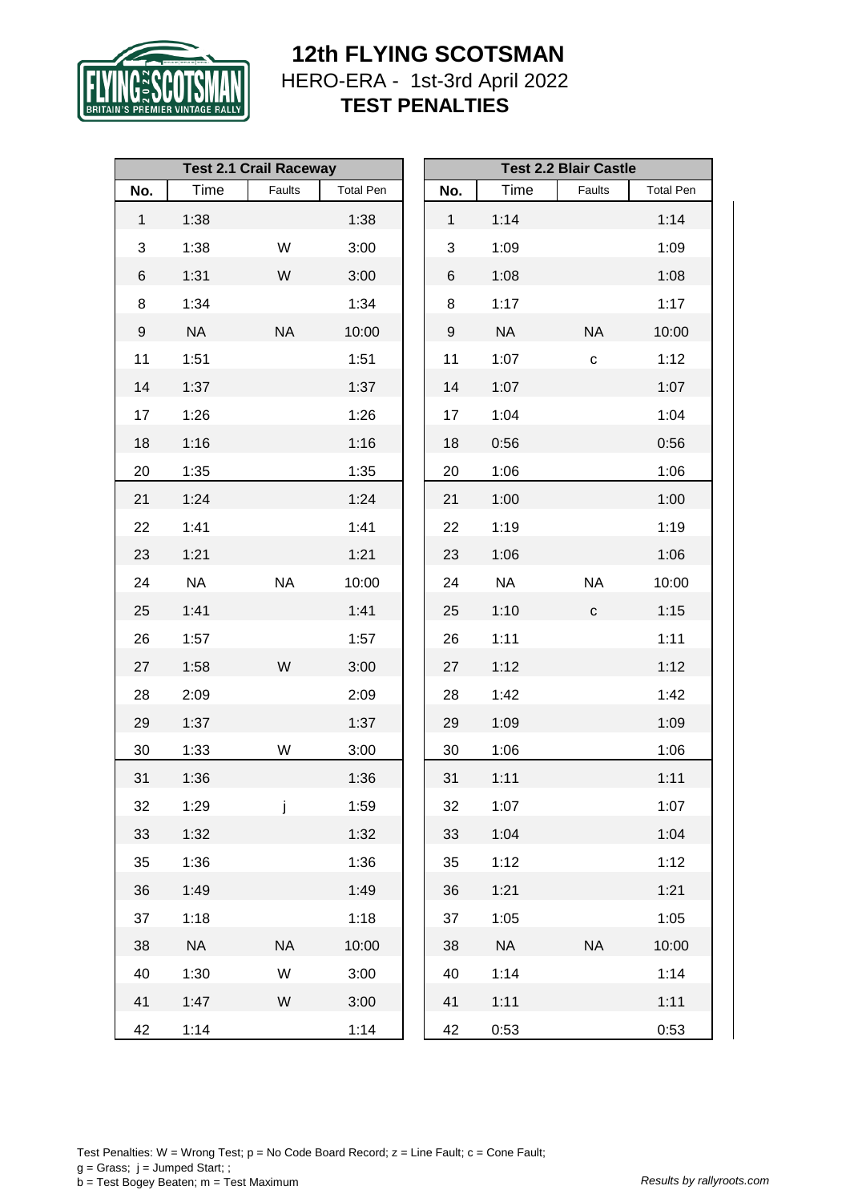# 12th FLYING SCOTSMAN

HERO-ERA - 1st-3rd April 2022

**TEST PENALTIES**

| Test 2.1 Crail Raceway | | | |
|---|---|---|---|
| **No.** | Time | Faults | Total Pen |
| 1 | 1:38 | | 1:38 |
| 3 | 1:38 | W | 3:00 |
| 6 | 1:31 | W | 3:00 |
| 8 | 1:34 | | 1:34 |
| 9 | NA | NA | 10:00 |
| 11 | 1:51 | | 1:51 |
| 14 | 1:37 | | 1:37 |
| 17 | 1:26 | | 1:26 |
| 18 | 1:16 | | 1:16 |
| 20 | 1:35 | | 1:35 |
| 21 | 1:24 | | 1:24 |
| 22 | 1:41 | | 1:41 |
| 23 | 1:21 | | 1:21 |
| 24 | NA | NA | 10:00 |
| 25 | 1:41 | | 1:41 |
| 26 | 1:57 | | 1:57 |
| 27 | 1:58 | W | 3:00 |
| 28 | 2:09 | | 2:09 |
| 29 | 1:37 | | 1:37 |
| 30 | 1:33 | W | 3:00 |
| 31 | 1:36 | | 1:36 |
| 32 | 1:29 | j | 1:59 |
| 33 | 1:32 | | 1:32 |
| 35 | 1:36 | | 1:36 |
| 36 | 1:49 | | 1:49 |
| 37 | 1:18 | | 1:18 |
| 38 | NA | NA | 10:00 |
| 40 | 1:30 | W | 3:00 |
| 41 | 1:47 | W | 3:00 |
| 42 | 1:14 | | 1:14 |

| Test 2.2 Blair Castle | | | |
|---|---|---|---|
| **No.** | Time | Faults | Total Pen |
| 1 | 1:14 | | 1:14 |
| 3 | 1:09 | | 1:09 |
| 6 | 1:08 | | 1:08 |
| 8 | 1:17 | | 1:17 |
| 9 | NA | NA | 10:00 |
| 11 | 1:07 | c | 1:12 |
| 14 | 1:07 | | 1:07 |
| 17 | 1:04 | | 1:04 |
| 18 | 0:56 | | 0:56 |
| 20 | 1:06 | | 1:06 |
| 21 | 1:00 | | 1:00 |
| 22 | 1:19 | | 1:19 |
| 23 | 1:06 | | 1:06 |
| 24 | NA | NA | 10:00 |
| 25 | 1:10 | c | 1:15 |
| 26 | 1:11 | | 1:11 |
| 27 | 1:12 | | 1:12 |
| 28 | 1:42 | | 1:42 |
| 29 | 1:09 | | 1:09 |
| 30 | 1:06 | | 1:06 |
| 31 | 1:11 | | 1:11 |
| 32 | 1:07 | | 1:07 |
| 33 | 1:04 | | 1:04 |
| 35 | 1:12 | | 1:12 |
| 36 | 1:21 | | 1:21 |
| 37 | 1:05 | | 1:05 |
| 38 | NA | NA | 10:00 |
| 40 | 1:14 | | 1:14 |
| 41 | 1:11 | | 1:11 |
| 42 | 0:53 | | 0:53 |

Test Penalties: W = Wrong Test; p = No Code Board Record; z = Line Fault; c = Cone Fault;
g = Grass; j = Jumped Start; ;
b = Test Bogey Beaten; m = Test Maximum

*Results by rallyroots.com*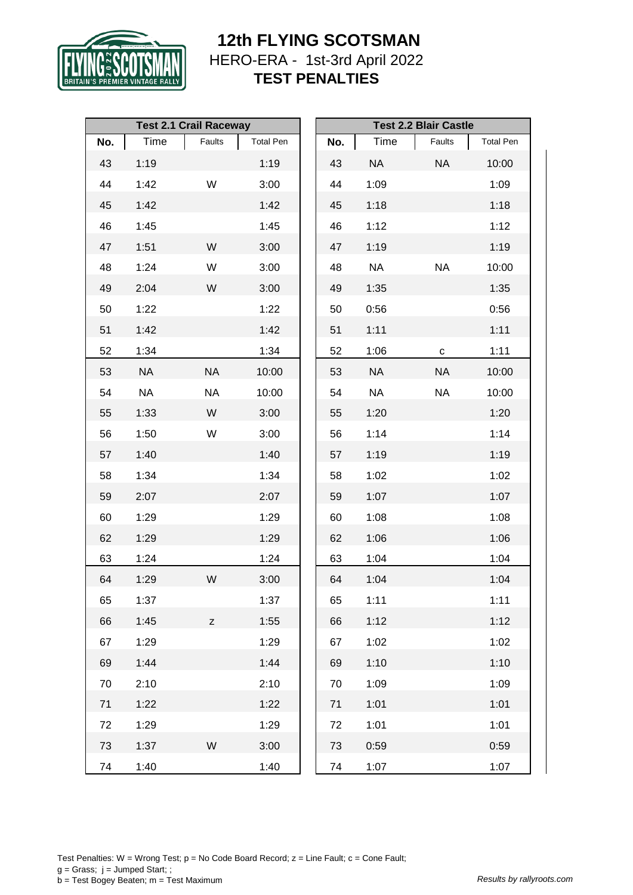# 12th FLYING SCOTSMAN

HERO-ERA - 1st-3rd April 2022

**TEST PENALTIES**

| Test 2.1 Crail Raceway | | | |
|---|---|---|---|
| **No.** | **Time** | **Faults** | **Total Pen** |
| 43 | 1:19 | | 1:19 |
| 44 | 1:42 | W | 3:00 |
| 45 | 1:42 | | 1:42 |
| 46 | 1:45 | | 1:45 |
| 47 | 1:51 | W | 3:00 |
| 48 | 1:24 | W | 3:00 |
| 49 | 2:04 | W | 3:00 |
| 50 | 1:22 | | 1:22 |
| 51 | 1:42 | | 1:42 |
| 52 | 1:34 | | 1:34 |
| 53 | NA | NA | 10:00 |
| 54 | NA | NA | 10:00 |
| 55 | 1:33 | W | 3:00 |
| 56 | 1:50 | W | 3:00 |
| 57 | 1:40 | | 1:40 |
| 58 | 1:34 | | 1:34 |
| 59 | 2:07 | | 2:07 |
| 60 | 1:29 | | 1:29 |
| 62 | 1:29 | | 1:29 |
| 63 | 1:24 | | 1:24 |
| 64 | 1:29 | W | 3:00 |
| 65 | 1:37 | | 1:37 |
| 66 | 1:45 | z | 1:55 |
| 67 | 1:29 | | 1:29 |
| 69 | 1:44 | | 1:44 |
| 70 | 2:10 | | 2:10 |
| 71 | 1:22 | | 1:22 |
| 72 | 1:29 | | 1:29 |
| 73 | 1:37 | W | 3:00 |
| 74 | 1:40 | | 1:40 |

| Test 2.2 Blair Castle | | | |
|---|---|---|---|
| **No.** | **Time** | **Faults** | **Total Pen** |
| 43 | NA | NA | 10:00 |
| 44 | 1:09 | | 1:09 |
| 45 | 1:18 | | 1:18 |
| 46 | 1:12 | | 1:12 |
| 47 | 1:19 | | 1:19 |
| 48 | NA | NA | 10:00 |
| 49 | 1:35 | | 1:35 |
| 50 | 0:56 | | 0:56 |
| 51 | 1:11 | | 1:11 |
| 52 | 1:06 | c | 1:11 |
| 53 | NA | NA | 10:00 |
| 54 | NA | NA | 10:00 |
| 55 | 1:20 | | 1:20 |
| 56 | 1:14 | | 1:14 |
| 57 | 1:19 | | 1:19 |
| 58 | 1:02 | | 1:02 |
| 59 | 1:07 | | 1:07 |
| 60 | 1:08 | | 1:08 |
| 62 | 1:06 | | 1:06 |
| 63 | 1:04 | | 1:04 |
| 64 | 1:04 | | 1:04 |
| 65 | 1:11 | | 1:11 |
| 66 | 1:12 | | 1:12 |
| 67 | 1:02 | | 1:02 |
| 69 | 1:10 | | 1:10 |
| 70 | 1:09 | | 1:09 |
| 71 | 1:01 | | 1:01 |
| 72 | 1:01 | | 1:01 |
| 73 | 0:59 | | 0:59 |
| 74 | 1:07 | | 1:07 |

Test Penalties: W = Wrong Test; p = No Code Board Record; z = Line Fault; c = Cone Fault;
g = Grass; j = Jumped Start; ;
b = Test Bogey Beaten; m = Test Maximum

*Results by rallyroots.com*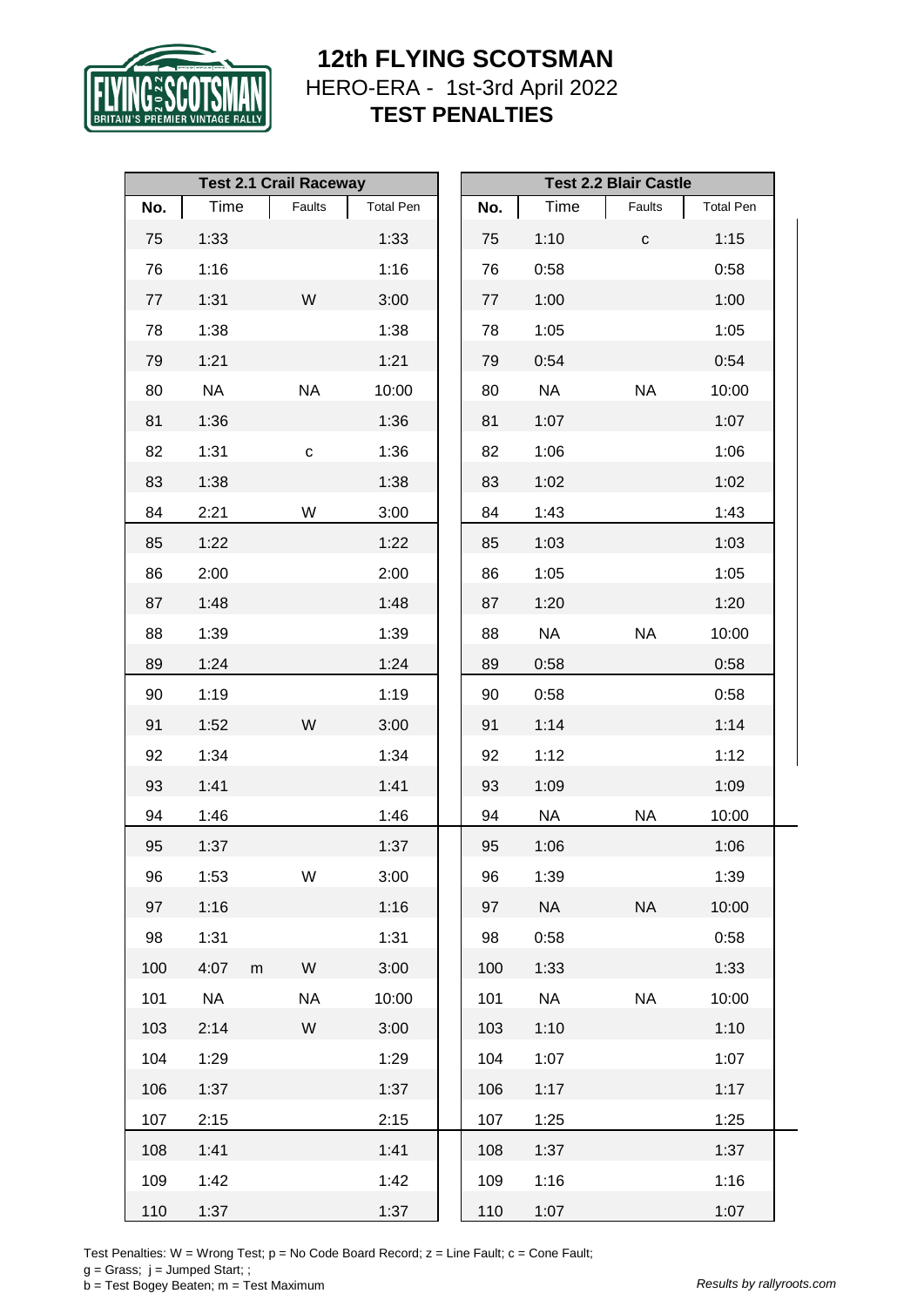# 12th FLYING SCOTSMAN

HERO-ERA - 1st-3rd April 2022

**TEST PENALTIES**

| Test 2.1 Crail Raceway | | | | Test 2.2 Blair Castle | | | |
|---|---|---|---|---|---|---|---|
| **No.** | **Time** | **Faults** | **Total Pen** | **No.** | **Time** | **Faults** | **Total Pen** |
| 75 | 1:33 | | 1:33 | 75 | 1:10 | c | 1:15 |
| 76 | 1:16 | | 1:16 | 76 | 0:58 | | 0:58 |
| 77 | 1:31 | W | 3:00 | 77 | 1:00 | | 1:00 |
| 78 | 1:38 | | 1:38 | 78 | 1:05 | | 1:05 |
| 79 | 1:21 | | 1:21 | 79 | 0:54 | | 0:54 |
| 80 | NA | NA | 10:00 | 80 | NA | NA | 10:00 |
| 81 | 1:36 | | 1:36 | 81 | 1:07 | | 1:07 |
| 82 | 1:31 | c | 1:36 | 82 | 1:06 | | 1:06 |
| 83 | 1:38 | | 1:38 | 83 | 1:02 | | 1:02 |
| 84 | 2:21 | W | 3:00 | 84 | 1:43 | | 1:43 |
| 85 | 1:22 | | 1:22 | 85 | 1:03 | | 1:03 |
| 86 | 2:00 | | 2:00 | 86 | 1:05 | | 1:05 |
| 87 | 1:48 | | 1:48 | 87 | 1:20 | | 1:20 |
| 88 | 1:39 | | 1:39 | 88 | NA | NA | 10:00 |
| 89 | 1:24 | | 1:24 | 89 | 0:58 | | 0:58 |
| 90 | 1:19 | | 1:19 | 90 | 0:58 | | 0:58 |
| 91 | 1:52 | W | 3:00 | 91 | 1:14 | | 1:14 |
| 92 | 1:34 | | 1:34 | 92 | 1:12 | | 1:12 |
| 93 | 1:41 | | 1:41 | 93 | 1:09 | | 1:09 |
| 94 | 1:46 | | 1:46 | 94 | NA | NA | 10:00 |
| 95 | 1:37 | | 1:37 | 95 | 1:06 | | 1:06 |
| 96 | 1:53 | W | 3:00 | 96 | 1:39 | | 1:39 |
| 97 | 1:16 | | 1:16 | 97 | NA | NA | 10:00 |
| 98 | 1:31 | | 1:31 | 98 | 0:58 | | 0:58 |
| 100 | 4:07 m | W | 3:00 | 100 | 1:33 | | 1:33 |
| 101 | NA | NA | 10:00 | 101 | NA | NA | 10:00 |
| 103 | 2:14 | W | 3:00 | 103 | 1:10 | | 1:10 |
| 104 | 1:29 | | 1:29 | 104 | 1:07 | | 1:07 |
| 106 | 1:37 | | 1:37 | 106 | 1:17 | | 1:17 |
| 107 | 2:15 | | 2:15 | 107 | 1:25 | | 1:25 |
| 108 | 1:41 | | 1:41 | 108 | 1:37 | | 1:37 |
| 109 | 1:42 | | 1:42 | 109 | 1:16 | | 1:16 |
| 110 | 1:37 | | 1:37 | 110 | 1:07 | | 1:07 |

Test Penalties: W = Wrong Test; p = No Code Board Record; z = Line Fault; c = Cone Fault;
g = Grass; j = Jumped Start; ;
b = Test Bogey Beaten; m = Test Maximum

*Results by rallyroots.com*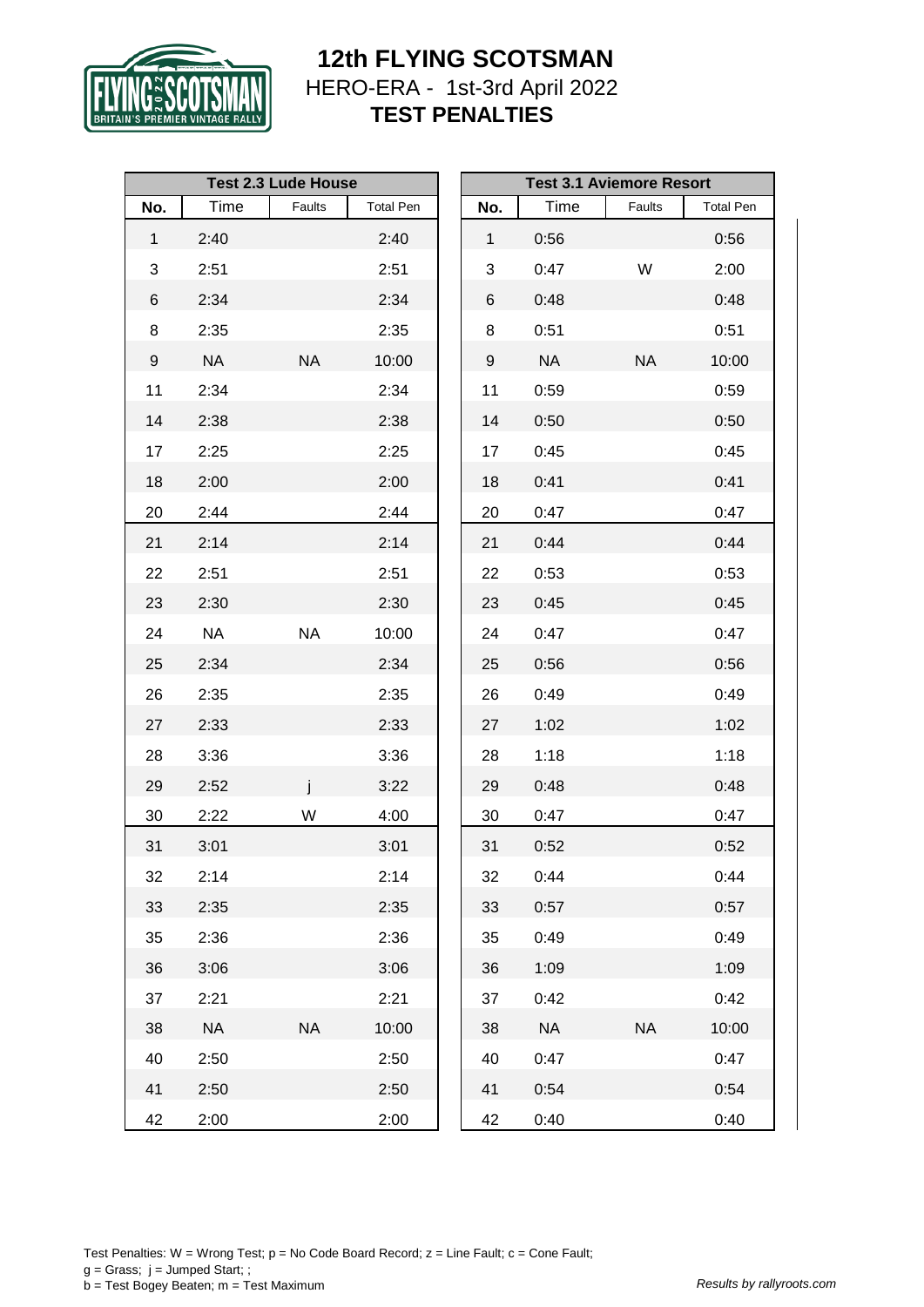# 12th FLYING SCOTSMAN

HERO-ERA - 1st-3rd April 2022

**TEST PENALTIES**

| Test 2.3 Lude House | | | |
|---|---|---|---|
| **No.** | **Time** | **Faults** | **Total Pen** |
| 1 | 2:40 | | 2:40 |
| 3 | 2:51 | | 2:51 |
| 6 | 2:34 | | 2:34 |
| 8 | 2:35 | | 2:35 |
| 9 | NA | NA | 10:00 |
| 11 | 2:34 | | 2:34 |
| 14 | 2:38 | | 2:38 |
| 17 | 2:25 | | 2:25 |
| 18 | 2:00 | | 2:00 |
| 20 | 2:44 | | 2:44 |
| 21 | 2:14 | | 2:14 |
| 22 | 2:51 | | 2:51 |
| 23 | 2:30 | | 2:30 |
| 24 | NA | NA | 10:00 |
| 25 | 2:34 | | 2:34 |
| 26 | 2:35 | | 2:35 |
| 27 | 2:33 | | 2:33 |
| 28 | 3:36 | | 3:36 |
| 29 | 2:52 | j | 3:22 |
| 30 | 2:22 | W | 4:00 |
| 31 | 3:01 | | 3:01 |
| 32 | 2:14 | | 2:14 |
| 33 | 2:35 | | 2:35 |
| 35 | 2:36 | | 2:36 |
| 36 | 3:06 | | 3:06 |
| 37 | 2:21 | | 2:21 |
| 38 | NA | NA | 10:00 |
| 40 | 2:50 | | 2:50 |
| 41 | 2:50 | | 2:50 |
| 42 | 2:00 | | 2:00 |

| Test 3.1 Aviemore Resort | | | |
|---|---|---|---|
| **No.** | **Time** | **Faults** | **Total Pen** |
| 1 | 0:56 | | 0:56 |
| 3 | 0:47 | W | 2:00 |
| 6 | 0:48 | | 0:48 |
| 8 | 0:51 | | 0:51 |
| 9 | NA | NA | 10:00 |
| 11 | 0:59 | | 0:59 |
| 14 | 0:50 | | 0:50 |
| 17 | 0:45 | | 0:45 |
| 18 | 0:41 | | 0:41 |
| 20 | 0:47 | | 0:47 |
| 21 | 0:44 | | 0:44 |
| 22 | 0:53 | | 0:53 |
| 23 | 0:45 | | 0:45 |
| 24 | 0:47 | | 0:47 |
| 25 | 0:56 | | 0:56 |
| 26 | 0:49 | | 0:49 |
| 27 | 1:02 | | 1:02 |
| 28 | 1:18 | | 1:18 |
| 29 | 0:48 | | 0:48 |
| 30 | 0:47 | | 0:47 |
| 31 | 0:52 | | 0:52 |
| 32 | 0:44 | | 0:44 |
| 33 | 0:57 | | 0:57 |
| 35 | 0:49 | | 0:49 |
| 36 | 1:09 | | 1:09 |
| 37 | 0:42 | | 0:42 |
| 38 | NA | NA | 10:00 |
| 40 | 0:47 | | 0:47 |
| 41 | 0:54 | | 0:54 |
| 42 | 0:40 | | 0:40 |

Test Penalties: W = Wrong Test; p = No Code Board Record; z = Line Fault; c = Cone Fault;
g = Grass; j = Jumped Start; ;
b = Test Bogey Beaten; m = Test Maximum

*Results by rallyroots.com*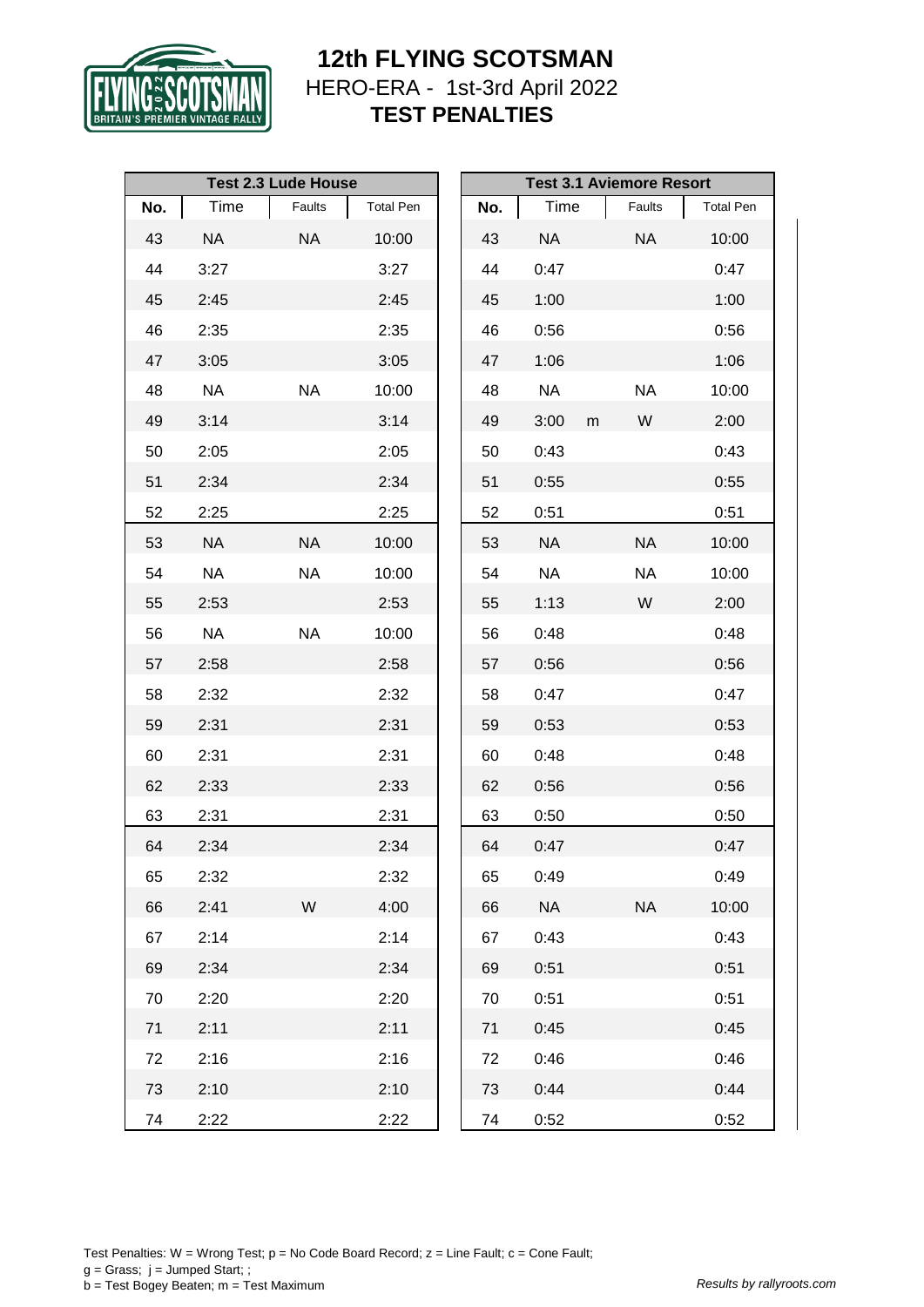# 12th FLYING SCOTSMAN

HERO-ERA - 1st-3rd April 2022

**TEST PENALTIES**

| **Test 2.3 Lude House** | | | |
|---|---|---|---|
| **No.** | Time | Faults | Total Pen |
| 43 | NA | NA | 10:00 |
| 44 | 3:27 | | 3:27 |
| 45 | 2:45 | | 2:45 |
| 46 | 2:35 | | 2:35 |
| 47 | 3:05 | | 3:05 |
| 48 | NA | NA | 10:00 |
| 49 | 3:14 | | 3:14 |
| 50 | 2:05 | | 2:05 |
| 51 | 2:34 | | 2:34 |
| 52 | 2:25 | | 2:25 |
| 53 | NA | NA | 10:00 |
| 54 | NA | NA | 10:00 |
| 55 | 2:53 | | 2:53 |
| 56 | NA | NA | 10:00 |
| 57 | 2:58 | | 2:58 |
| 58 | 2:32 | | 2:32 |
| 59 | 2:31 | | 2:31 |
| 60 | 2:31 | | 2:31 |
| 62 | 2:33 | | 2:33 |
| 63 | 2:31 | | 2:31 |
| 64 | 2:34 | | 2:34 |
| 65 | 2:32 | | 2:32 |
| 66 | 2:41 | W | 4:00 |
| 67 | 2:14 | | 2:14 |
| 69 | 2:34 | | 2:34 |
| 70 | 2:20 | | 2:20 |
| 71 | 2:11 | | 2:11 |
| 72 | 2:16 | | 2:16 |
| 73 | 2:10 | | 2:10 |
| 74 | 2:22 | | 2:22 |

| **Test 3.1 Aviemore Resort** | | | |
|---|---|---|---|
| **No.** | Time | Faults | Total Pen |
| 43 | NA | NA | 10:00 |
| 44 | 0:47 | | 0:47 |
| 45 | 1:00 | | 1:00 |
| 46 | 0:56 | | 0:56 |
| 47 | 1:06 | | 1:06 |
| 48 | NA | NA | 10:00 |
| 49 | 3:00 m | W | 2:00 |
| 50 | 0:43 | | 0:43 |
| 51 | 0:55 | | 0:55 |
| 52 | 0:51 | | 0:51 |
| 53 | NA | NA | 10:00 |
| 54 | NA | NA | 10:00 |
| 55 | 1:13 | W | 2:00 |
| 56 | 0:48 | | 0:48 |
| 57 | 0:56 | | 0:56 |
| 58 | 0:47 | | 0:47 |
| 59 | 0:53 | | 0:53 |
| 60 | 0:48 | | 0:48 |
| 62 | 0:56 | | 0:56 |
| 63 | 0:50 | | 0:50 |
| 64 | 0:47 | | 0:47 |
| 65 | 0:49 | | 0:49 |
| 66 | NA | NA | 10:00 |
| 67 | 0:43 | | 0:43 |
| 69 | 0:51 | | 0:51 |
| 70 | 0:51 | | 0:51 |
| 71 | 0:45 | | 0:45 |
| 72 | 0:46 | | 0:46 |
| 73 | 0:44 | | 0:44 |
| 74 | 0:52 | | 0:52 |

Test Penalties: W = Wrong Test; p = No Code Board Record; z = Line Fault; c = Cone Fault;
g = Grass; j = Jumped Start; ;
b = Test Bogey Beaten; m = Test Maximum

*Results by rallyroots.com*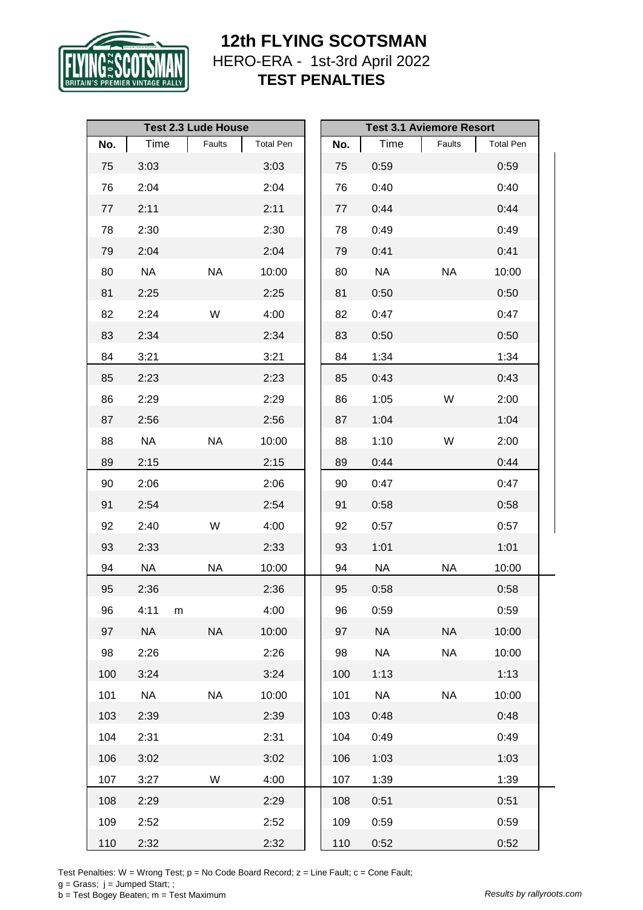# 12th FLYING SCOTSMAN

HERO-ERA - 1st-3rd April 2022

**TEST PENALTIES**

| Test 2.3 Lude House | | | |
|---|---|---|---|
| No. | Time | Faults | Total Pen |
| 75 | 3:03 | | 3:03 |
| 76 | 2:04 | | 2:04 |
| 77 | 2:11 | | 2:11 |
| 78 | 2:30 | | 2:30 |
| 79 | 2:04 | | 2:04 |
| 80 | NA | NA | 10:00 |
| 81 | 2:25 | | 2:25 |
| 82 | 2:24 | W | 4:00 |
| 83 | 2:34 | | 2:34 |
| 84 | 3:21 | | 3:21 |
| 85 | 2:23 | | 2:23 |
| 86 | 2:29 | | 2:29 |
| 87 | 2:56 | | 2:56 |
| 88 | NA | NA | 10:00 |
| 89 | 2:15 | | 2:15 |
| 90 | 2:06 | | 2:06 |
| 91 | 2:54 | | 2:54 |
| 92 | 2:40 | W | 4:00 |
| 93 | 2:33 | | 2:33 |
| 94 | NA | NA | 10:00 |
| 95 | 2:36 | | 2:36 |
| 96 | 4:11 m | | 4:00 |
| 97 | NA | NA | 10:00 |
| 98 | 2:26 | | 2:26 |
| 100 | 3:24 | | 3:24 |
| 101 | NA | NA | 10:00 |
| 103 | 2:39 | | 2:39 |
| 104 | 2:31 | | 2:31 |
| 106 | 3:02 | | 3:02 |
| 107 | 3:27 | W | 4:00 |
| 108 | 2:29 | | 2:29 |
| 109 | 2:52 | | 2:52 |
| 110 | 2:32 | | 2:32 |

| Test 3.1 Aviemore Resort | | | |
|---|---|---|---|
| No. | Time | Faults | Total Pen |
| 75 | 0:59 | | 0:59 |
| 76 | 0:40 | | 0:40 |
| 77 | 0:44 | | 0:44 |
| 78 | 0:49 | | 0:49 |
| 79 | 0:41 | | 0:41 |
| 80 | NA | NA | 10:00 |
| 81 | 0:50 | | 0:50 |
| 82 | 0:47 | | 0:47 |
| 83 | 0:50 | | 0:50 |
| 84 | 1:34 | | 1:34 |
| 85 | 0:43 | | 0:43 |
| 86 | 1:05 | W | 2:00 |
| 87 | 1:04 | | 1:04 |
| 88 | 1:10 | W | 2:00 |
| 89 | 0:44 | | 0:44 |
| 90 | 0:47 | | 0:47 |
| 91 | 0:58 | | 0:58 |
| 92 | 0:57 | | 0:57 |
| 93 | 1:01 | | 1:01 |
| 94 | NA | NA | 10:00 |
| 95 | 0:58 | | 0:58 |
| 96 | 0:59 | | 0:59 |
| 97 | NA | NA | 10:00 |
| 98 | NA | NA | 10:00 |
| 100 | 1:13 | | 1:13 |
| 101 | NA | NA | 10:00 |
| 103 | 0:48 | | 0:48 |
| 104 | 0:49 | | 0:49 |
| 106 | 1:03 | | 1:03 |
| 107 | 1:39 | | 1:39 |
| 108 | 0:51 | | 0:51 |
| 109 | 0:59 | | 0:59 |
| 110 | 0:52 | | 0:52 |

Test Penalties: W = Wrong Test; p = No Code Board Record; z = Line Fault; c = Cone Fault;
g = Grass; j = Jumped Start; ;
b = Test Bogey Beaten; m = Test Maximum

*Results by rallyroots.com*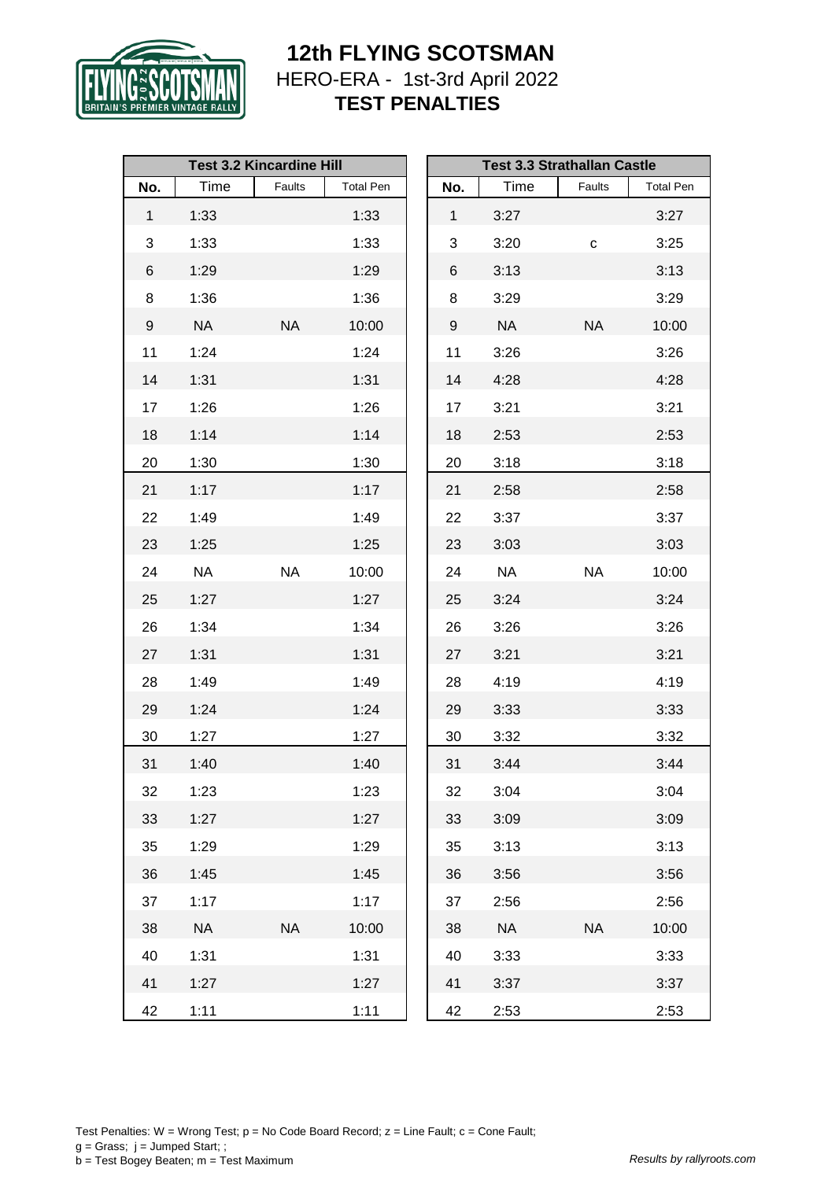# 12th FLYING SCOTSMAN

HERO-ERA - 1st-3rd April 2022

**TEST PENALTIES**

| Test 3.2 Kincardine Hill | | | |
|---|---|---|---|
| **No.** | Time | Faults | Total Pen |
| 1 | 1:33 | | 1:33 |
| 3 | 1:33 | | 1:33 |
| 6 | 1:29 | | 1:29 |
| 8 | 1:36 | | 1:36 |
| 9 | NA | NA | 10:00 |
| 11 | 1:24 | | 1:24 |
| 14 | 1:31 | | 1:31 |
| 17 | 1:26 | | 1:26 |
| 18 | 1:14 | | 1:14 |
| 20 | 1:30 | | 1:30 |
| 21 | 1:17 | | 1:17 |
| 22 | 1:49 | | 1:49 |
| 23 | 1:25 | | 1:25 |
| 24 | NA | NA | 10:00 |
| 25 | 1:27 | | 1:27 |
| 26 | 1:34 | | 1:34 |
| 27 | 1:31 | | 1:31 |
| 28 | 1:49 | | 1:49 |
| 29 | 1:24 | | 1:24 |
| 30 | 1:27 | | 1:27 |
| 31 | 1:40 | | 1:40 |
| 32 | 1:23 | | 1:23 |
| 33 | 1:27 | | 1:27 |
| 35 | 1:29 | | 1:29 |
| 36 | 1:45 | | 1:45 |
| 37 | 1:17 | | 1:17 |
| 38 | NA | NA | 10:00 |
| 40 | 1:31 | | 1:31 |
| 41 | 1:27 | | 1:27 |
| 42 | 1:11 | | 1:11 |

| Test 3.3 Strathallan Castle | | | |
|---|---|---|---|
| **No.** | Time | Faults | Total Pen |
| 1 | 3:27 | | 3:27 |
| 3 | 3:20 | c | 3:25 |
| 6 | 3:13 | | 3:13 |
| 8 | 3:29 | | 3:29 |
| 9 | NA | NA | 10:00 |
| 11 | 3:26 | | 3:26 |
| 14 | 4:28 | | 4:28 |
| 17 | 3:21 | | 3:21 |
| 18 | 2:53 | | 2:53 |
| 20 | 3:18 | | 3:18 |
| 21 | 2:58 | | 2:58 |
| 22 | 3:37 | | 3:37 |
| 23 | 3:03 | | 3:03 |
| 24 | NA | NA | 10:00 |
| 25 | 3:24 | | 3:24 |
| 26 | 3:26 | | 3:26 |
| 27 | 3:21 | | 3:21 |
| 28 | 4:19 | | 4:19 |
| 29 | 3:33 | | 3:33 |
| 30 | 3:32 | | 3:32 |
| 31 | 3:44 | | 3:44 |
| 32 | 3:04 | | 3:04 |
| 33 | 3:09 | | 3:09 |
| 35 | 3:13 | | 3:13 |
| 36 | 3:56 | | 3:56 |
| 37 | 2:56 | | 2:56 |
| 38 | NA | NA | 10:00 |
| 40 | 3:33 | | 3:33 |
| 41 | 3:37 | | 3:37 |
| 42 | 2:53 | | 2:53 |

Test Penalties: W = Wrong Test; p = No Code Board Record; z = Line Fault; c = Cone Fault;
g = Grass; j = Jumped Start; ;
b = Test Bogey Beaten; m = Test Maximum

*Results by rallyroots.com*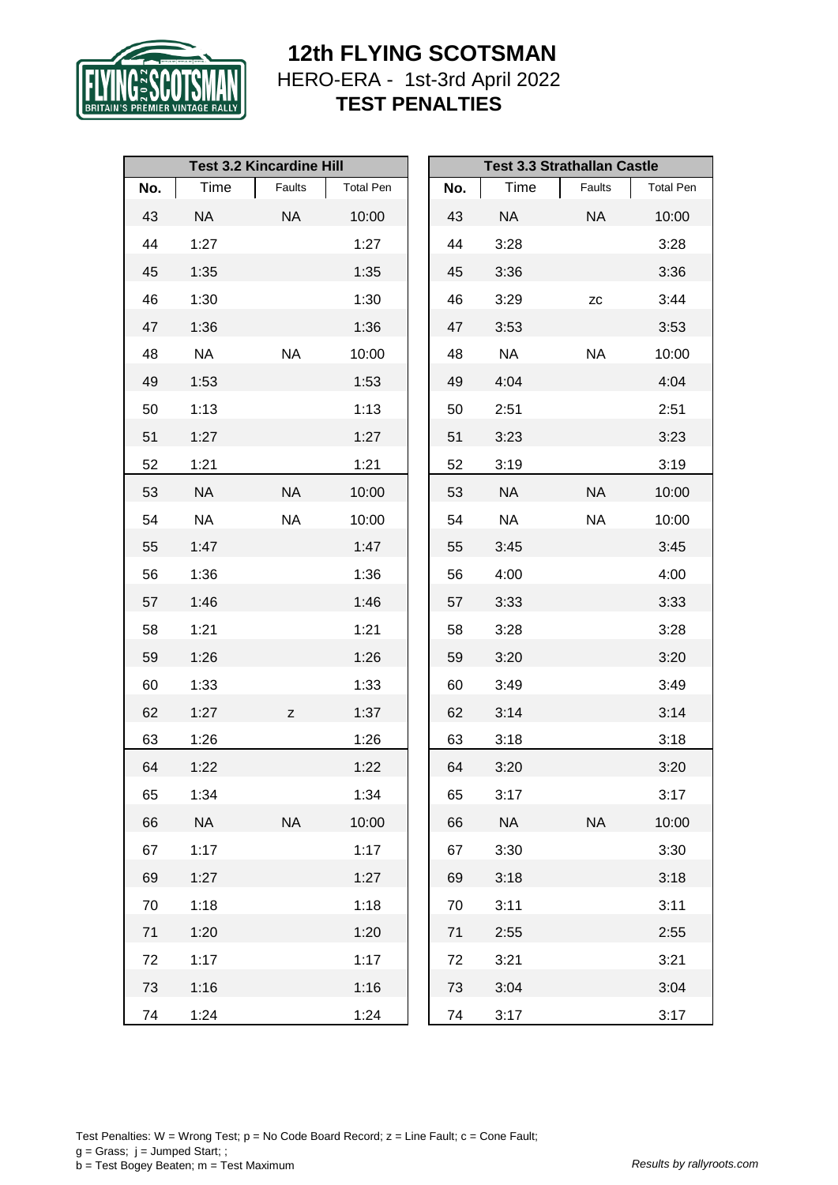# 12th FLYING SCOTSMAN

HERO-ERA - 1st-3rd April 2022

**TEST PENALTIES**

| Test 3.2 Kincardine Hill | | | |
|---|---|---|---|
| No. | Time | Faults | Total Pen |
| 43 | NA | NA | 10:00 |
| 44 | 1:27 | | 1:27 |
| 45 | 1:35 | | 1:35 |
| 46 | 1:30 | | 1:30 |
| 47 | 1:36 | | 1:36 |
| 48 | NA | NA | 10:00 |
| 49 | 1:53 | | 1:53 |
| 50 | 1:13 | | 1:13 |
| 51 | 1:27 | | 1:27 |
| 52 | 1:21 | | 1:21 |
| 53 | NA | NA | 10:00 |
| 54 | NA | NA | 10:00 |
| 55 | 1:47 | | 1:47 |
| 56 | 1:36 | | 1:36 |
| 57 | 1:46 | | 1:46 |
| 58 | 1:21 | | 1:21 |
| 59 | 1:26 | | 1:26 |
| 60 | 1:33 | | 1:33 |
| 62 | 1:27 | z | 1:37 |
| 63 | 1:26 | | 1:26 |
| 64 | 1:22 | | 1:22 |
| 65 | 1:34 | | 1:34 |
| 66 | NA | NA | 10:00 |
| 67 | 1:17 | | 1:17 |
| 69 | 1:27 | | 1:27 |
| 70 | 1:18 | | 1:18 |
| 71 | 1:20 | | 1:20 |
| 72 | 1:17 | | 1:17 |
| 73 | 1:16 | | 1:16 |
| 74 | 1:24 | | 1:24 |

| Test 3.3 Strathallan Castle | | | |
|---|---|---|---|
| No. | Time | Faults | Total Pen |
| 43 | NA | NA | 10:00 |
| 44 | 3:28 | | 3:28 |
| 45 | 3:36 | | 3:36 |
| 46 | 3:29 | zc | 3:44 |
| 47 | 3:53 | | 3:53 |
| 48 | NA | NA | 10:00 |
| 49 | 4:04 | | 4:04 |
| 50 | 2:51 | | 2:51 |
| 51 | 3:23 | | 3:23 |
| 52 | 3:19 | | 3:19 |
| 53 | NA | NA | 10:00 |
| 54 | NA | NA | 10:00 |
| 55 | 3:45 | | 3:45 |
| 56 | 4:00 | | 4:00 |
| 57 | 3:33 | | 3:33 |
| 58 | 3:28 | | 3:28 |
| 59 | 3:20 | | 3:20 |
| 60 | 3:49 | | 3:49 |
| 62 | 3:14 | | 3:14 |
| 63 | 3:18 | | 3:18 |
| 64 | 3:20 | | 3:20 |
| 65 | 3:17 | | 3:17 |
| 66 | NA | NA | 10:00 |
| 67 | 3:30 | | 3:30 |
| 69 | 3:18 | | 3:18 |
| 70 | 3:11 | | 3:11 |
| 71 | 2:55 | | 2:55 |
| 72 | 3:21 | | 3:21 |
| 73 | 3:04 | | 3:04 |
| 74 | 3:17 | | 3:17 |

Test Penalties: W = Wrong Test; p = No Code Board Record; z = Line Fault; c = Cone Fault;
g = Grass; j = Jumped Start; ;
b = Test Bogey Beaten; m = Test Maximum

*Results by rallyroots.com*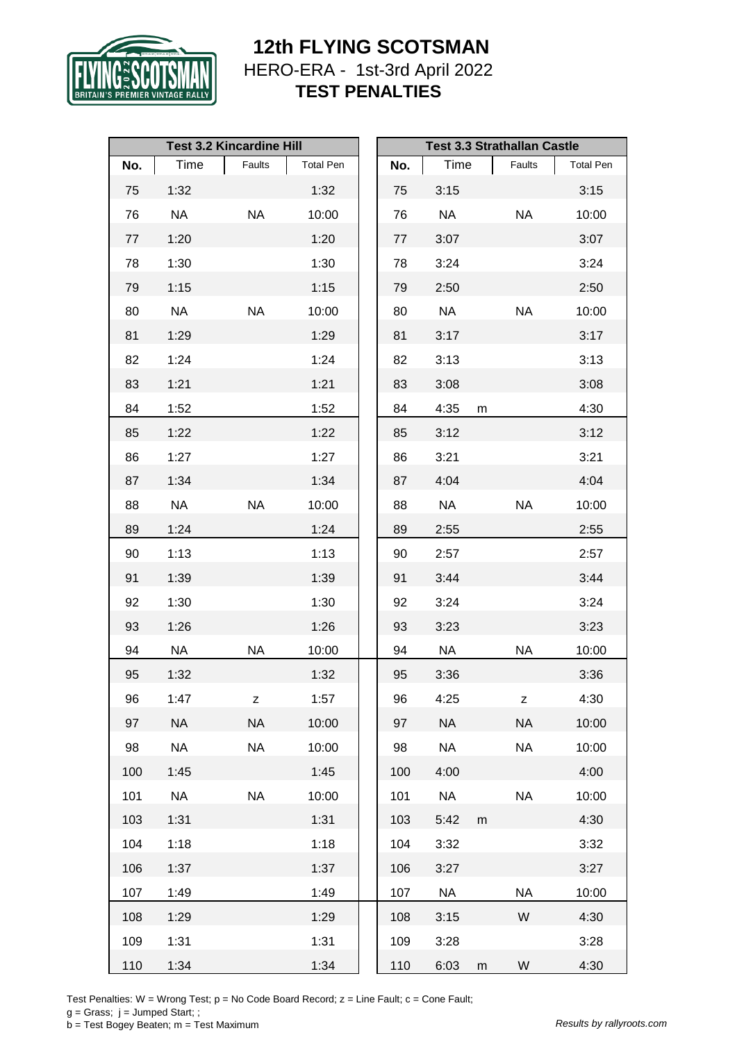# 12th FLYING SCOTSMAN

HERO-ERA - 1st-3rd April 2022

**TEST PENALTIES**

| Test 3.2 Kincardine Hill | | | | Test 3.3 Strathallan Castle | | | |
|---|---|---|---|---|---|---|---|
| No. | Time | Faults | Total Pen | No. | Time | Faults | Total Pen |
| 75 | 1:32 | | 1:32 | 75 | 3:15 | | 3:15 |
| 76 | NA | NA | 10:00 | 76 | NA | NA | 10:00 |
| 77 | 1:20 | | 1:20 | 77 | 3:07 | | 3:07 |
| 78 | 1:30 | | 1:30 | 78 | 3:24 | | 3:24 |
| 79 | 1:15 | | 1:15 | 79 | 2:50 | | 2:50 |
| 80 | NA | NA | 10:00 | 80 | NA | NA | 10:00 |
| 81 | 1:29 | | 1:29 | 81 | 3:17 | | 3:17 |
| 82 | 1:24 | | 1:24 | 82 | 3:13 | | 3:13 |
| 83 | 1:21 | | 1:21 | 83 | 3:08 | | 3:08 |
| 84 | 1:52 | | 1:52 | 84 | 4:35 m | | 4:30 |
| 85 | 1:22 | | 1:22 | 85 | 3:12 | | 3:12 |
| 86 | 1:27 | | 1:27 | 86 | 3:21 | | 3:21 |
| 87 | 1:34 | | 1:34 | 87 | 4:04 | | 4:04 |
| 88 | NA | NA | 10:00 | 88 | NA | NA | 10:00 |
| 89 | 1:24 | | 1:24 | 89 | 2:55 | | 2:55 |
| 90 | 1:13 | | 1:13 | 90 | 2:57 | | 2:57 |
| 91 | 1:39 | | 1:39 | 91 | 3:44 | | 3:44 |
| 92 | 1:30 | | 1:30 | 92 | 3:24 | | 3:24 |
| 93 | 1:26 | | 1:26 | 93 | 3:23 | | 3:23 |
| 94 | NA | NA | 10:00 | 94 | NA | NA | 10:00 |
| 95 | 1:32 | | 1:32 | 95 | 3:36 | | 3:36 |
| 96 | 1:47 | z | 1:57 | 96 | 4:25 | z | 4:30 |
| 97 | NA | NA | 10:00 | 97 | NA | NA | 10:00 |
| 98 | NA | NA | 10:00 | 98 | NA | NA | 10:00 |
| 100 | 1:45 | | 1:45 | 100 | 4:00 | | 4:00 |
| 101 | NA | NA | 10:00 | 101 | NA | NA | 10:00 |
| 103 | 1:31 | | 1:31 | 103 | 5:42 m | | 4:30 |
| 104 | 1:18 | | 1:18 | 104 | 3:32 | | 3:32 |
| 106 | 1:37 | | 1:37 | 106 | 3:27 | | 3:27 |
| 107 | 1:49 | | 1:49 | 107 | NA | NA | 10:00 |
| 108 | 1:29 | | 1:29 | 108 | 3:15 | W | 4:30 |
| 109 | 1:31 | | 1:31 | 109 | 3:28 | | 3:28 |
| 110 | 1:34 | | 1:34 | 110 | 6:03 m | W | 4:30 |

Test Penalties: W = Wrong Test; p = No Code Board Record; z = Line Fault; c = Cone Fault;
g = Grass; j = Jumped Start; ;
b = Test Bogey Beaten; m = Test Maximum

*Results by rallyroots.com*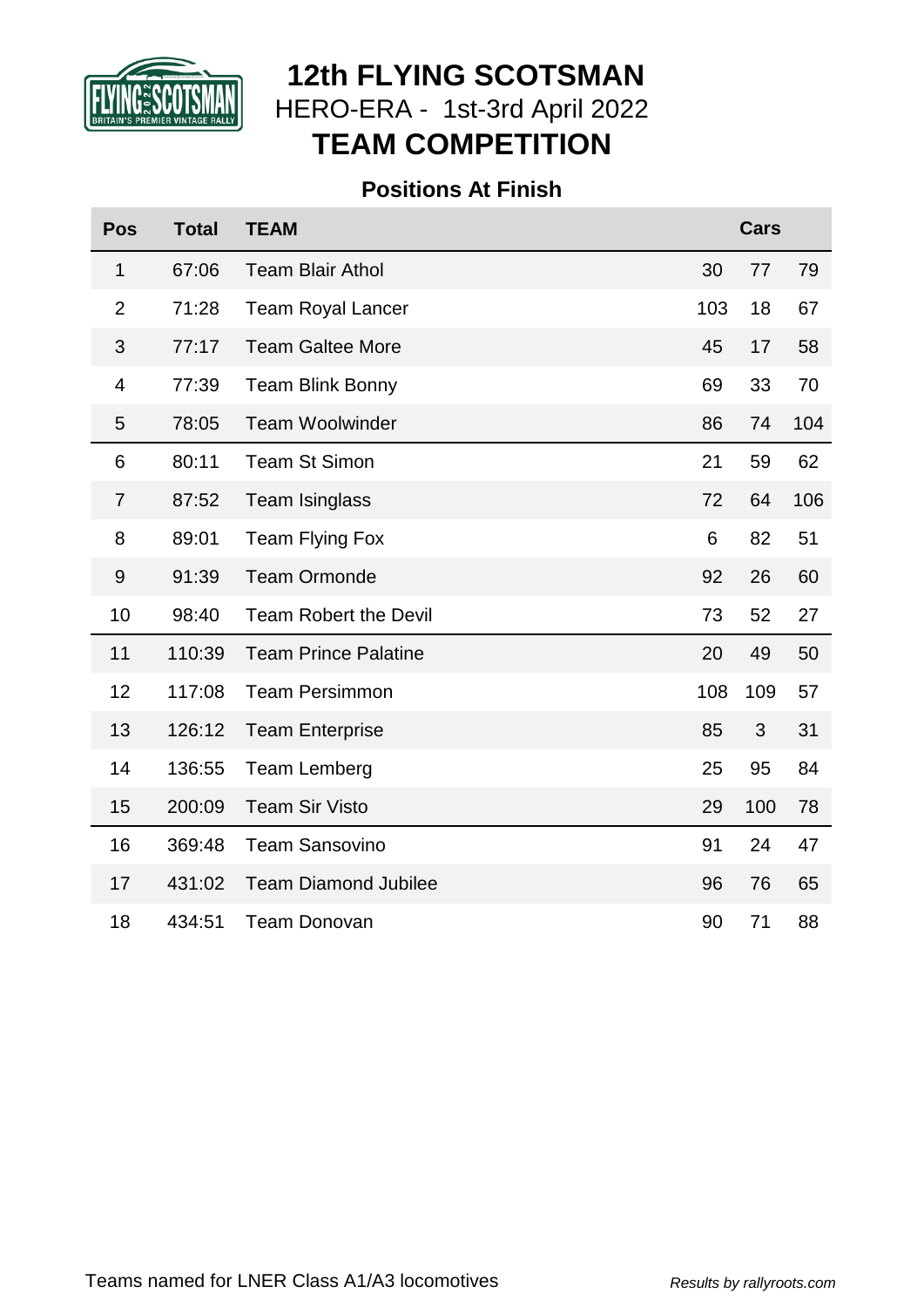# 12th FLYING SCOTSMAN

HERO-ERA - 1st-3rd April 2022

## TEAM COMPETITION

### Positions At Finish

| Pos | Total | TEAM | Cars | | |
|---|---|---|---|---|---|
| 1 | 67:06 | Team Blair Athol | 30 | 77 | 79 |
| 2 | 71:28 | Team Royal Lancer | 103 | 18 | 67 |
| 3 | 77:17 | Team Galtee More | 45 | 17 | 58 |
| 4 | 77:39 | Team Blink Bonny | 69 | 33 | 70 |
| 5 | 78:05 | Team Woolwinder | 86 | 74 | 104 |
| 6 | 80:11 | Team St Simon | 21 | 59 | 62 |
| 7 | 87:52 | Team Isinglass | 72 | 64 | 106 |
| 8 | 89:01 | Team Flying Fox | 6 | 82 | 51 |
| 9 | 91:39 | Team Ormonde | 92 | 26 | 60 |
| 10 | 98:40 | Team Robert the Devil | 73 | 52 | 27 |
| 11 | 110:39 | Team Prince Palatine | 20 | 49 | 50 |
| 12 | 117:08 | Team Persimmon | 108 | 109 | 57 |
| 13 | 126:12 | Team Enterprise | 85 | 3 | 31 |
| 14 | 136:55 | Team Lemberg | 25 | 95 | 84 |
| 15 | 200:09 | Team Sir Visto | 29 | 100 | 78 |
| 16 | 369:48 | Team Sansovino | 91 | 24 | 47 |
| 17 | 431:02 | Team Diamond Jubilee | 96 | 76 | 65 |
| 18 | 434:51 | Team Donovan | 90 | 71 | 88 |

Teams named for LNER Class A1/A3 locomotives

*Results by rallyroots.com*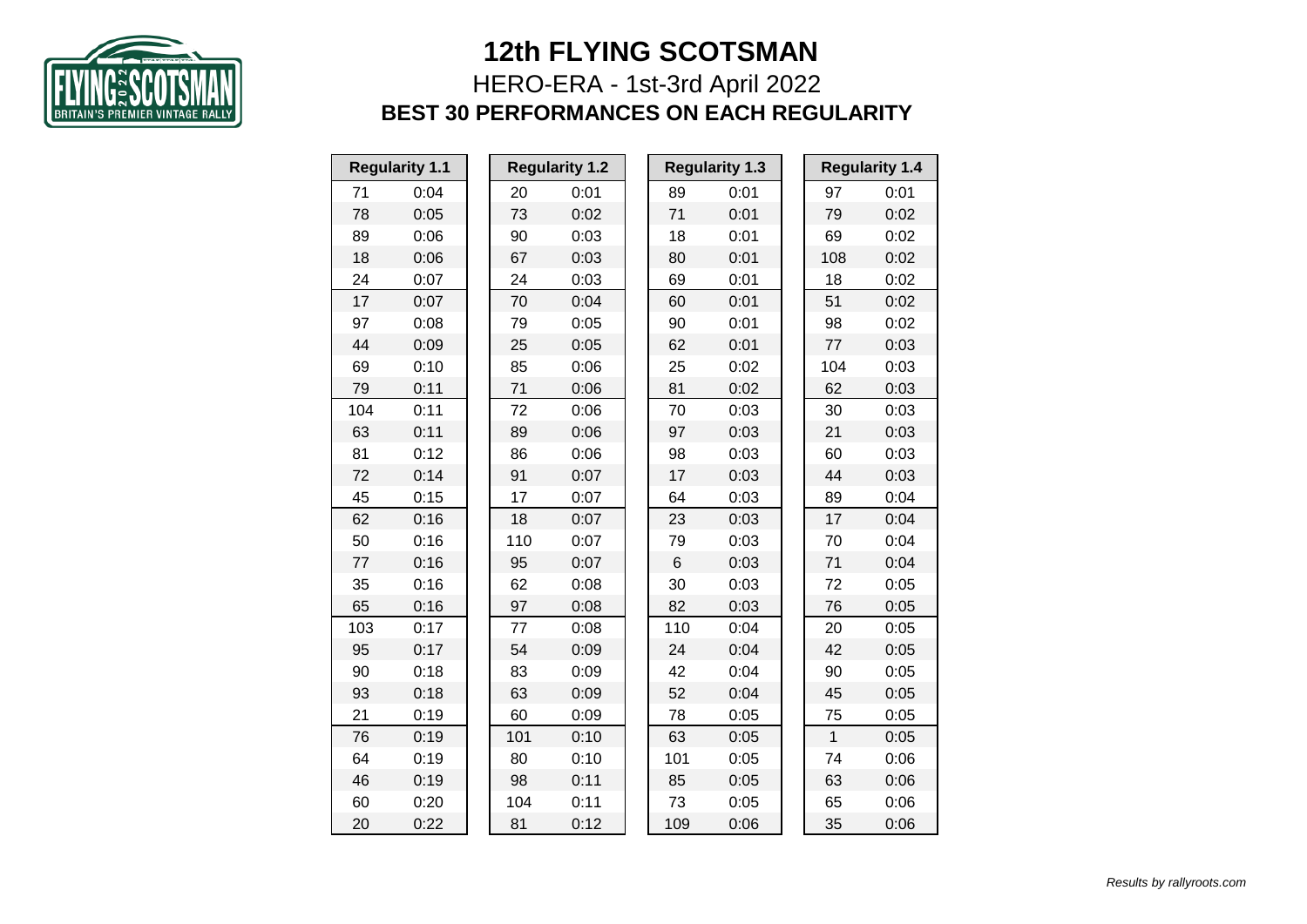# 12th FLYING SCOTSMAN

## HERO-ERA - 1st-3rd April 2022

### BEST 30 PERFORMANCES ON EACH REGULARITY

| Regularity 1.1 | | Regularity 1.2 | | Regularity 1.3 | | Regularity 1.4 | |
|---|---|---|---|---|---|---|---|
| 71 | 0:04 | 20 | 0:01 | 89 | 0:01 | 97 | 0:01 |
| 78 | 0:05 | 73 | 0:02 | 71 | 0:01 | 79 | 0:02 |
| 89 | 0:06 | 90 | 0:03 | 18 | 0:01 | 69 | 0:02 |
| 18 | 0:06 | 67 | 0:03 | 80 | 0:01 | 108 | 0:02 |
| 24 | 0:07 | 24 | 0:03 | 69 | 0:01 | 18 | 0:02 |
| 17 | 0:07 | 70 | 0:04 | 60 | 0:01 | 51 | 0:02 |
| 97 | 0:08 | 79 | 0:05 | 90 | 0:01 | 98 | 0:02 |
| 44 | 0:09 | 25 | 0:05 | 62 | 0:01 | 77 | 0:03 |
| 69 | 0:10 | 85 | 0:06 | 25 | 0:02 | 104 | 0:03 |
| 79 | 0:11 | 71 | 0:06 | 81 | 0:02 | 62 | 0:03 |
| 104 | 0:11 | 72 | 0:06 | 70 | 0:03 | 30 | 0:03 |
| 63 | 0:11 | 89 | 0:06 | 97 | 0:03 | 21 | 0:03 |
| 81 | 0:12 | 86 | 0:06 | 98 | 0:03 | 60 | 0:03 |
| 72 | 0:14 | 91 | 0:07 | 17 | 0:03 | 44 | 0:03 |
| 45 | 0:15 | 17 | 0:07 | 64 | 0:03 | 89 | 0:04 |
| 62 | 0:16 | 18 | 0:07 | 23 | 0:03 | 17 | 0:04 |
| 50 | 0:16 | 110 | 0:07 | 79 | 0:03 | 70 | 0:04 |
| 77 | 0:16 | 95 | 0:07 | 6 | 0:03 | 71 | 0:04 |
| 35 | 0:16 | 62 | 0:08 | 30 | 0:03 | 72 | 0:05 |
| 65 | 0:16 | 97 | 0:08 | 82 | 0:03 | 76 | 0:05 |
| 103 | 0:17 | 77 | 0:08 | 110 | 0:04 | 20 | 0:05 |
| 95 | 0:17 | 54 | 0:09 | 24 | 0:04 | 42 | 0:05 |
| 90 | 0:18 | 83 | 0:09 | 42 | 0:04 | 90 | 0:05 |
| 93 | 0:18 | 63 | 0:09 | 52 | 0:04 | 45 | 0:05 |
| 21 | 0:19 | 60 | 0:09 | 78 | 0:05 | 75 | 0:05 |
| 76 | 0:19 | 101 | 0:10 | 63 | 0:05 | 1 | 0:05 |
| 64 | 0:19 | 80 | 0:10 | 101 | 0:05 | 74 | 0:06 |
| 46 | 0:19 | 98 | 0:11 | 85 | 0:05 | 63 | 0:06 |
| 60 | 0:20 | 104 | 0:11 | 73 | 0:05 | 65 | 0:06 |
| 20 | 0:22 | 81 | 0:12 | 109 | 0:06 | 35 | 0:06 |

*Results by rallyroots.com*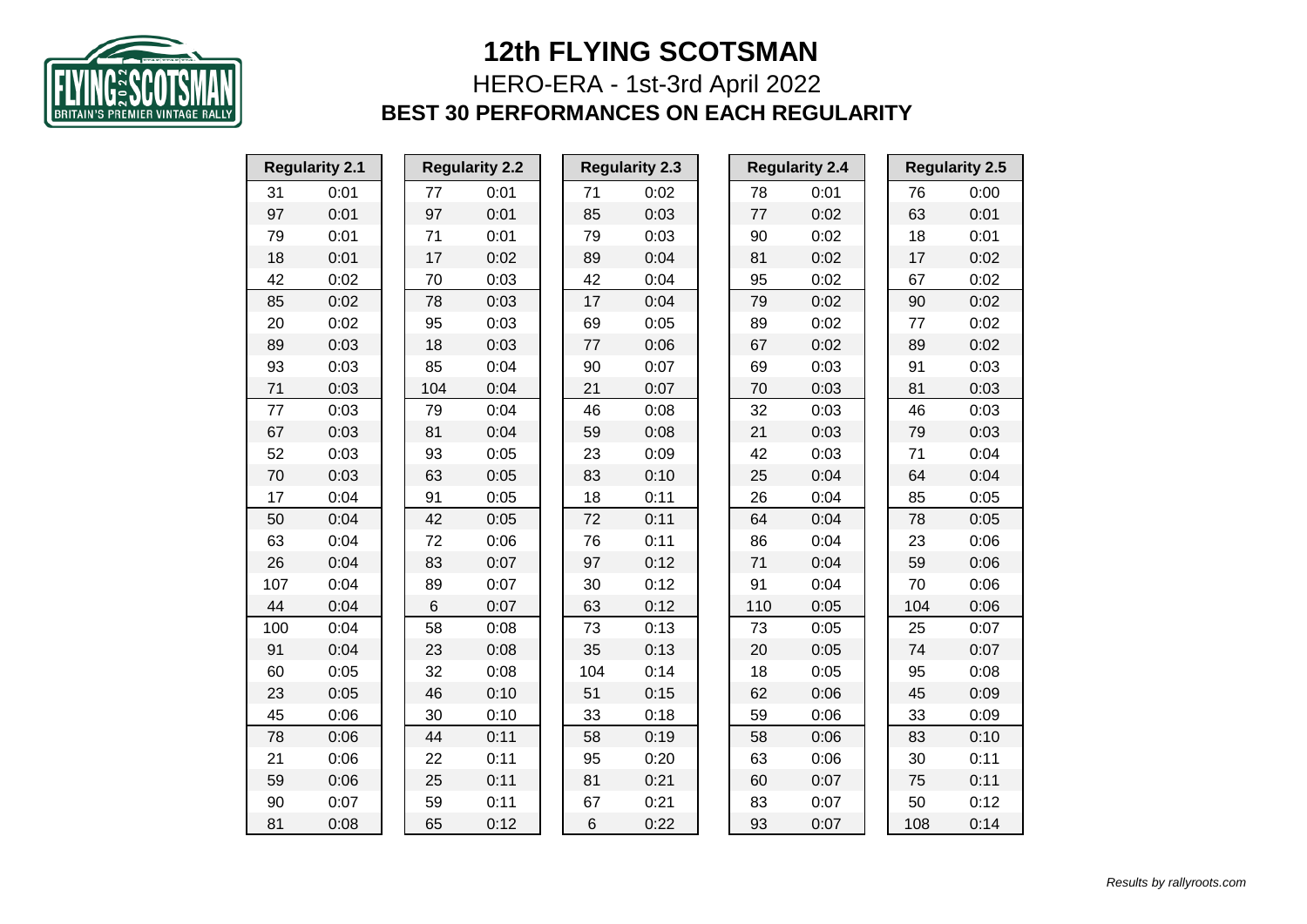# 12th FLYING SCOTSMAN

## HERO-ERA - 1st-3rd April 2022

### BEST 30 PERFORMANCES ON EACH REGULARITY

| Regularity 2.1 | | Regularity 2.2 | | Regularity 2.3 | | Regularity 2.4 | | Regularity 2.5 | |
|---|---|---|---|---|---|---|---|---|---|
| 31 | 0:01 | 77 | 0:01 | 71 | 0:02 | 78 | 0:01 | 76 | 0:00 |
| 97 | 0:01 | 97 | 0:01 | 85 | 0:03 | 77 | 0:02 | 63 | 0:01 |
| 79 | 0:01 | 71 | 0:01 | 79 | 0:03 | 90 | 0:02 | 18 | 0:01 |
| 18 | 0:01 | 17 | 0:02 | 89 | 0:04 | 81 | 0:02 | 17 | 0:02 |
| 42 | 0:02 | 70 | 0:03 | 42 | 0:04 | 95 | 0:02 | 67 | 0:02 |
| 85 | 0:02 | 78 | 0:03 | 17 | 0:04 | 79 | 0:02 | 90 | 0:02 |
| 20 | 0:02 | 95 | 0:03 | 69 | 0:05 | 89 | 0:02 | 77 | 0:02 |
| 89 | 0:03 | 18 | 0:03 | 77 | 0:06 | 67 | 0:02 | 89 | 0:02 |
| 93 | 0:03 | 85 | 0:04 | 90 | 0:07 | 69 | 0:03 | 91 | 0:03 |
| 71 | 0:03 | 104 | 0:04 | 21 | 0:07 | 70 | 0:03 | 81 | 0:03 |
| 77 | 0:03 | 79 | 0:04 | 46 | 0:08 | 32 | 0:03 | 46 | 0:03 |
| 67 | 0:03 | 81 | 0:04 | 59 | 0:08 | 21 | 0:03 | 79 | 0:03 |
| 52 | 0:03 | 93 | 0:05 | 23 | 0:09 | 42 | 0:03 | 71 | 0:04 |
| 70 | 0:03 | 63 | 0:05 | 83 | 0:10 | 25 | 0:04 | 64 | 0:04 |
| 17 | 0:04 | 91 | 0:05 | 18 | 0:11 | 26 | 0:04 | 85 | 0:05 |
| 50 | 0:04 | 42 | 0:05 | 72 | 0:11 | 64 | 0:04 | 78 | 0:05 |
| 63 | 0:04 | 72 | 0:06 | 76 | 0:11 | 86 | 0:04 | 23 | 0:06 |
| 26 | 0:04 | 83 | 0:07 | 97 | 0:12 | 71 | 0:04 | 59 | 0:06 |
| 107 | 0:04 | 89 | 0:07 | 30 | 0:12 | 91 | 0:04 | 70 | 0:06 |
| 44 | 0:04 | 6 | 0:07 | 63 | 0:12 | 110 | 0:05 | 104 | 0:06 |
| 100 | 0:04 | 58 | 0:08 | 73 | 0:13 | 73 | 0:05 | 25 | 0:07 |
| 91 | 0:04 | 23 | 0:08 | 35 | 0:13 | 20 | 0:05 | 74 | 0:07 |
| 60 | 0:05 | 32 | 0:08 | 104 | 0:14 | 18 | 0:05 | 95 | 0:08 |
| 23 | 0:05 | 46 | 0:10 | 51 | 0:15 | 62 | 0:06 | 45 | 0:09 |
| 45 | 0:06 | 30 | 0:10 | 33 | 0:18 | 59 | 0:06 | 33 | 0:09 |
| 78 | 0:06 | 44 | 0:11 | 58 | 0:19 | 58 | 0:06 | 83 | 0:10 |
| 21 | 0:06 | 22 | 0:11 | 95 | 0:20 | 63 | 0:06 | 30 | 0:11 |
| 59 | 0:06 | 25 | 0:11 | 81 | 0:21 | 60 | 0:07 | 75 | 0:11 |
| 90 | 0:07 | 59 | 0:11 | 67 | 0:21 | 83 | 0:07 | 50 | 0:12 |
| 81 | 0:08 | 65 | 0:12 | 6 | 0:22 | 93 | 0:07 | 108 | 0:14 |

*Results by rallyroots.com*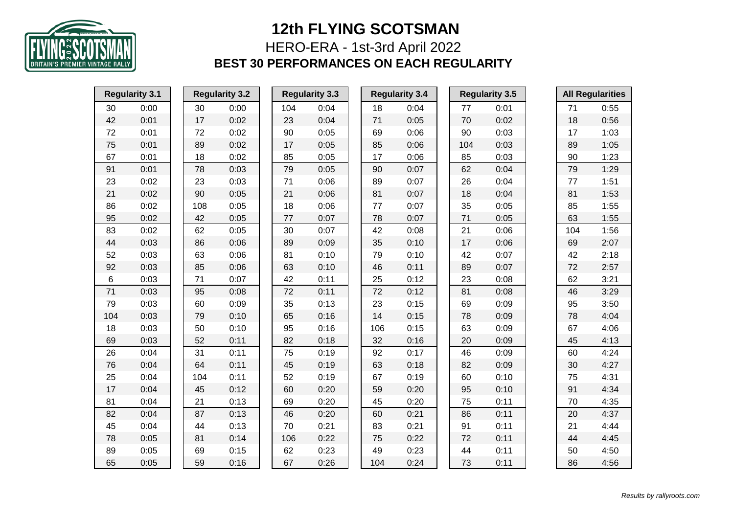# 12th FLYING SCOTSMAN

## HERO-ERA - 1st-3rd April 2022

### BEST 30 PERFORMANCES ON EACH REGULARITY

| Regularity 3.1 | | Regularity 3.2 | | Regularity 3.3 | | Regularity 3.4 | | Regularity 3.5 | | All Regularities | |
|---|---|---|---|---|---|---|---|---|---|---|---|
| 30 | 0:00 | 30 | 0:00 | 104 | 0:04 | 18 | 0:04 | 77 | 0:01 | 71 | 0:55 |
| 42 | 0:01 | 17 | 0:02 | 23 | 0:04 | 71 | 0:05 | 70 | 0:02 | 18 | 0:56 |
| 72 | 0:01 | 72 | 0:02 | 90 | 0:05 | 69 | 0:06 | 90 | 0:03 | 17 | 1:03 |
| 75 | 0:01 | 89 | 0:02 | 17 | 0:05 | 85 | 0:06 | 104 | 0:03 | 89 | 1:05 |
| 67 | 0:01 | 18 | 0:02 | 85 | 0:05 | 17 | 0:06 | 85 | 0:03 | 90 | 1:23 |
| 91 | 0:01 | 78 | 0:03 | 79 | 0:05 | 90 | 0:07 | 62 | 0:04 | 79 | 1:29 |
| 23 | 0:02 | 23 | 0:03 | 71 | 0:06 | 89 | 0:07 | 26 | 0:04 | 77 | 1:51 |
| 21 | 0:02 | 90 | 0:05 | 21 | 0:06 | 81 | 0:07 | 18 | 0:04 | 81 | 1:53 |
| 86 | 0:02 | 108 | 0:05 | 18 | 0:06 | 77 | 0:07 | 35 | 0:05 | 85 | 1:55 |
| 95 | 0:02 | 42 | 0:05 | 77 | 0:07 | 78 | 0:07 | 71 | 0:05 | 63 | 1:55 |
| 83 | 0:02 | 62 | 0:05 | 30 | 0:07 | 42 | 0:08 | 21 | 0:06 | 104 | 1:56 |
| 44 | 0:03 | 86 | 0:06 | 89 | 0:09 | 35 | 0:10 | 17 | 0:06 | 69 | 2:07 |
| 52 | 0:03 | 63 | 0:06 | 81 | 0:10 | 79 | 0:10 | 42 | 0:07 | 42 | 2:18 |
| 92 | 0:03 | 85 | 0:06 | 63 | 0:10 | 46 | 0:11 | 89 | 0:07 | 72 | 2:57 |
| 6 | 0:03 | 71 | 0:07 | 42 | 0:11 | 25 | 0:12 | 23 | 0:08 | 62 | 3:21 |
| 71 | 0:03 | 95 | 0:08 | 72 | 0:11 | 72 | 0:12 | 81 | 0:08 | 46 | 3:29 |
| 79 | 0:03 | 60 | 0:09 | 35 | 0:13 | 23 | 0:15 | 69 | 0:09 | 95 | 3:50 |
| 104 | 0:03 | 79 | 0:10 | 65 | 0:16 | 14 | 0:15 | 78 | 0:09 | 78 | 4:04 |
| 18 | 0:03 | 50 | 0:10 | 95 | 0:16 | 106 | 0:15 | 63 | 0:09 | 67 | 4:06 |
| 69 | 0:03 | 52 | 0:11 | 82 | 0:18 | 32 | 0:16 | 20 | 0:09 | 45 | 4:13 |
| 26 | 0:04 | 31 | 0:11 | 75 | 0:19 | 92 | 0:17 | 46 | 0:09 | 60 | 4:24 |
| 76 | 0:04 | 64 | 0:11 | 45 | 0:19 | 63 | 0:18 | 82 | 0:09 | 30 | 4:27 |
| 25 | 0:04 | 104 | 0:11 | 52 | 0:19 | 67 | 0:19 | 60 | 0:10 | 75 | 4:31 |
| 17 | 0:04 | 45 | 0:12 | 60 | 0:20 | 59 | 0:20 | 95 | 0:10 | 91 | 4:34 |
| 81 | 0:04 | 21 | 0:13 | 69 | 0:20 | 45 | 0:20 | 75 | 0:11 | 70 | 4:35 |
| 82 | 0:04 | 87 | 0:13 | 46 | 0:20 | 60 | 0:21 | 86 | 0:11 | 20 | 4:37 |
| 45 | 0:04 | 44 | 0:13 | 70 | 0:21 | 83 | 0:21 | 91 | 0:11 | 21 | 4:44 |
| 78 | 0:05 | 81 | 0:14 | 106 | 0:22 | 75 | 0:22 | 72 | 0:11 | 44 | 4:45 |
| 89 | 0:05 | 69 | 0:15 | 62 | 0:23 | 49 | 0:23 | 44 | 0:11 | 50 | 4:50 |
| 65 | 0:05 | 59 | 0:16 | 67 | 0:26 | 104 | 0:24 | 73 | 0:11 | 86 | 4:56 |

*Results by rallyroots.com*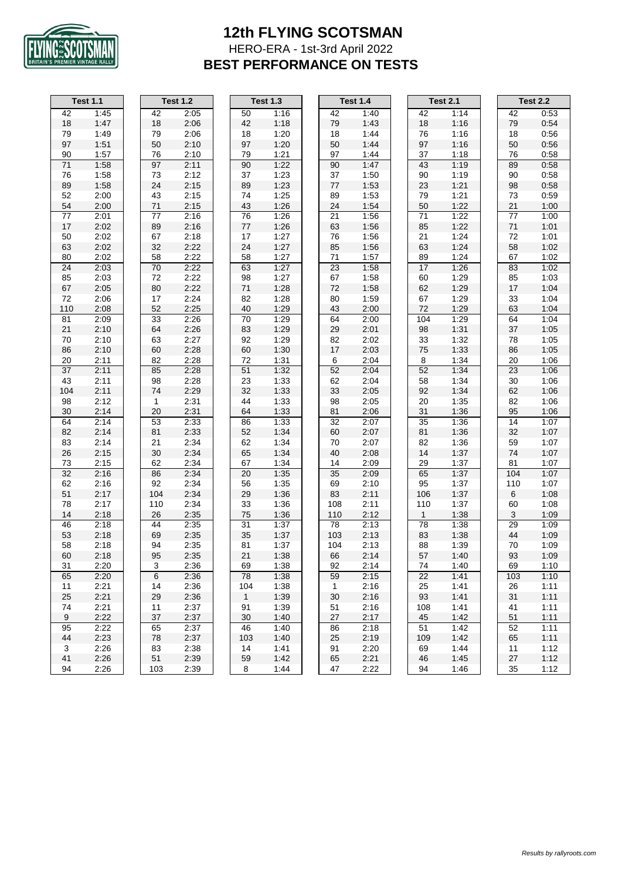# 12th FLYING SCOTSMAN

HERO-ERA - 1st-3rd April 2022

## BEST PERFORMANCE ON TESTS

| Test 1.1 | | Test 1.2 | | Test 1.3 | | Test 1.4 | | Test 2.1 | | Test 2.2 | |
|---|---|---|---|---|---|---|---|---|---|---|---|
| 42 | 1:45 | 42 | 2:05 | 50 | 1:16 | 42 | 1:40 | 42 | 1:14 | 42 | 0:53 |
| 18 | 1:47 | 18 | 2:06 | 42 | 1:18 | 79 | 1:43 | 18 | 1:16 | 79 | 0:54 |
| 79 | 1:49 | 79 | 2:06 | 18 | 1:20 | 18 | 1:44 | 76 | 1:16 | 18 | 0:56 |
| 97 | 1:51 | 50 | 2:10 | 97 | 1:20 | 50 | 1:44 | 97 | 1:16 | 50 | 0:56 |
| 90 | 1:57 | 76 | 2:10 | 79 | 1:21 | 97 | 1:44 | 37 | 1:18 | 76 | 0:58 |
| 71 | 1:58 | 97 | 2:11 | 90 | 1:22 | 90 | 1:47 | 43 | 1:19 | 89 | 0:58 |
| 76 | 1:58 | 73 | 2:12 | 37 | 1:23 | 37 | 1:50 | 90 | 1:19 | 90 | 0:58 |
| 89 | 1:58 | 24 | 2:15 | 89 | 1:23 | 77 | 1:53 | 23 | 1:21 | 98 | 0:58 |
| 52 | 2:00 | 43 | 2:15 | 74 | 1:25 | 89 | 1:53 | 79 | 1:21 | 73 | 0:59 |
| 54 | 2:00 | 71 | 2:15 | 43 | 1:26 | 24 | 1:54 | 50 | 1:22 | 21 | 1:00 |
| 77 | 2:01 | 77 | 2:16 | 76 | 1:26 | 21 | 1:56 | 71 | 1:22 | 77 | 1:00 |
| 17 | 2:02 | 89 | 2:16 | 77 | 1:26 | 63 | 1:56 | 85 | 1:22 | 71 | 1:01 |
| 50 | 2:02 | 67 | 2:18 | 17 | 1:27 | 76 | 1:56 | 21 | 1:24 | 72 | 1:01 |
| 63 | 2:02 | 32 | 2:22 | 24 | 1:27 | 85 | 1:56 | 63 | 1:24 | 58 | 1:02 |
| 80 | 2:02 | 58 | 2:22 | 58 | 1:27 | 71 | 1:57 | 89 | 1:24 | 67 | 1:02 |
| 24 | 2:03 | 70 | 2:22 | 63 | 1:27 | 23 | 1:58 | 17 | 1:26 | 83 | 1:02 |
| 85 | 2:03 | 72 | 2:22 | 98 | 1:27 | 67 | 1:58 | 60 | 1:29 | 85 | 1:03 |
| 67 | 2:05 | 80 | 2:22 | 71 | 1:28 | 72 | 1:58 | 62 | 1:29 | 17 | 1:04 |
| 72 | 2:06 | 17 | 2:24 | 82 | 1:28 | 80 | 1:59 | 67 | 1:29 | 33 | 1:04 |
| 110 | 2:08 | 52 | 2:25 | 40 | 1:29 | 43 | 2:00 | 72 | 1:29 | 63 | 1:04 |
| 81 | 2:09 | 33 | 2:26 | 70 | 1:29 | 64 | 2:00 | 104 | 1:29 | 64 | 1:04 |
| 21 | 2:10 | 64 | 2:26 | 83 | 1:29 | 29 | 2:01 | 98 | 1:31 | 37 | 1:05 |
| 70 | 2:10 | 63 | 2:27 | 92 | 1:29 | 82 | 2:02 | 33 | 1:32 | 78 | 1:05 |
| 86 | 2:10 | 60 | 2:28 | 60 | 1:30 | 17 | 2:03 | 75 | 1:33 | 86 | 1:05 |
| 20 | 2:11 | 82 | 2:28 | 72 | 1:31 | 6 | 2:04 | 8 | 1:34 | 20 | 1:06 |
| 37 | 2:11 | 85 | 2:28 | 51 | 1:32 | 52 | 2:04 | 52 | 1:34 | 23 | 1:06 |
| 43 | 2:11 | 98 | 2:28 | 23 | 1:33 | 62 | 2:04 | 58 | 1:34 | 30 | 1:06 |
| 104 | 2:11 | 74 | 2:29 | 32 | 1:33 | 33 | 2:05 | 92 | 1:34 | 62 | 1:06 |
| 98 | 2:12 | 1 | 2:31 | 44 | 1:33 | 98 | 2:05 | 20 | 1:35 | 82 | 1:06 |
| 30 | 2:14 | 20 | 2:31 | 64 | 1:33 | 81 | 2:06 | 31 | 1:36 | 95 | 1:06 |
| 64 | 2:14 | 53 | 2:33 | 86 | 1:33 | 32 | 2:07 | 35 | 1:36 | 14 | 1:07 |
| 82 | 2:14 | 81 | 2:33 | 52 | 1:34 | 60 | 2:07 | 81 | 1:36 | 32 | 1:07 |
| 83 | 2:14 | 21 | 2:34 | 62 | 1:34 | 70 | 2:07 | 82 | 1:36 | 59 | 1:07 |
| 26 | 2:15 | 30 | 2:34 | 65 | 1:34 | 40 | 2:08 | 14 | 1:37 | 74 | 1:07 |
| 73 | 2:15 | 62 | 2:34 | 67 | 1:34 | 14 | 2:09 | 29 | 1:37 | 81 | 1:07 |
| 32 | 2:16 | 86 | 2:34 | 20 | 1:35 | 35 | 2:09 | 65 | 1:37 | 104 | 1:07 |
| 62 | 2:16 | 92 | 2:34 | 56 | 1:35 | 69 | 2:10 | 95 | 1:37 | 110 | 1:07 |
| 51 | 2:17 | 104 | 2:34 | 29 | 1:36 | 83 | 2:11 | 106 | 1:37 | 6 | 1:08 |
| 78 | 2:17 | 110 | 2:34 | 33 | 1:36 | 108 | 2:11 | 110 | 1:37 | 60 | 1:08 |
| 14 | 2:18 | 26 | 2:35 | 75 | 1:36 | 110 | 2:12 | 1 | 1:38 | 3 | 1:09 |
| 46 | 2:18 | 44 | 2:35 | 31 | 1:37 | 78 | 2:13 | 78 | 1:38 | 29 | 1:09 |
| 53 | 2:18 | 69 | 2:35 | 35 | 1:37 | 103 | 2:13 | 83 | 1:38 | 44 | 1:09 |
| 58 | 2:18 | 94 | 2:35 | 81 | 1:37 | 104 | 2:13 | 88 | 1:39 | 70 | 1:09 |
| 60 | 2:18 | 95 | 2:35 | 21 | 1:38 | 66 | 2:14 | 57 | 1:40 | 93 | 1:09 |
| 31 | 2:20 | 3 | 2:36 | 69 | 1:38 | 92 | 2:14 | 74 | 1:40 | 69 | 1:10 |
| 65 | 2:20 | 6 | 2:36 | 78 | 1:38 | 59 | 2:15 | 22 | 1:41 | 103 | 1:10 |
| 11 | 2:21 | 14 | 2:36 | 104 | 1:38 | 1 | 2:16 | 25 | 1:41 | 26 | 1:11 |
| 25 | 2:21 | 29 | 2:36 | 1 | 1:39 | 30 | 2:16 | 93 | 1:41 | 31 | 1:11 |
| 74 | 2:21 | 11 | 2:37 | 91 | 1:39 | 51 | 2:16 | 108 | 1:41 | 41 | 1:11 |
| 9 | 2:22 | 37 | 2:37 | 30 | 1:40 | 27 | 2:17 | 45 | 1:42 | 51 | 1:11 |
| 95 | 2:22 | 65 | 2:37 | 46 | 1:40 | 86 | 2:18 | 51 | 1:42 | 52 | 1:11 |
| 44 | 2:23 | 78 | 2:37 | 103 | 1:40 | 25 | 2:19 | 109 | 1:42 | 65 | 1:11 |
| 3 | 2:26 | 83 | 2:38 | 14 | 1:41 | 91 | 2:20 | 69 | 1:44 | 11 | 1:12 |
| 41 | 2:26 | 51 | 2:39 | 59 | 1:42 | 65 | 2:21 | 46 | 1:45 | 27 | 1:12 |
| 94 | 2:26 | 103 | 2:39 | 8 | 1:44 | 47 | 2:22 | 94 | 1:46 | 35 | 1:12 |

*Results by rallyroots.com*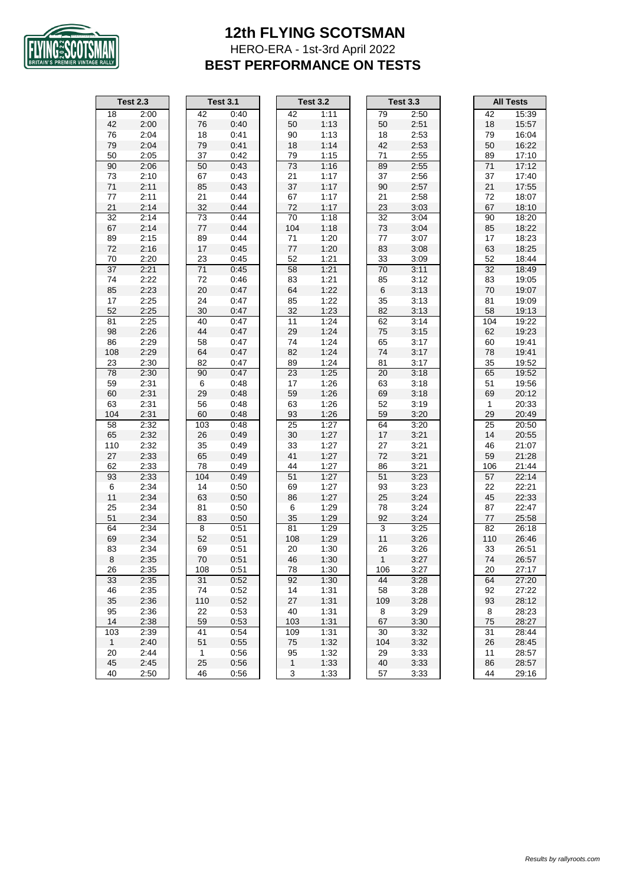# 12th FLYING SCOTSMAN

HERO-ERA - 1st-3rd April 2022

## BEST PERFORMANCE ON TESTS

| Test 2.3 | | Test 3.1 | | Test 3.2 | | Test 3.3 | | All Tests | |
|---|---|---|---|---|---|---|---|---|---|
| 18 | 2:00 | 42 | 0:40 | 42 | 1:11 | 79 | 2:50 | 42 | 15:39 |
| 42 | 2:00 | 76 | 0:40 | 50 | 1:13 | 50 | 2:51 | 18 | 15:57 |
| 76 | 2:04 | 18 | 0:41 | 90 | 1:13 | 18 | 2:53 | 79 | 16:04 |
| 79 | 2:04 | 79 | 0:41 | 18 | 1:14 | 42 | 2:53 | 50 | 16:22 |
| 50 | 2:05 | 37 | 0:42 | 79 | 1:15 | 71 | 2:55 | 89 | 17:10 |
| 90 | 2:06 | 50 | 0:43 | 73 | 1:16 | 89 | 2:55 | 71 | 17:12 |
| 73 | 2:10 | 67 | 0:43 | 21 | 1:17 | 37 | 2:56 | 37 | 17:40 |
| 71 | 2:11 | 85 | 0:43 | 37 | 1:17 | 90 | 2:57 | 21 | 17:55 |
| 77 | 2:11 | 21 | 0:44 | 67 | 1:17 | 21 | 2:58 | 72 | 18:07 |
| 21 | 2:14 | 32 | 0:44 | 72 | 1:17 | 23 | 3:03 | 67 | 18:10 |
| 32 | 2:14 | 73 | 0:44 | 70 | 1:18 | 32 | 3:04 | 90 | 18:20 |
| 67 | 2:14 | 77 | 0:44 | 104 | 1:18 | 73 | 3:04 | 85 | 18:22 |
| 89 | 2:15 | 89 | 0:44 | 71 | 1:20 | 77 | 3:07 | 17 | 18:23 |
| 72 | 2:16 | 17 | 0:45 | 77 | 1:20 | 83 | 3:08 | 63 | 18:25 |
| 70 | 2:20 | 23 | 0:45 | 52 | 1:21 | 33 | 3:09 | 52 | 18:44 |
| 37 | 2:21 | 71 | 0:45 | 58 | 1:21 | 70 | 3:11 | 32 | 18:49 |
| 74 | 2:22 | 72 | 0:46 | 83 | 1:21 | 85 | 3:12 | 83 | 19:05 |
| 85 | 2:23 | 20 | 0:47 | 64 | 1:22 | 6 | 3:13 | 70 | 19:07 |
| 17 | 2:25 | 24 | 0:47 | 85 | 1:22 | 35 | 3:13 | 81 | 19:09 |
| 52 | 2:25 | 30 | 0:47 | 32 | 1:23 | 82 | 3:13 | 58 | 19:13 |
| 81 | 2:25 | 40 | 0:47 | 11 | 1:24 | 62 | 3:14 | 104 | 19:22 |
| 98 | 2:26 | 44 | 0:47 | 29 | 1:24 | 75 | 3:15 | 62 | 19:23 |
| 86 | 2:29 | 58 | 0:47 | 74 | 1:24 | 65 | 3:17 | 60 | 19:41 |
| 108 | 2:29 | 64 | 0:47 | 82 | 1:24 | 74 | 3:17 | 78 | 19:41 |
| 23 | 2:30 | 82 | 0:47 | 89 | 1:24 | 81 | 3:17 | 35 | 19:52 |
| 78 | 2:30 | 90 | 0:47 | 23 | 1:25 | 20 | 3:18 | 65 | 19:52 |
| 59 | 2:31 | 6 | 0:48 | 17 | 1:26 | 63 | 3:18 | 51 | 19:56 |
| 60 | 2:31 | 29 | 0:48 | 59 | 1:26 | 69 | 3:18 | 69 | 20:12 |
| 63 | 2:31 | 56 | 0:48 | 63 | 1:26 | 52 | 3:19 | 1 | 20:33 |
| 104 | 2:31 | 60 | 0:48 | 93 | 1:26 | 59 | 3:20 | 29 | 20:49 |
| 58 | 2:32 | 103 | 0:48 | 25 | 1:27 | 64 | 3:20 | 25 | 20:50 |
| 65 | 2:32 | 26 | 0:49 | 30 | 1:27 | 17 | 3:21 | 14 | 20:55 |
| 110 | 2:32 | 35 | 0:49 | 33 | 1:27 | 27 | 3:21 | 46 | 21:07 |
| 27 | 2:33 | 65 | 0:49 | 41 | 1:27 | 72 | 3:21 | 59 | 21:28 |
| 62 | 2:33 | 78 | 0:49 | 44 | 1:27 | 86 | 3:21 | 106 | 21:44 |
| 93 | 2:33 | 104 | 0:49 | 51 | 1:27 | 51 | 3:23 | 57 | 22:14 |
| 6 | 2:34 | 14 | 0:50 | 69 | 1:27 | 93 | 3:23 | 22 | 22:21 |
| 11 | 2:34 | 63 | 0:50 | 86 | 1:27 | 25 | 3:24 | 45 | 22:33 |
| 25 | 2:34 | 81 | 0:50 | 6 | 1:29 | 78 | 3:24 | 87 | 22:47 |
| 51 | 2:34 | 83 | 0:50 | 35 | 1:29 | 92 | 3:24 | 77 | 25:58 |
| 64 | 2:34 | 8 | 0:51 | 81 | 1:29 | 3 | 3:25 | 82 | 26:18 |
| 69 | 2:34 | 52 | 0:51 | 108 | 1:29 | 11 | 3:26 | 110 | 26:46 |
| 83 | 2:34 | 69 | 0:51 | 20 | 1:30 | 26 | 3:26 | 33 | 26:51 |
| 8 | 2:35 | 70 | 0:51 | 46 | 1:30 | 1 | 3:27 | 74 | 26:57 |
| 26 | 2:35 | 108 | 0:51 | 78 | 1:30 | 106 | 3:27 | 20 | 27:17 |
| 33 | 2:35 | 31 | 0:52 | 92 | 1:30 | 44 | 3:28 | 64 | 27:20 |
| 46 | 2:35 | 74 | 0:52 | 14 | 1:31 | 58 | 3:28 | 92 | 27:22 |
| 35 | 2:36 | 110 | 0:52 | 27 | 1:31 | 109 | 3:28 | 93 | 28:12 |
| 95 | 2:36 | 22 | 0:53 | 40 | 1:31 | 8 | 3:29 | 8 | 28:23 |
| 14 | 2:38 | 59 | 0:53 | 103 | 1:31 | 67 | 3:30 | 75 | 28:27 |
| 103 | 2:39 | 41 | 0:54 | 109 | 1:31 | 30 | 3:32 | 31 | 28:44 |
| 1 | 2:40 | 51 | 0:55 | 75 | 1:32 | 104 | 3:32 | 26 | 28:45 |
| 20 | 2:44 | 1 | 0:56 | 95 | 1:32 | 29 | 3:33 | 11 | 28:57 |
| 45 | 2:45 | 25 | 0:56 | 1 | 1:33 | 40 | 3:33 | 86 | 28:57 |
| 40 | 2:50 | 46 | 0:56 | 3 | 1:33 | 57 | 3:33 | 44 | 29:16 |

*Results by rallyroots.com*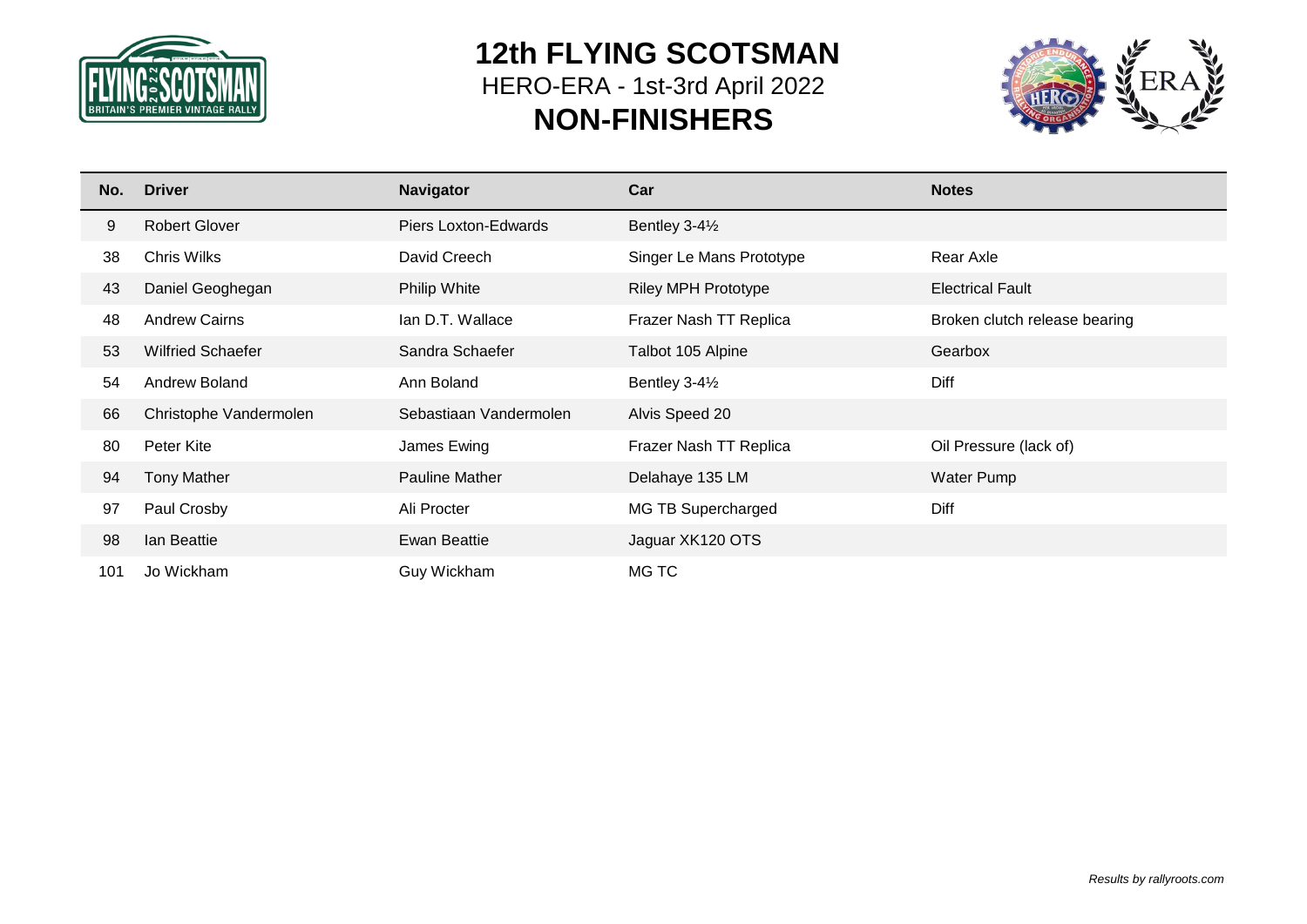# 12th FLYING SCOTSMAN

HERO-ERA - 1st-3rd April 2022

## NON-FINISHERS

| No. | Driver | Navigator | Car | Notes |
|---|---|---|---|---|
| 9 | Robert Glover | Piers Loxton-Edwards | Bentley 3-4½ | |
| 38 | Chris Wilks | David Creech | Singer Le Mans Prototype | Rear Axle |
| 43 | Daniel Geoghegan | Philip White | Riley MPH Prototype | Electrical Fault |
| 48 | Andrew Cairns | Ian D.T. Wallace | Frazer Nash TT Replica | Broken clutch release bearing |
| 53 | Wilfried Schaefer | Sandra Schaefer | Talbot 105 Alpine | Gearbox |
| 54 | Andrew Boland | Ann Boland | Bentley 3-4½ | Diff |
| 66 | Christophe Vandermolen | Sebastiaan Vandermolen | Alvis Speed 20 | |
| 80 | Peter Kite | James Ewing | Frazer Nash TT Replica | Oil Pressure (lack of) |
| 94 | Tony Mather | Pauline Mather | Delahaye 135 LM | Water Pump |
| 97 | Paul Crosby | Ali Procter | MG TB Supercharged | Diff |
| 98 | Ian Beattie | Ewan Beattie | Jaguar XK120 OTS | |
| 101 | Jo Wickham | Guy Wickham | MG TC | |

*Results by rallyroots.com*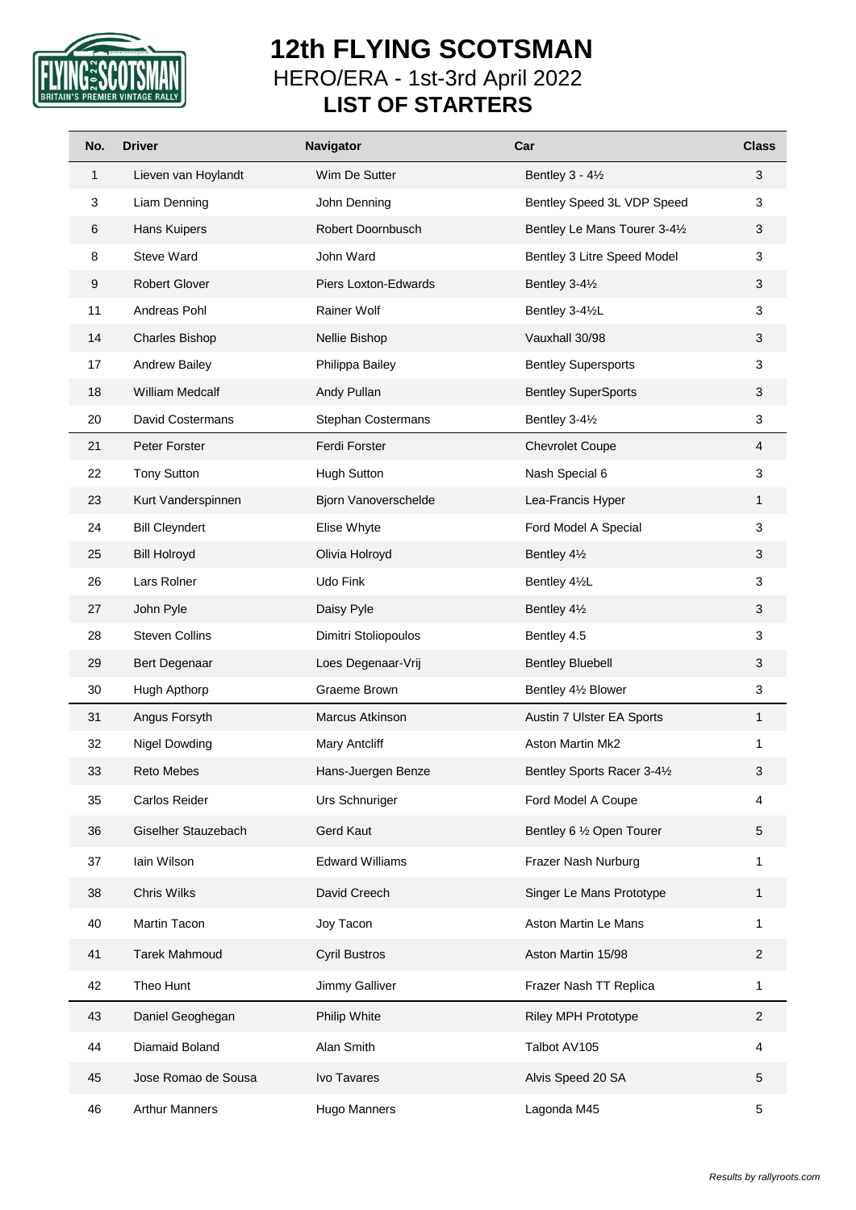# 12th FLYING SCOTSMAN

## HERO/ERA - 1st-3rd April 2022

## LIST OF STARTERS

| No. | Driver | Navigator | Car | Class |
|---|---|---|---|---|
| 1 | Lieven van Hoylandt | Wim De Sutter | Bentley 3 - 4½ | 3 |
| 3 | Liam Denning | John Denning | Bentley Speed 3L VDP Speed | 3 |
| 6 | Hans Kuipers | Robert Doornbusch | Bentley Le Mans Tourer 3-4½ | 3 |
| 8 | Steve Ward | John Ward | Bentley 3 Litre Speed Model | 3 |
| 9 | Robert Glover | Piers Loxton-Edwards | Bentley 3-4½ | 3 |
| 11 | Andreas Pohl | Rainer Wolf | Bentley 3-4½L | 3 |
| 14 | Charles Bishop | Nellie Bishop | Vauxhall 30/98 | 3 |
| 17 | Andrew Bailey | Philippa Bailey | Bentley Supersports | 3 |
| 18 | William Medcalf | Andy Pullan | Bentley SuperSports | 3 |
| 20 | David Costermans | Stephan Costermans | Bentley 3-4½ | 3 |
| 21 | Peter Forster | Ferdi Forster | Chevrolet Coupe | 4 |
| 22 | Tony Sutton | Hugh Sutton | Nash Special 6 | 3 |
| 23 | Kurt Vanderspinnen | Bjorn Vanoverschelde | Lea-Francis Hyper | 1 |
| 24 | Bill Cleyndert | Elise Whyte | Ford Model A Special | 3 |
| 25 | Bill Holroyd | Olivia Holroyd | Bentley 4½ | 3 |
| 26 | Lars Rolner | Udo Fink | Bentley 4½L | 3 |
| 27 | John Pyle | Daisy Pyle | Bentley 4½ | 3 |
| 28 | Steven Collins | Dimitri Stoliopoulos | Bentley 4.5 | 3 |
| 29 | Bert Degenaar | Loes Degenaar-Vrij | Bentley Bluebell | 3 |
| 30 | Hugh Apthorp | Graeme Brown | Bentley 4½ Blower | 3 |
| 31 | Angus Forsyth | Marcus Atkinson | Austin 7 Ulster EA Sports | 1 |
| 32 | Nigel Dowding | Mary Antcliff | Aston Martin Mk2 | 1 |
| 33 | Reto Mebes | Hans-Juergen Benze | Bentley Sports Racer 3-4½ | 3 |
| 35 | Carlos Reider | Urs Schnuriger | Ford Model A Coupe | 4 |
| 36 | Giselher Stauzebach | Gerd Kaut | Bentley 6 ½ Open Tourer | 5 |
| 37 | Iain Wilson | Edward Williams | Frazer Nash Nurburg | 1 |
| 38 | Chris Wilks | David Creech | Singer Le Mans Prototype | 1 |
| 40 | Martin Tacon | Joy Tacon | Aston Martin Le Mans | 1 |
| 41 | Tarek Mahmoud | Cyril Bustros | Aston Martin 15/98 | 2 |
| 42 | Theo Hunt | Jimmy Galliver | Frazer Nash TT Replica | 1 |
| 43 | Daniel Geoghegan | Philip White | Riley MPH Prototype | 2 |
| 44 | Diamaid Boland | Alan Smith | Talbot AV105 | 4 |
| 45 | Jose Romao de Sousa | Ivo Tavares | Alvis Speed 20 SA | 5 |
| 46 | Arthur Manners | Hugo Manners | Lagonda M45 | 5 |

*Results by rallyroots.com*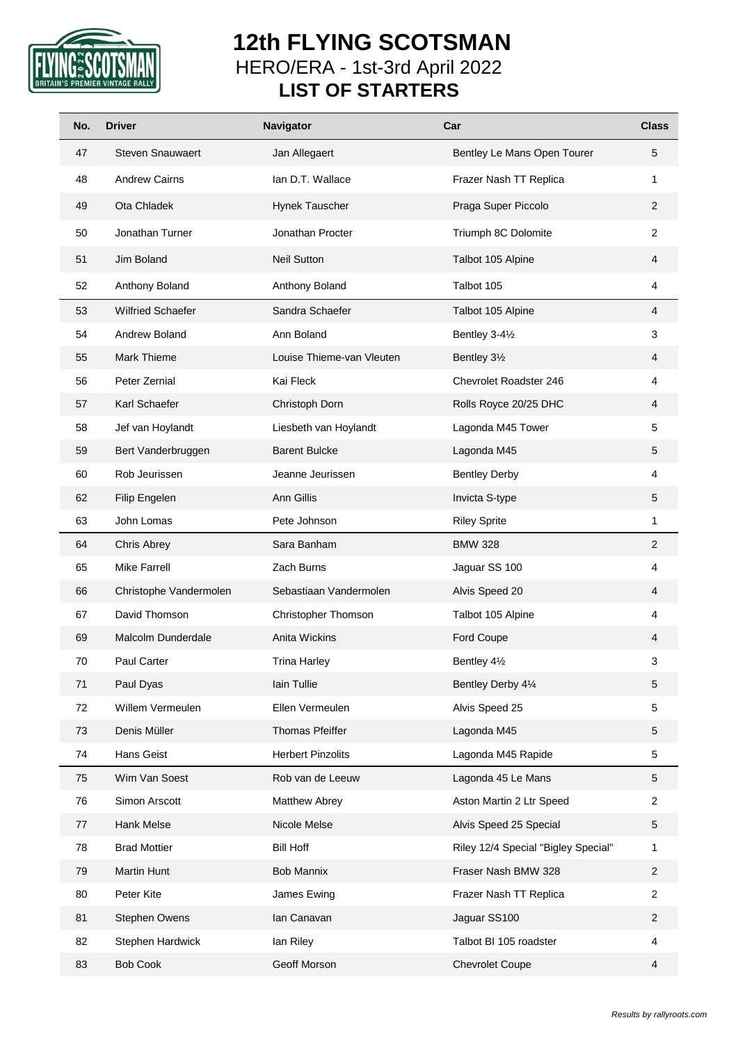# 12th FLYING SCOTSMAN

## HERO/ERA - 1st-3rd April 2022

## LIST OF STARTERS

| No. | Driver | Navigator | Car | Class |
|---|---|---|---|---|
| 47 | Steven Snauwaert | Jan Allegaert | Bentley Le Mans Open Tourer | 5 |
| 48 | Andrew Cairns | Ian D.T. Wallace | Frazer Nash TT Replica | 1 |
| 49 | Ota Chladek | Hynek Tauscher | Praga Super Piccolo | 2 |
| 50 | Jonathan Turner | Jonathan Procter | Triumph 8C Dolomite | 2 |
| 51 | Jim Boland | Neil Sutton | Talbot 105 Alpine | 4 |
| 52 | Anthony Boland | Anthony Boland | Talbot 105 | 4 |
| 53 | Wilfried Schaefer | Sandra Schaefer | Talbot 105 Alpine | 4 |
| 54 | Andrew Boland | Ann Boland | Bentley 3-4½ | 3 |
| 55 | Mark Thieme | Louise Thieme-van Vleuten | Bentley 3½ | 4 |
| 56 | Peter Zernial | Kai Fleck | Chevrolet Roadster 246 | 4 |
| 57 | Karl Schaefer | Christoph Dorn | Rolls Royce 20/25 DHC | 4 |
| 58 | Jef van Hoylandt | Liesbeth van Hoylandt | Lagonda M45 Tower | 5 |
| 59 | Bert Vanderbruggen | Barent Bulcke | Lagonda M45 | 5 |
| 60 | Rob Jeurissen | Jeanne Jeurissen | Bentley Derby | 4 |
| 62 | Filip Engelen | Ann Gillis | Invicta S-type | 5 |
| 63 | John Lomas | Pete Johnson | Riley Sprite | 1 |
| 64 | Chris Abrey | Sara Banham | BMW 328 | 2 |
| 65 | Mike Farrell | Zach Burns | Jaguar SS 100 | 4 |
| 66 | Christophe Vandermolen | Sebastiaan Vandermolen | Alvis Speed 20 | 4 |
| 67 | David Thomson | Christopher Thomson | Talbot 105 Alpine | 4 |
| 69 | Malcolm Dunderdale | Anita Wickins | Ford Coupe | 4 |
| 70 | Paul Carter | Trina Harley | Bentley 4½ | 3 |
| 71 | Paul Dyas | Iain Tullie | Bentley Derby 4¼ | 5 |
| 72 | Willem Vermeulen | Ellen Vermeulen | Alvis Speed 25 | 5 |
| 73 | Denis Müller | Thomas Pfeiffer | Lagonda M45 | 5 |
| 74 | Hans Geist | Herbert Pinzolits | Lagonda M45 Rapide | 5 |
| 75 | Wim Van Soest | Rob van de Leeuw | Lagonda 45 Le Mans | 5 |
| 76 | Simon Arscott | Matthew Abrey | Aston Martin 2 Ltr Speed | 2 |
| 77 | Hank Melse | Nicole Melse | Alvis Speed 25 Special | 5 |
| 78 | Brad Mottier | Bill Hoff | Riley 12/4 Special "Bigley Special" | 1 |
| 79 | Martin Hunt | Bob Mannix | Fraser Nash BMW 328 | 2 |
| 80 | Peter Kite | James Ewing | Frazer Nash TT Replica | 2 |
| 81 | Stephen Owens | Ian Canavan | Jaguar SS100 | 2 |
| 82 | Stephen Hardwick | Ian Riley | Talbot Bl 105 roadster | 4 |
| 83 | Bob Cook | Geoff Morson | Chevrolet Coupe | 4 |

*Results by rallyroots.com*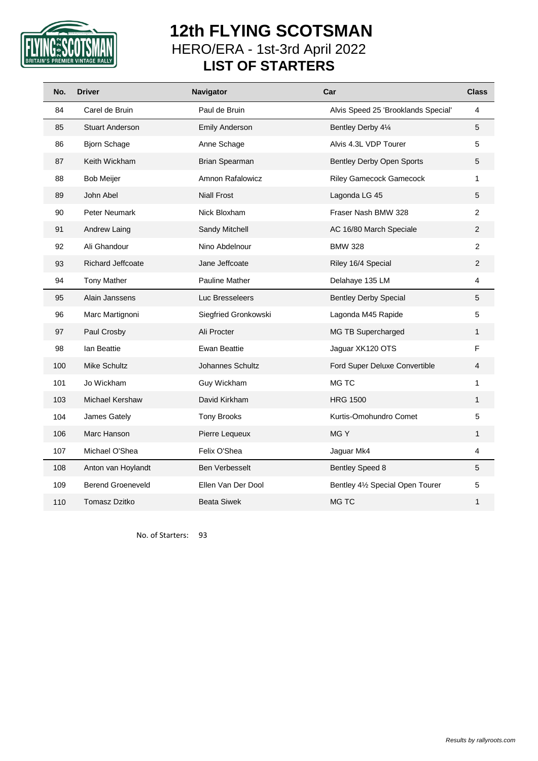# 12th FLYING SCOTSMAN

## HERO/ERA - 1st-3rd April 2022

## LIST OF STARTERS

| No. | Driver | Navigator | Car | Class |
|---|---|---|---|---|
| 84 | Carel de Bruin | Paul de Bruin | Alvis Speed 25 'Brooklands Special' | 4 |
| 85 | Stuart Anderson | Emily Anderson | Bentley Derby 4¼ | 5 |
| 86 | Bjorn Schage | Anne Schage | Alvis 4.3L VDP Tourer | 5 |
| 87 | Keith Wickham | Brian Spearman | Bentley Derby Open Sports | 5 |
| 88 | Bob Meijer | Amnon Rafalowicz | Riley Gamecock Gamecock | 1 |
| 89 | John Abel | Niall Frost | Lagonda LG 45 | 5 |
| 90 | Peter Neumark | Nick Bloxham | Fraser Nash BMW 328 | 2 |
| 91 | Andrew Laing | Sandy Mitchell | AC 16/80 March Speciale | 2 |
| 92 | Ali Ghandour | Nino Abdelnour | BMW 328 | 2 |
| 93 | Richard Jeffcoate | Jane Jeffcoate | Riley 16/4 Special | 2 |
| 94 | Tony Mather | Pauline Mather | Delahaye 135 LM | 4 |
| 95 | Alain Janssens | Luc Bresseleers | Bentley Derby Special | 5 |
| 96 | Marc Martignoni | Siegfried Gronkowski | Lagonda M45 Rapide | 5 |
| 97 | Paul Crosby | Ali Procter | MG TB Supercharged | 1 |
| 98 | Ian Beattie | Ewan Beattie | Jaguar XK120 OTS | F |
| 100 | Mike Schultz | Johannes Schultz | Ford Super Deluxe Convertible | 4 |
| 101 | Jo Wickham | Guy Wickham | MG TC | 1 |
| 103 | Michael Kershaw | David Kirkham | HRG 1500 | 1 |
| 104 | James Gately | Tony Brooks | Kurtis-Omohundro Comet | 5 |
| 106 | Marc Hanson | Pierre Lequeux | MG Y | 1 |
| 107 | Michael O'Shea | Felix O'Shea | Jaguar Mk4 | 4 |
| 108 | Anton van Hoylandt | Ben Verbesselt | Bentley Speed 8 | 5 |
| 109 | Berend Groeneveld | Ellen Van Der Dool | Bentley 4½ Special Open Tourer | 5 |
| 110 | Tomasz Dzitko | Beata Siwek | MG TC | 1 |

No. of Starters: 93

*Results by rallyroots.com*